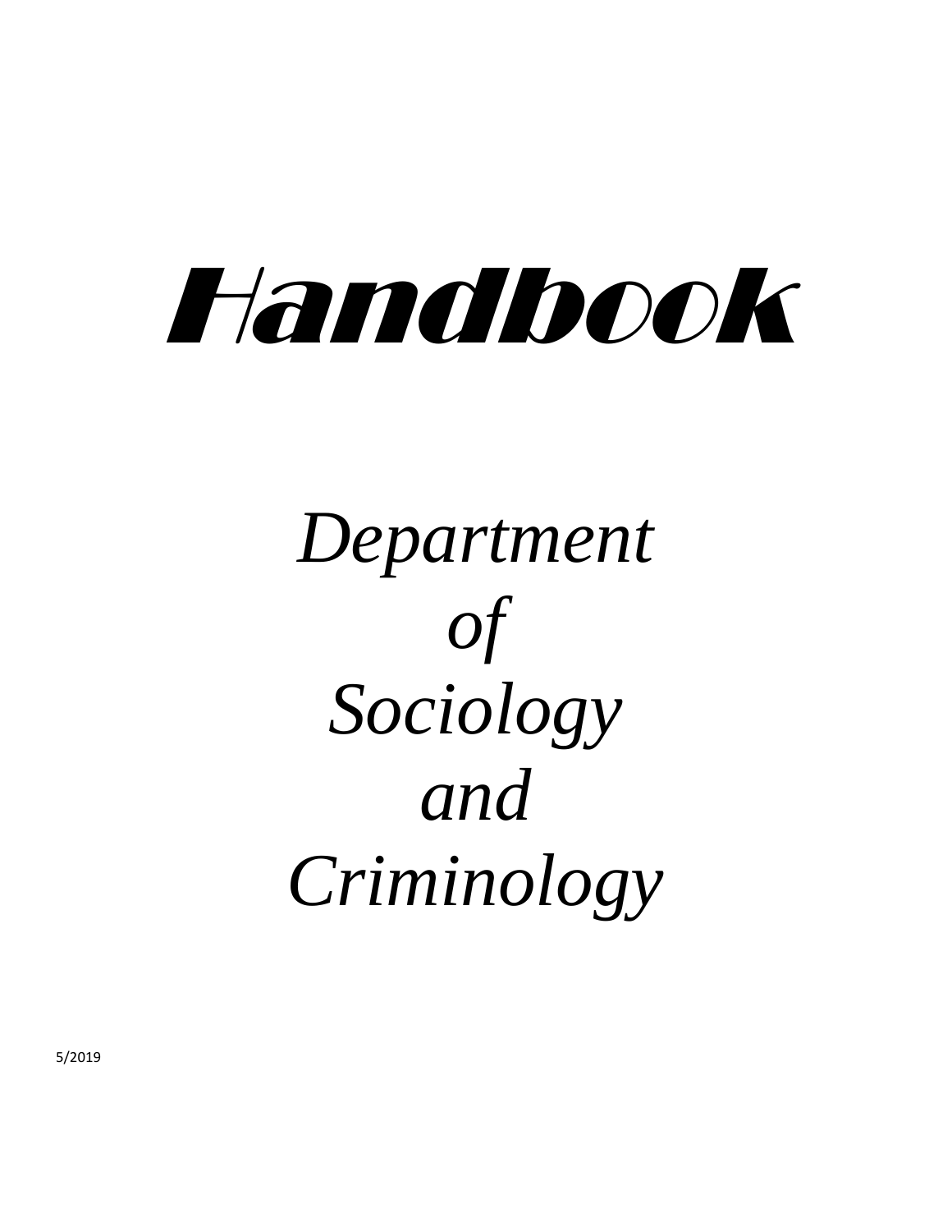# *Handbook*

## *Department of Sociology and Criminology*

5/2019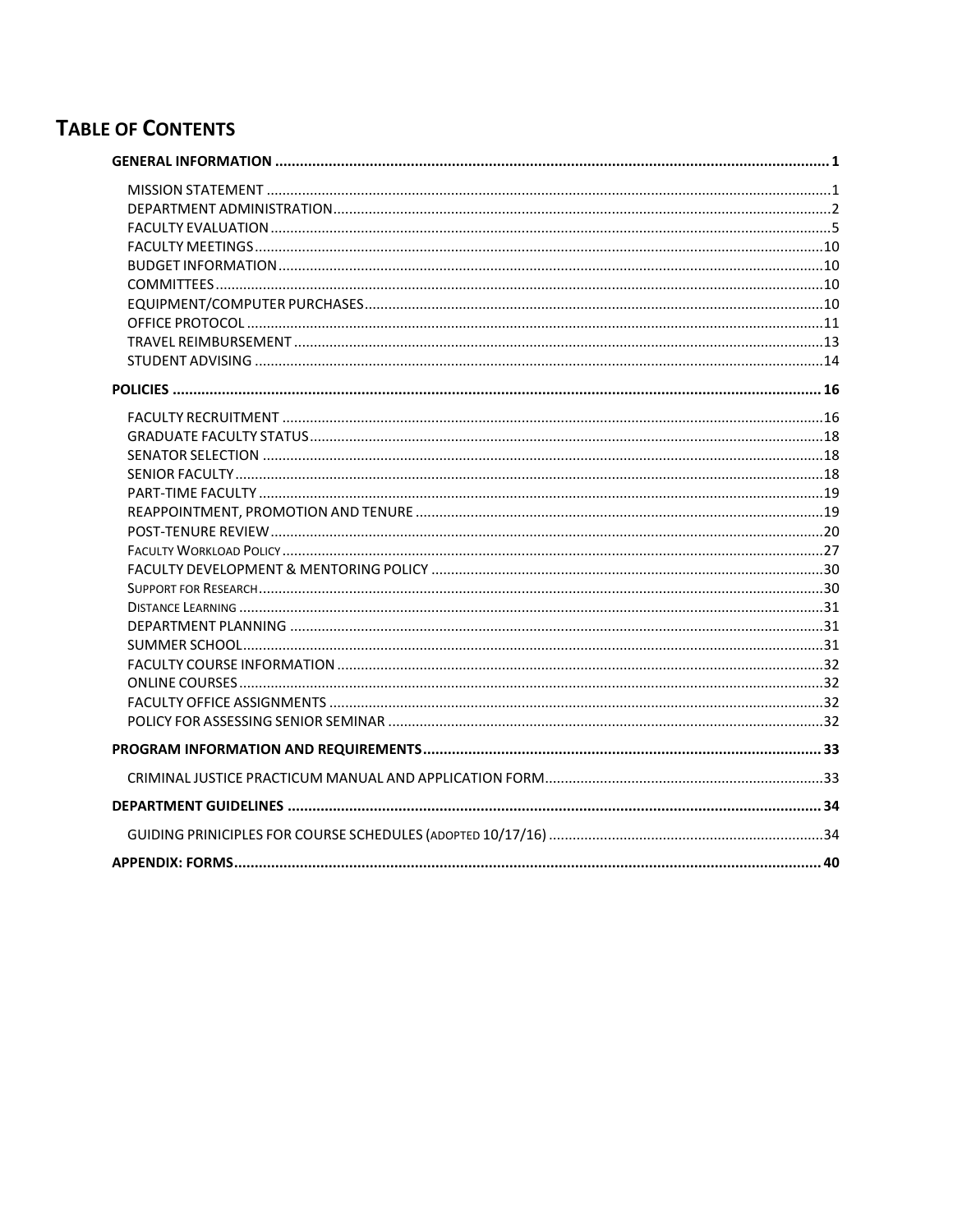# TABLE OF CONTENTS

**GENERAL INFORMATION ..... 1**

- MISSION STATEMENT ..... 1
- DEPARTMENT ADMINISTRATION ..... 2
- FACULTY EVALUATION ..... 5
- FACULTY MEETINGS ..... 10
- BUDGET INFORMATION ..... 10
- COMMITTEES ..... 10
- EQUIPMENT/COMPUTER PURCHASES ..... 10
- OFFICE PROTOCOL ..... 11
- TRAVEL REIMBURSEMENT ..... 13
- STUDENT ADVISING ..... 14

**POLICIES ..... 16**

- FACULTY RECRUITMENT ..... 16
- GRADUATE FACULTY STATUS ..... 18
- SENATOR SELECTION ..... 18
- SENIOR FACULTY ..... 18
- PART-TIME FACULTY ..... 19
- REAPPOINTMENT, PROMOTION AND TENURE ..... 19
- POST-TENURE REVIEW ..... 20
- FACULTY WORKLOAD POLICY ..... 27
- FACULTY DEVELOPMENT & MENTORING POLICY ..... 30
- SUPPORT FOR RESEARCH ..... 30
- DISTANCE LEARNING ..... 31
- DEPARTMENT PLANNING ..... 31
- SUMMER SCHOOL ..... 31
- FACULTY COURSE INFORMATION ..... 32
- ONLINE COURSES ..... 32
- FACULTY OFFICE ASSIGNMENTS ..... 32
- POLICY FOR ASSESSING SENIOR SEMINAR ..... 32

**PROGRAM INFORMATION AND REQUIREMENTS ..... 33**

- CRIMINAL JUSTICE PRACTICUM MANUAL AND APPLICATION FORM ..... 33

**DEPARTMENT GUIDELINES ..... 34**

- GUIDING PRINCIPLES FOR COURSE SCHEDULES (ADOPTED 10/17/16) ..... 34

**APPENDIX: FORMS ..... 40**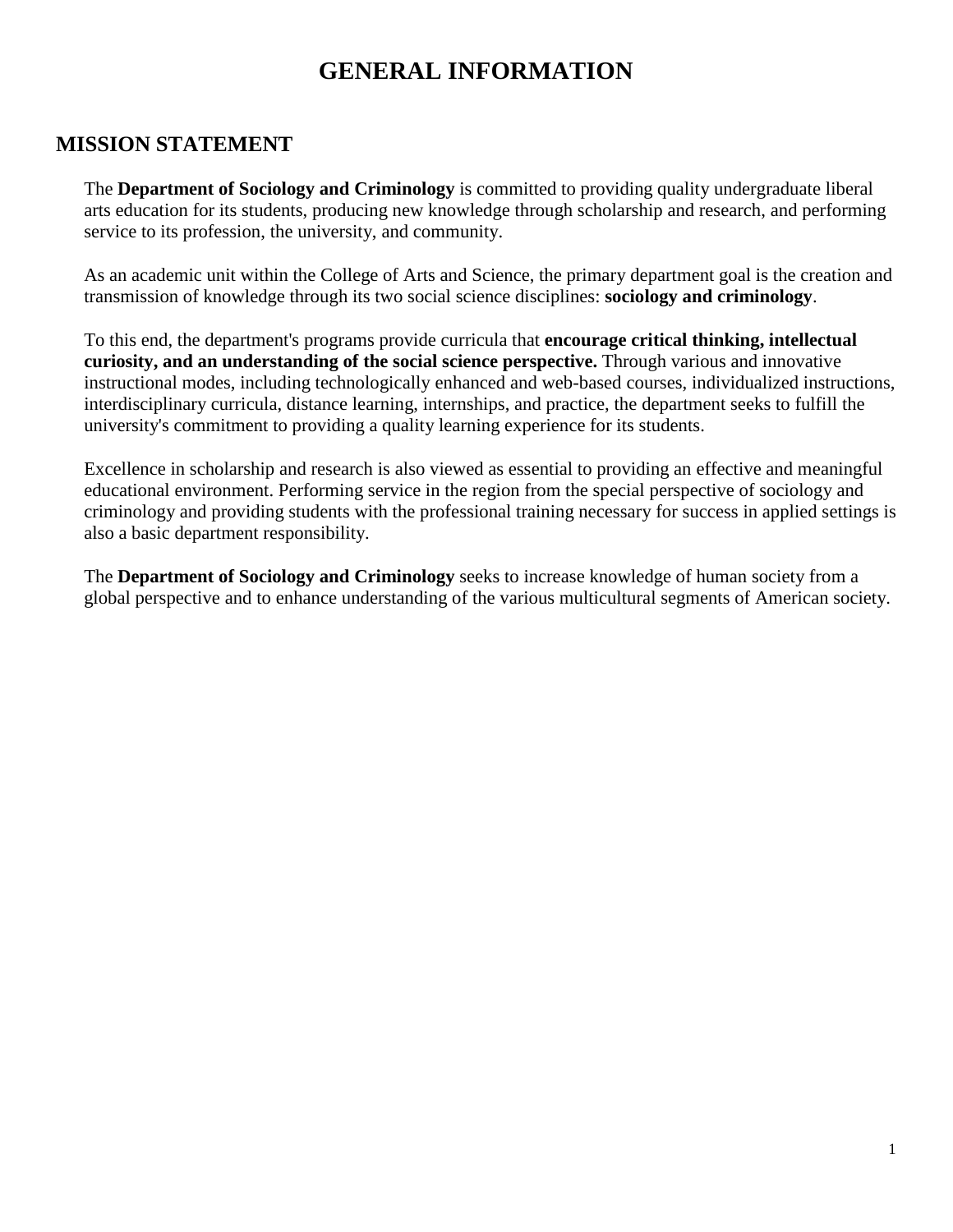# GENERAL INFORMATION

## MISSION STATEMENT

The **Department of Sociology and Criminology** is committed to providing quality undergraduate liberal arts education for its students, producing new knowledge through scholarship and research, and performing service to its profession, the university, and community.

As an academic unit within the College of Arts and Science, the primary department goal is the creation and transmission of knowledge through its two social science disciplines: **sociology and criminology**.

To this end, the department's programs provide curricula that **encourage critical thinking, intellectual curiosity, and an understanding of the social science perspective.** Through various and innovative instructional modes, including technologically enhanced and web-based courses, individualized instructions, interdisciplinary curricula, distance learning, internships, and practice, the department seeks to fulfill the university's commitment to providing a quality learning experience for its students.

Excellence in scholarship and research is also viewed as essential to providing an effective and meaningful educational environment. Performing service in the region from the special perspective of sociology and criminology and providing students with the professional training necessary for success in applied settings is also a basic department responsibility.

The **Department of Sociology and Criminology** seeks to increase knowledge of human society from a global perspective and to enhance understanding of the various multicultural segments of American society.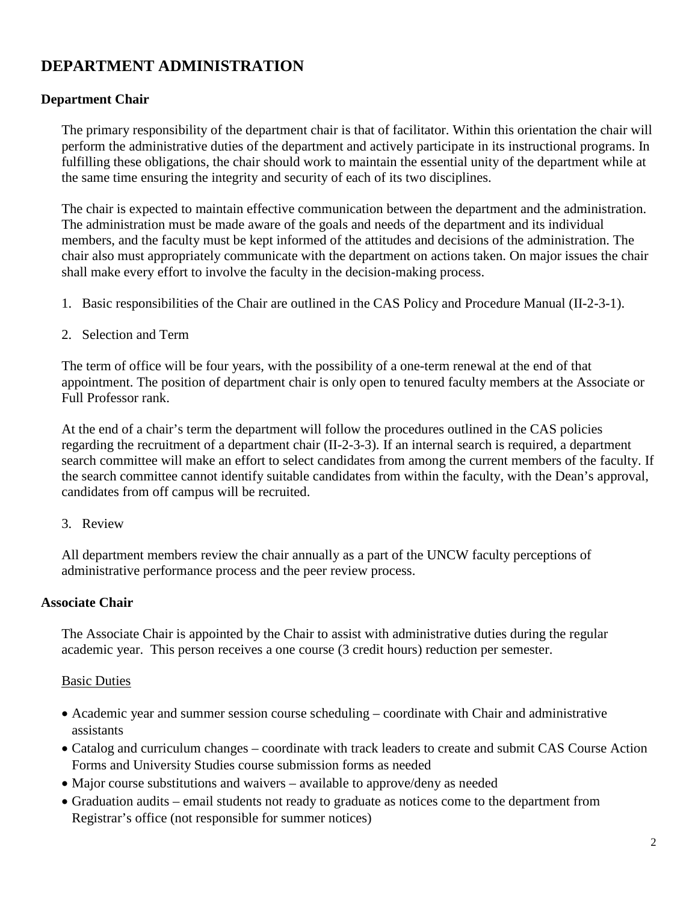# DEPARTMENT ADMINISTRATION

### Department Chair

The primary responsibility of the department chair is that of facilitator. Within this orientation the chair will perform the administrative duties of the department and actively participate in its instructional programs. In fulfilling these obligations, the chair should work to maintain the essential unity of the department while at the same time ensuring the integrity and security of each of its two disciplines.

The chair is expected to maintain effective communication between the department and the administration. The administration must be made aware of the goals and needs of the department and its individual members, and the faculty must be kept informed of the attitudes and decisions of the administration. The chair also must appropriately communicate with the department on actions taken. On major issues the chair shall make every effort to involve the faculty in the decision-making process.

1. Basic responsibilities of the Chair are outlined in the CAS Policy and Procedure Manual (II-2-3-1).

2. Selection and Term

The term of office will be four years, with the possibility of a one-term renewal at the end of that appointment. The position of department chair is only open to tenured faculty members at the Associate or Full Professor rank.

At the end of a chair's term the department will follow the procedures outlined in the CAS policies regarding the recruitment of a department chair (II-2-3-3). If an internal search is required, a department search committee will make an effort to select candidates from among the current members of the faculty. If the search committee cannot identify suitable candidates from within the faculty, with the Dean's approval, candidates from off campus will be recruited.

3. Review

All department members review the chair annually as a part of the UNCW faculty perceptions of administrative performance process and the peer review process.

### Associate Chair

The Associate Chair is appointed by the Chair to assist with administrative duties during the regular academic year. This person receives a one course (3 credit hours) reduction per semester.

<u>Basic Duties</u>

- Academic year and summer session course scheduling – coordinate with Chair and administrative assistants
- Catalog and curriculum changes – coordinate with track leaders to create and submit CAS Course Action Forms and University Studies course submission forms as needed
- Major course substitutions and waivers – available to approve/deny as needed
- Graduation audits – email students not ready to graduate as notices come to the department from Registrar's office (not responsible for summer notices)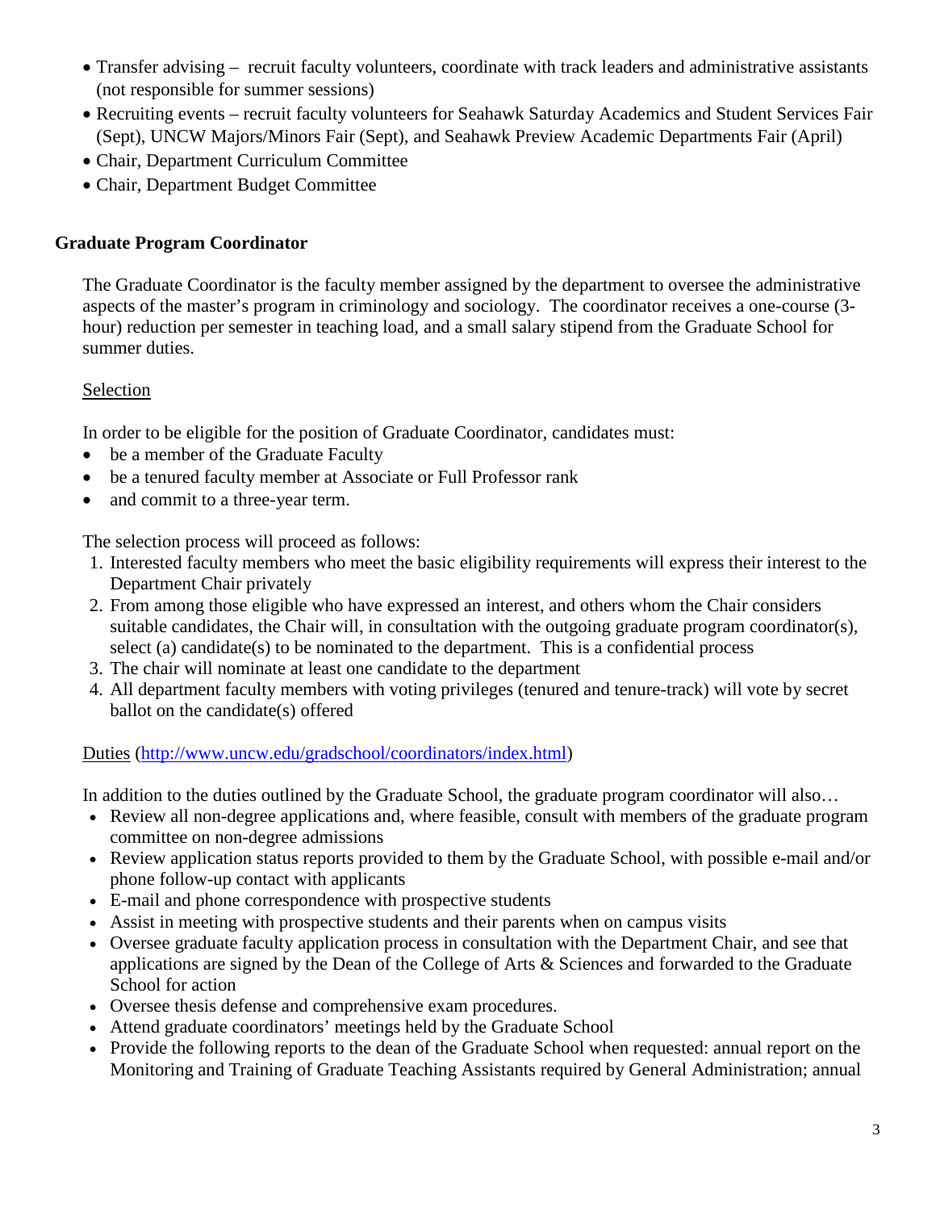- Transfer advising – recruit faculty volunteers, coordinate with track leaders and administrative assistants (not responsible for summer sessions)
- Recruiting events – recruit faculty volunteers for Seahawk Saturday Academics and Student Services Fair (Sept), UNCW Majors/Minors Fair (Sept), and Seahawk Preview Academic Departments Fair (April)
- Chair, Department Curriculum Committee
- Chair, Department Budget Committee

## Graduate Program Coordinator

The Graduate Coordinator is the faculty member assigned by the department to oversee the administrative aspects of the master's program in criminology and sociology. The coordinator receives a one-course (3-hour) reduction per semester in teaching load, and a small salary stipend from the Graduate School for summer duties.

Selection

In order to be eligible for the position of Graduate Coordinator, candidates must:

- be a member of the Graduate Faculty
- be a tenured faculty member at Associate or Full Professor rank
- and commit to a three-year term.

The selection process will proceed as follows:

1. Interested faculty members who meet the basic eligibility requirements will express their interest to the Department Chair privately
2. From among those eligible who have expressed an interest, and others whom the Chair considers suitable candidates, the Chair will, in consultation with the outgoing graduate program coordinator(s), select (a) candidate(s) to be nominated to the department. This is a confidential process
3. The chair will nominate at least one candidate to the department
4. All department faculty members with voting privileges (tenured and tenure-track) will vote by secret ballot on the candidate(s) offered

Duties (http://www.uncw.edu/gradschool/coordinators/index.html)

In addition to the duties outlined by the Graduate School, the graduate program coordinator will also…

- Review all non-degree applications and, where feasible, consult with members of the graduate program committee on non-degree admissions
- Review application status reports provided to them by the Graduate School, with possible e-mail and/or phone follow-up contact with applicants
- E-mail and phone correspondence with prospective students
- Assist in meeting with prospective students and their parents when on campus visits
- Oversee graduate faculty application process in consultation with the Department Chair, and see that applications are signed by the Dean of the College of Arts & Sciences and forwarded to the Graduate School for action
- Oversee thesis defense and comprehensive exam procedures.
- Attend graduate coordinators' meetings held by the Graduate School
- Provide the following reports to the dean of the Graduate School when requested: annual report on the Monitoring and Training of Graduate Teaching Assistants required by General Administration; annual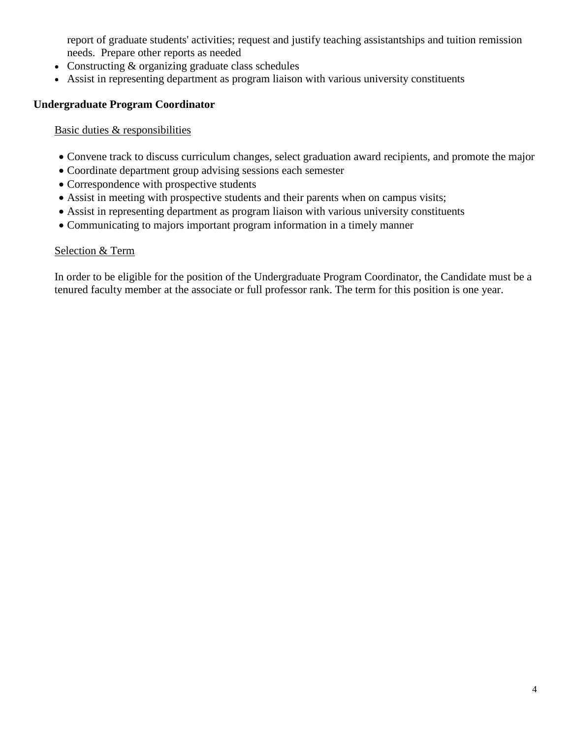report of graduate students' activities; request and justify teaching assistantships and tuition remission needs. Prepare other reports as needed

- Constructing & organizing graduate class schedules
- Assist in representing department as program liaison with various university constituents

**Undergraduate Program Coordinator**

Basic duties & responsibilities

- Convene track to discuss curriculum changes, select graduation award recipients, and promote the major
- Coordinate department group advising sessions each semester
- Correspondence with prospective students
- Assist in meeting with prospective students and their parents when on campus visits;
- Assist in representing department as program liaison with various university constituents
- Communicating to majors important program information in a timely manner

Selection & Term

In order to be eligible for the position of the Undergraduate Program Coordinator, the Candidate must be a tenured faculty member at the associate or full professor rank. The term for this position is one year.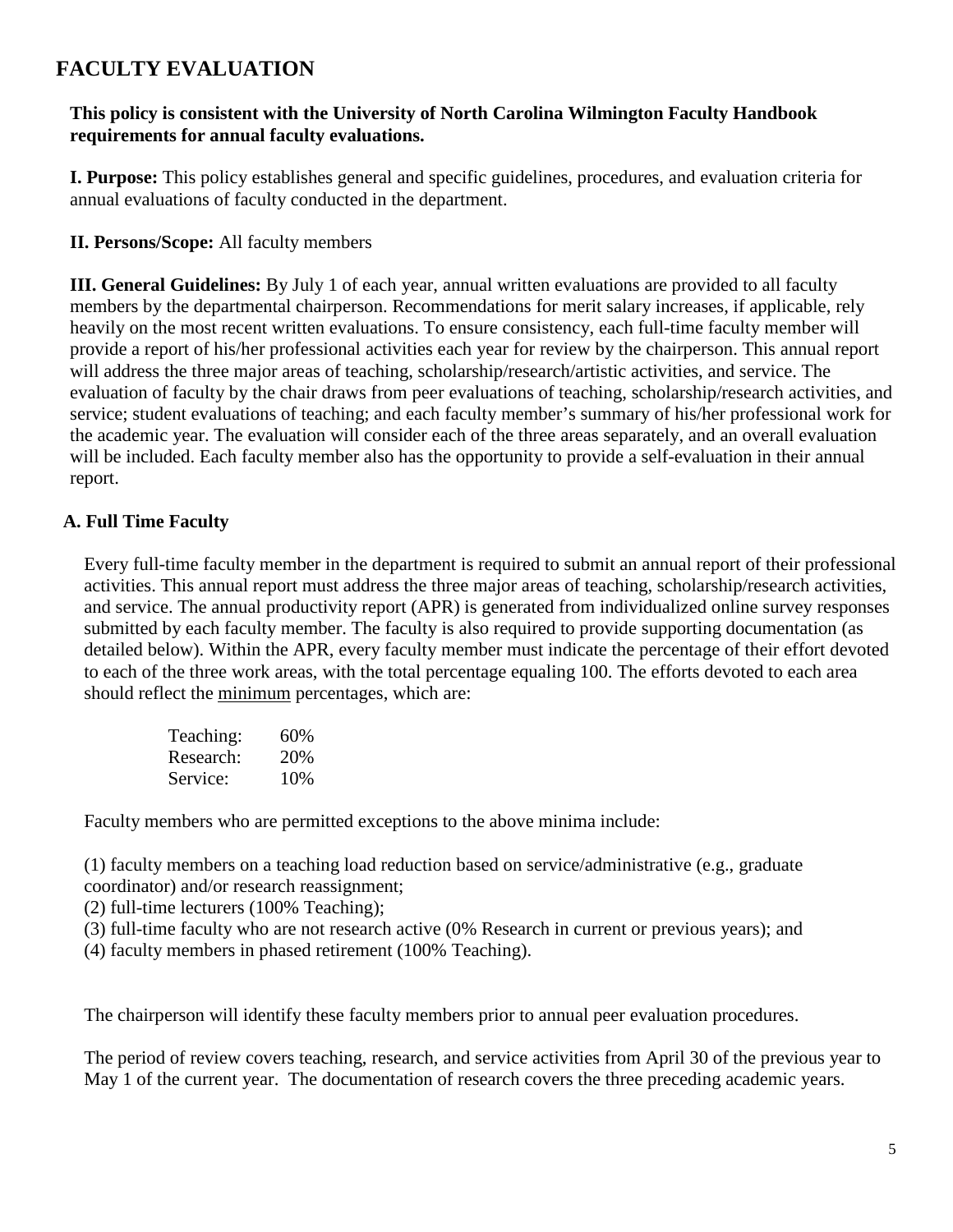# FACULTY EVALUATION

**This policy is consistent with the University of North Carolina Wilmington Faculty Handbook requirements for annual faculty evaluations.**

**I. Purpose:** This policy establishes general and specific guidelines, procedures, and evaluation criteria for annual evaluations of faculty conducted in the department.

**II. Persons/Scope:** All faculty members

**III. General Guidelines:** By July 1 of each year, annual written evaluations are provided to all faculty members by the departmental chairperson. Recommendations for merit salary increases, if applicable, rely heavily on the most recent written evaluations. To ensure consistency, each full-time faculty member will provide a report of his/her professional activities each year for review by the chairperson. This annual report will address the three major areas of teaching, scholarship/research/artistic activities, and service. The evaluation of faculty by the chair draws from peer evaluations of teaching, scholarship/research activities, and service; student evaluations of teaching; and each faculty member's summary of his/her professional work for the academic year. The evaluation will consider each of the three areas separately, and an overall evaluation will be included. Each faculty member also has the opportunity to provide a self-evaluation in their annual report.

## A. Full Time Faculty

Every full-time faculty member in the department is required to submit an annual report of their professional activities. This annual report must address the three major areas of teaching, scholarship/research activities, and service. The annual productivity report (APR) is generated from individualized online survey responses submitted by each faculty member. The faculty is also required to provide supporting documentation (as detailed below). Within the APR, every faculty member must indicate the percentage of their effort devoted to each of the three work areas, with the total percentage equaling 100. The efforts devoted to each area should reflect the minimum percentages, which are:

| | |
|---|---|
| Teaching: | 60% |
| Research: | 20% |
| Service: | 10% |

Faculty members who are permitted exceptions to the above minima include:

(1) faculty members on a teaching load reduction based on service/administrative (e.g., graduate coordinator) and/or research reassignment;
(2) full-time lecturers (100% Teaching);
(3) full-time faculty who are not research active (0% Research in current or previous years); and
(4) faculty members in phased retirement (100% Teaching).

The chairperson will identify these faculty members prior to annual peer evaluation procedures.

The period of review covers teaching, research, and service activities from April 30 of the previous year to May 1 of the current year. The documentation of research covers the three preceding academic years.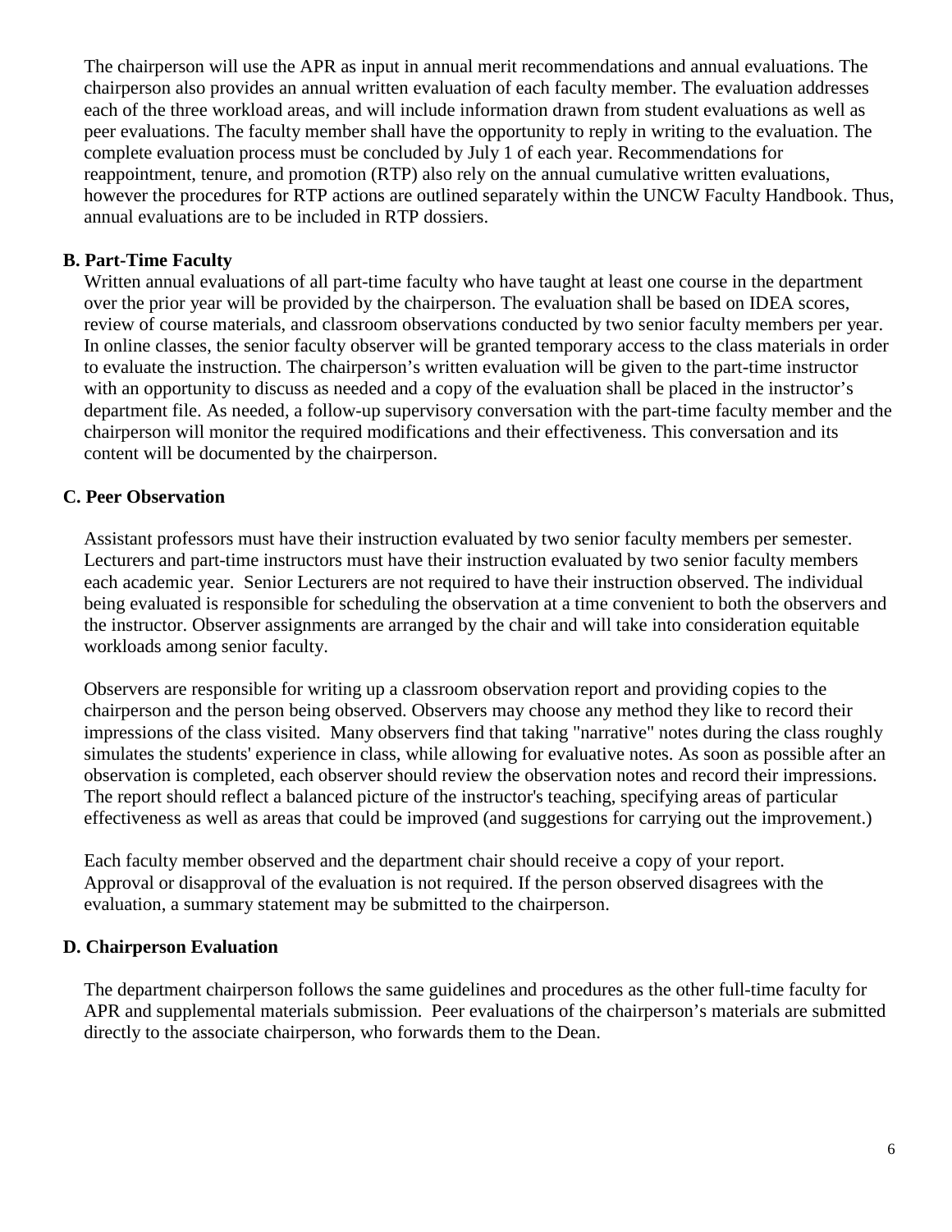The chairperson will use the APR as input in annual merit recommendations and annual evaluations. The chairperson also provides an annual written evaluation of each faculty member. The evaluation addresses each of the three workload areas, and will include information drawn from student evaluations as well as peer evaluations. The faculty member shall have the opportunity to reply in writing to the evaluation. The complete evaluation process must be concluded by July 1 of each year. Recommendations for reappointment, tenure, and promotion (RTP) also rely on the annual cumulative written evaluations, however the procedures for RTP actions are outlined separately within the UNCW Faculty Handbook. Thus, annual evaluations are to be included in RTP dossiers.

### B. Part-Time Faculty

Written annual evaluations of all part-time faculty who have taught at least one course in the department over the prior year will be provided by the chairperson. The evaluation shall be based on IDEA scores, review of course materials, and classroom observations conducted by two senior faculty members per year. In online classes, the senior faculty observer will be granted temporary access to the class materials in order to evaluate the instruction. The chairperson's written evaluation will be given to the part-time instructor with an opportunity to discuss as needed and a copy of the evaluation shall be placed in the instructor's department file. As needed, a follow-up supervisory conversation with the part-time faculty member and the chairperson will monitor the required modifications and their effectiveness. This conversation and its content will be documented by the chairperson.

### C. Peer Observation

Assistant professors must have their instruction evaluated by two senior faculty members per semester. Lecturers and part-time instructors must have their instruction evaluated by two senior faculty members each academic year. Senior Lecturers are not required to have their instruction observed. The individual being evaluated is responsible for scheduling the observation at a time convenient to both the observers and the instructor. Observer assignments are arranged by the chair and will take into consideration equitable workloads among senior faculty.

Observers are responsible for writing up a classroom observation report and providing copies to the chairperson and the person being observed. Observers may choose any method they like to record their impressions of the class visited. Many observers find that taking "narrative" notes during the class roughly simulates the students' experience in class, while allowing for evaluative notes. As soon as possible after an observation is completed, each observer should review the observation notes and record their impressions. The report should reflect a balanced picture of the instructor's teaching, specifying areas of particular effectiveness as well as areas that could be improved (and suggestions for carrying out the improvement.)

Each faculty member observed and the department chair should receive a copy of your report. Approval or disapproval of the evaluation is not required. If the person observed disagrees with the evaluation, a summary statement may be submitted to the chairperson.

### D. Chairperson Evaluation

The department chairperson follows the same guidelines and procedures as the other full-time faculty for APR and supplemental materials submission. Peer evaluations of the chairperson's materials are submitted directly to the associate chairperson, who forwards them to the Dean.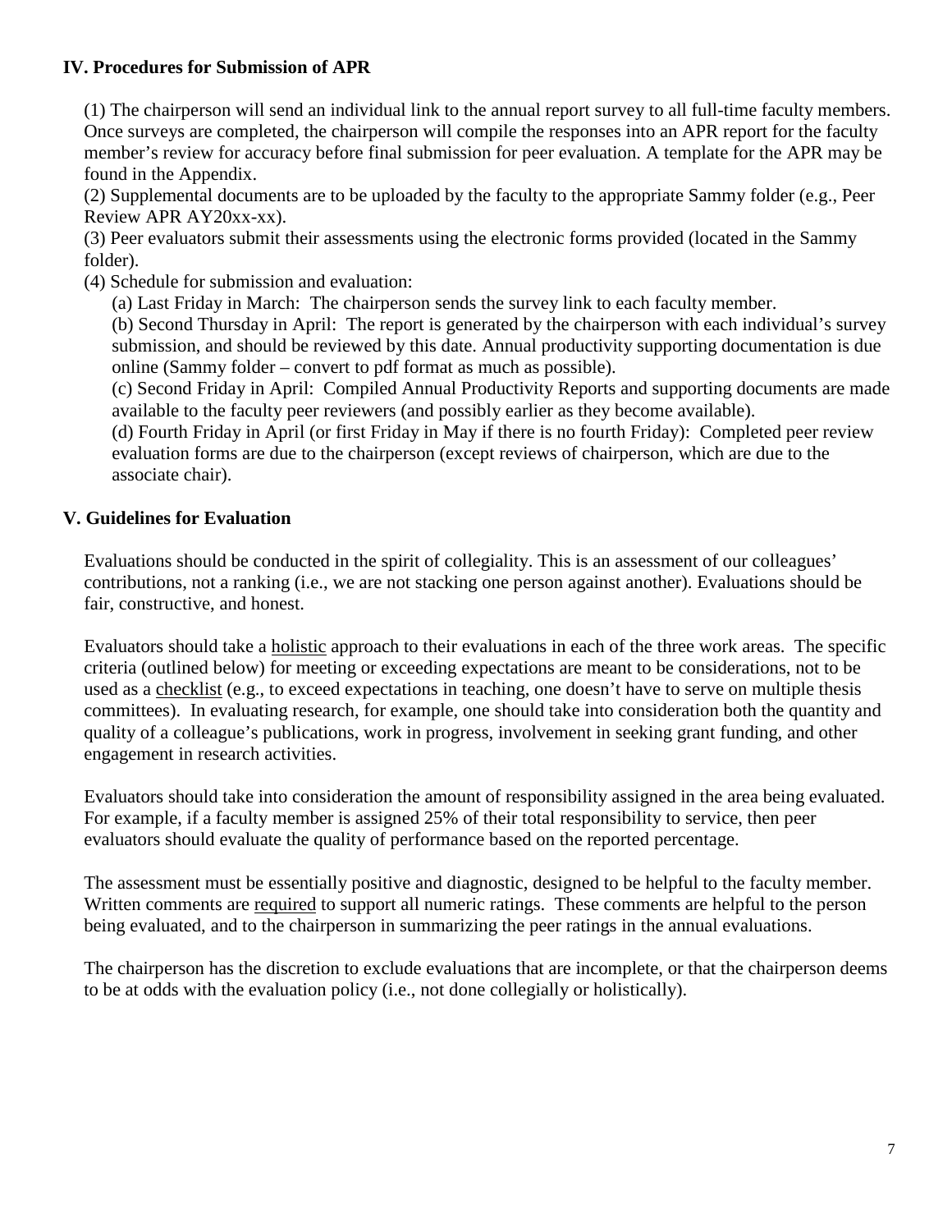## IV. Procedures for Submission of APR

(1) The chairperson will send an individual link to the annual report survey to all full-time faculty members. Once surveys are completed, the chairperson will compile the responses into an APR report for the faculty member's review for accuracy before final submission for peer evaluation. A template for the APR may be found in the Appendix.

(2) Supplemental documents are to be uploaded by the faculty to the appropriate Sammy folder (e.g., Peer Review APR AY20xx-xx).

(3) Peer evaluators submit their assessments using the electronic forms provided (located in the Sammy folder).

(4) Schedule for submission and evaluation:

(a) Last Friday in March: The chairperson sends the survey link to each faculty member.

(b) Second Thursday in April: The report is generated by the chairperson with each individual's survey submission, and should be reviewed by this date. Annual productivity supporting documentation is due online (Sammy folder – convert to pdf format as much as possible).

(c) Second Friday in April: Compiled Annual Productivity Reports and supporting documents are made available to the faculty peer reviewers (and possibly earlier as they become available).

(d) Fourth Friday in April (or first Friday in May if there is no fourth Friday): Completed peer review evaluation forms are due to the chairperson (except reviews of chairperson, which are due to the associate chair).

## V. Guidelines for Evaluation

Evaluations should be conducted in the spirit of collegiality. This is an assessment of our colleagues' contributions, not a ranking (i.e., we are not stacking one person against another). Evaluations should be fair, constructive, and honest.

Evaluators should take a holistic approach to their evaluations in each of the three work areas. The specific criteria (outlined below) for meeting or exceeding expectations are meant to be considerations, not to be used as a checklist (e.g., to exceed expectations in teaching, one doesn't have to serve on multiple thesis committees). In evaluating research, for example, one should take into consideration both the quantity and quality of a colleague's publications, work in progress, involvement in seeking grant funding, and other engagement in research activities.

Evaluators should take into consideration the amount of responsibility assigned in the area being evaluated. For example, if a faculty member is assigned 25% of their total responsibility to service, then peer evaluators should evaluate the quality of performance based on the reported percentage.

The assessment must be essentially positive and diagnostic, designed to be helpful to the faculty member. Written comments are required to support all numeric ratings. These comments are helpful to the person being evaluated, and to the chairperson in summarizing the peer ratings in the annual evaluations.

The chairperson has the discretion to exclude evaluations that are incomplete, or that the chairperson deems to be at odds with the evaluation policy (i.e., not done collegially or holistically).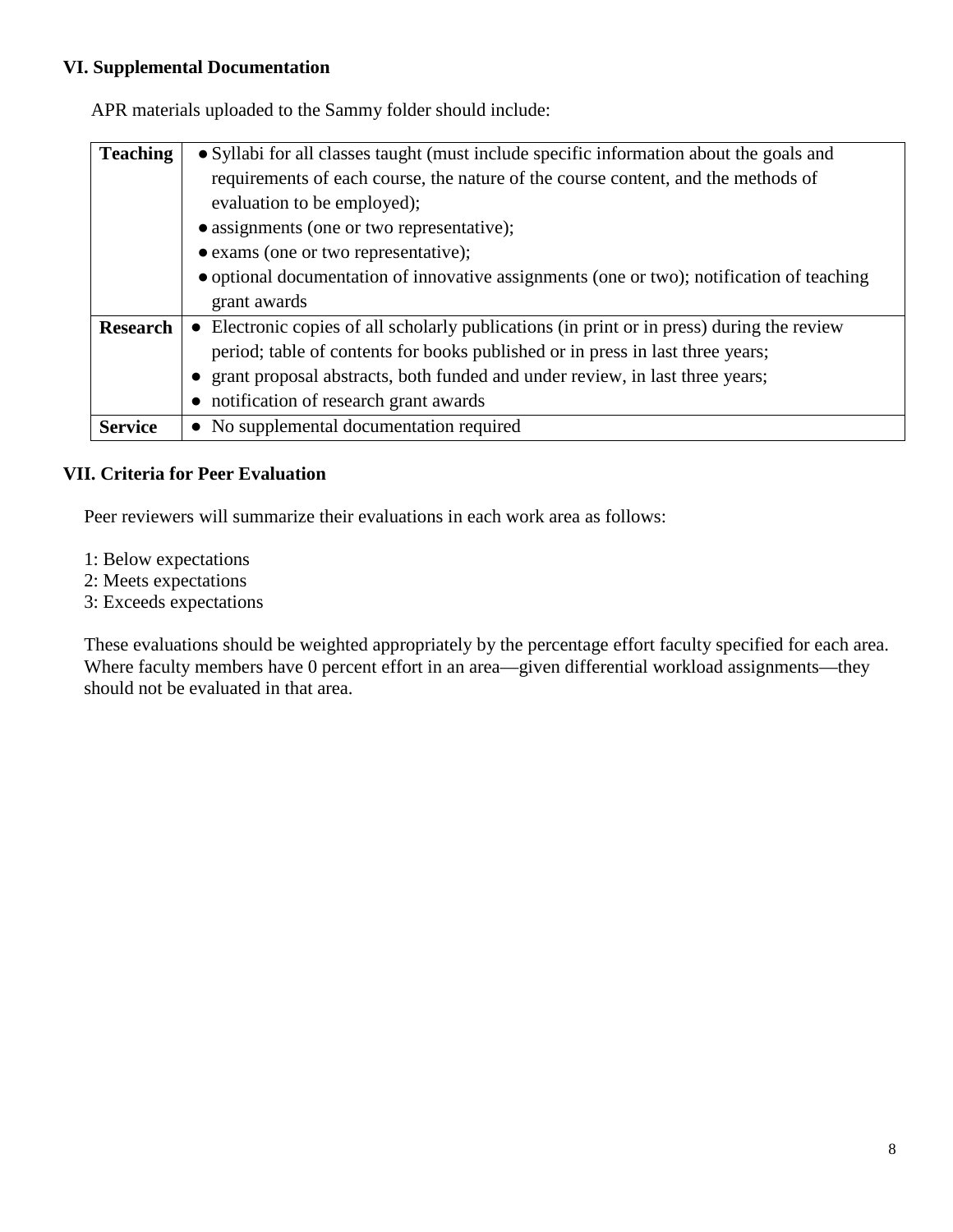### VI. Supplemental Documentation

APR materials uploaded to the Sammy folder should include:

| | |
|---|---|
| **Teaching** | • Syllabi for all classes taught (must include specific information about the goals and requirements of each course, the nature of the course content, and the methods of evaluation to be employed);<br>• assignments (one or two representative);<br>• exams (one or two representative);<br>• optional documentation of innovative assignments (one or two); notification of teaching grant awards |
| **Research** | • Electronic copies of all scholarly publications (in print or in press) during the review period; table of contents for books published or in press in last three years;<br>• grant proposal abstracts, both funded and under review, in last three years;<br>• notification of research grant awards |
| **Service** | • No supplemental documentation required |

### VII. Criteria for Peer Evaluation

Peer reviewers will summarize their evaluations in each work area as follows:

1: Below expectations
2: Meets expectations
3: Exceeds expectations

These evaluations should be weighted appropriately by the percentage effort faculty specified for each area. Where faculty members have 0 percent effort in an area—given differential workload assignments—they should not be evaluated in that area.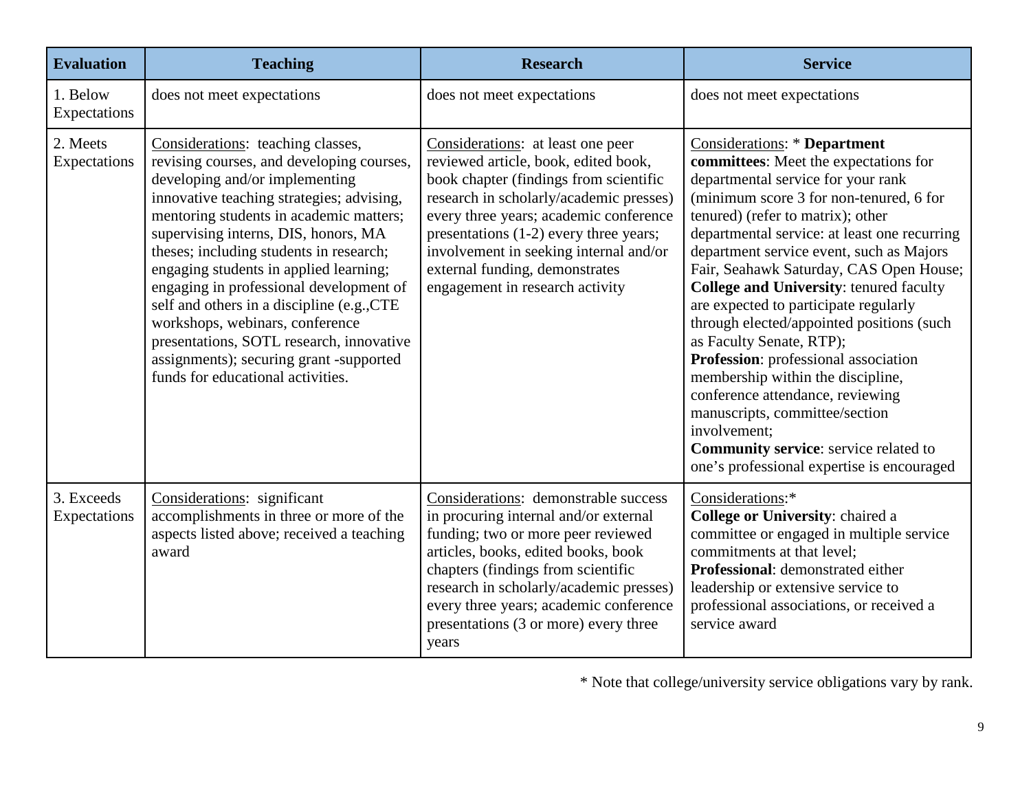| Evaluation | Teaching | Research | Service |
|---|---|---|---|
| 1. Below Expectations | does not meet expectations | does not meet expectations | does not meet expectations |
| 2. Meets Expectations | Considerations: teaching classes, revising courses, and developing courses, developing and/or implementing innovative teaching strategies; advising, mentoring students in academic matters; supervising interns, DIS, honors, MA theses; including students in research; engaging students in applied learning; engaging in professional development of self and others in a discipline (e.g.,CTE workshops, webinars, conference presentations, SOTL research, innovative assignments); securing grant -supported funds for educational activities. | Considerations: at least one peer reviewed article, book, edited book, book chapter (findings from scientific research in scholarly/academic presses) every three years; academic conference presentations (1-2) every three years; involvement in seeking internal and/or external funding, demonstrates engagement in research activity | Considerations: * **Department committees**: Meet the expectations for departmental service for your rank (minimum score 3 for non-tenured, 6 for tenured) (refer to matrix); other departmental service: at least one recurring department service event, such as Majors Fair, Seahawk Saturday, CAS Open House; **College and University**: tenured faculty are expected to participate regularly through elected/appointed positions (such as Faculty Senate, RTP); **Profession**: professional association membership within the discipline, conference attendance, reviewing manuscripts, committee/section involvement; **Community service**: service related to one's professional expertise is encouraged |
| 3. Exceeds Expectations | Considerations: significant accomplishments in three or more of the aspects listed above; received a teaching award | Considerations: demonstrable success in procuring internal and/or external funding; two or more peer reviewed articles, books, edited books, book chapters (findings from scientific research in scholarly/academic presses) every three years; academic conference presentations (3 or more) every three years | Considerations:* **College or University**: chaired a committee or engaged in multiple service commitments at that level; **Professional**: demonstrated either leadership or extensive service to professional associations, or received a service award |

* Note that college/university service obligations vary by rank.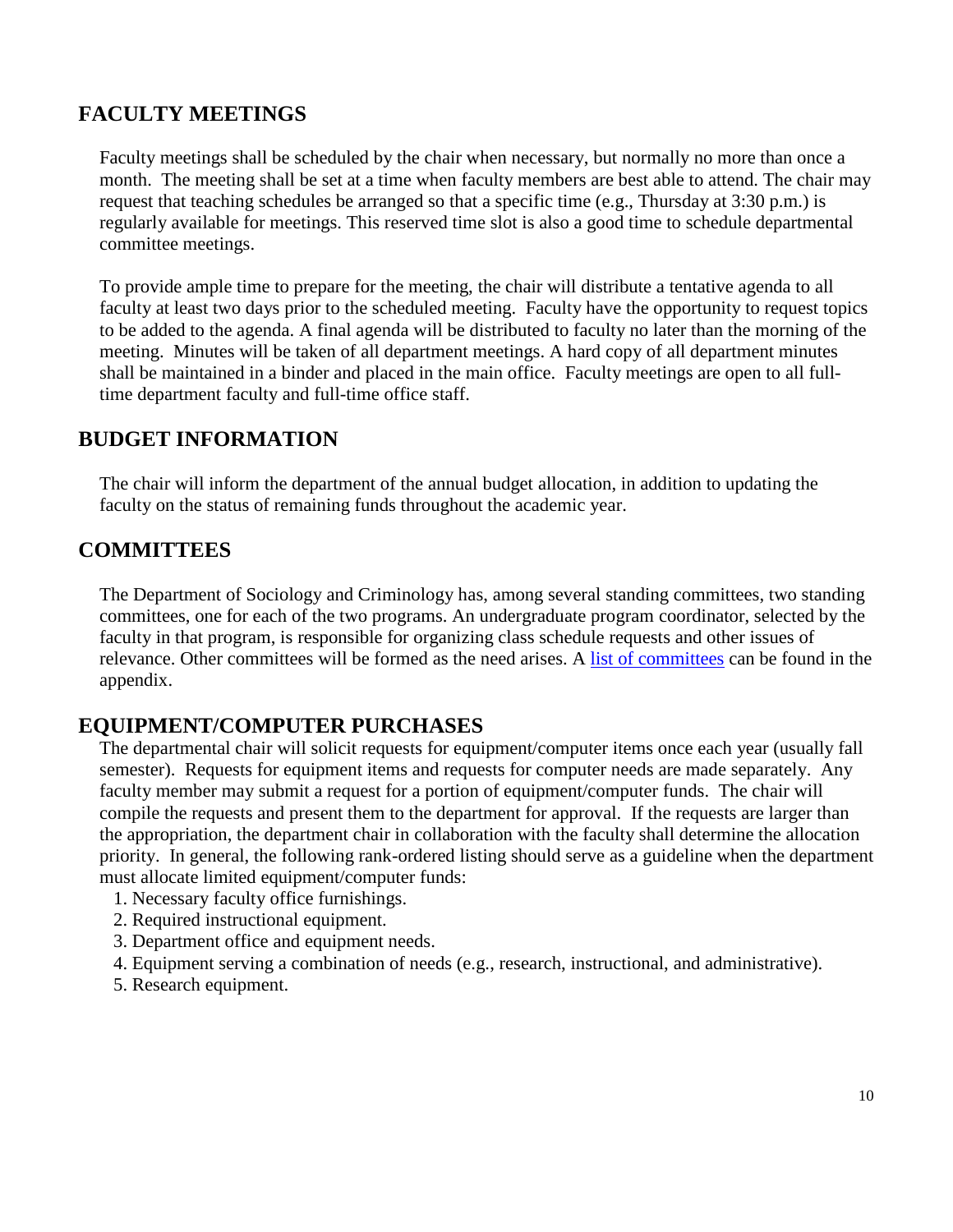## FACULTY MEETINGS

Faculty meetings shall be scheduled by the chair when necessary, but normally no more than once a month. The meeting shall be set at a time when faculty members are best able to attend. The chair may request that teaching schedules be arranged so that a specific time (e.g., Thursday at 3:30 p.m.) is regularly available for meetings. This reserved time slot is also a good time to schedule departmental committee meetings.

To provide ample time to prepare for the meeting, the chair will distribute a tentative agenda to all faculty at least two days prior to the scheduled meeting. Faculty have the opportunity to request topics to be added to the agenda. A final agenda will be distributed to faculty no later than the morning of the meeting. Minutes will be taken of all department meetings. A hard copy of all department minutes shall be maintained in a binder and placed in the main office. Faculty meetings are open to all full-time department faculty and full-time office staff.

## BUDGET INFORMATION

The chair will inform the department of the annual budget allocation, in addition to updating the faculty on the status of remaining funds throughout the academic year.

## COMMITTEES

The Department of Sociology and Criminology has, among several standing committees, two standing committees, one for each of the two programs. An undergraduate program coordinator, selected by the faculty in that program, is responsible for organizing class schedule requests and other issues of relevance. Other committees will be formed as the need arises. A [list of committees] can be found in the appendix.

## EQUIPMENT/COMPUTER PURCHASES

The departmental chair will solicit requests for equipment/computer items once each year (usually fall semester). Requests for equipment items and requests for computer needs are made separately. Any faculty member may submit a request for a portion of equipment/computer funds. The chair will compile the requests and present them to the department for approval. If the requests are larger than the appropriation, the department chair in collaboration with the faculty shall determine the allocation priority. In general, the following rank-ordered listing should serve as a guideline when the department must allocate limited equipment/computer funds:

1. Necessary faculty office furnishings.
2. Required instructional equipment.
3. Department office and equipment needs.
4. Equipment serving a combination of needs (e.g., research, instructional, and administrative).
5. Research equipment.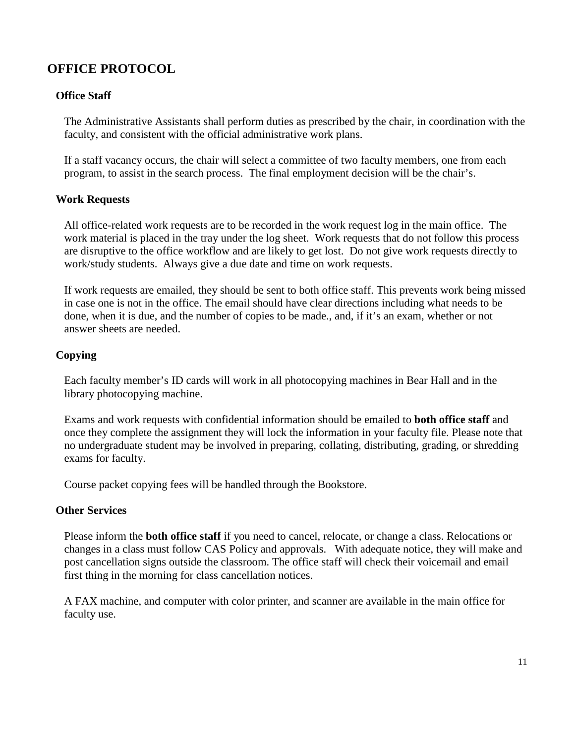# OFFICE PROTOCOL

## Office Staff

The Administrative Assistants shall perform duties as prescribed by the chair, in coordination with the faculty, and consistent with the official administrative work plans.

If a staff vacancy occurs, the chair will select a committee of two faculty members, one from each program, to assist in the search process. The final employment decision will be the chair's.

## Work Requests

All office-related work requests are to be recorded in the work request log in the main office. The work material is placed in the tray under the log sheet. Work requests that do not follow this process are disruptive to the office workflow and are likely to get lost. Do not give work requests directly to work/study students. Always give a due date and time on work requests.

If work requests are emailed, they should be sent to both office staff. This prevents work being missed in case one is not in the office. The email should have clear directions including what needs to be done, when it is due, and the number of copies to be made., and, if it's an exam, whether or not answer sheets are needed.

## Copying

Each faculty member's ID cards will work in all photocopying machines in Bear Hall and in the library photocopying machine.

Exams and work requests with confidential information should be emailed to **both office staff** and once they complete the assignment they will lock the information in your faculty file. Please note that no undergraduate student may be involved in preparing, collating, distributing, grading, or shredding exams for faculty.

Course packet copying fees will be handled through the Bookstore.

## Other Services

Please inform the **both office staff** if you need to cancel, relocate, or change a class. Relocations or changes in a class must follow CAS Policy and approvals. With adequate notice, they will make and post cancellation signs outside the classroom. The office staff will check their voicemail and email first thing in the morning for class cancellation notices.

A FAX machine, and computer with color printer, and scanner are available in the main office for faculty use.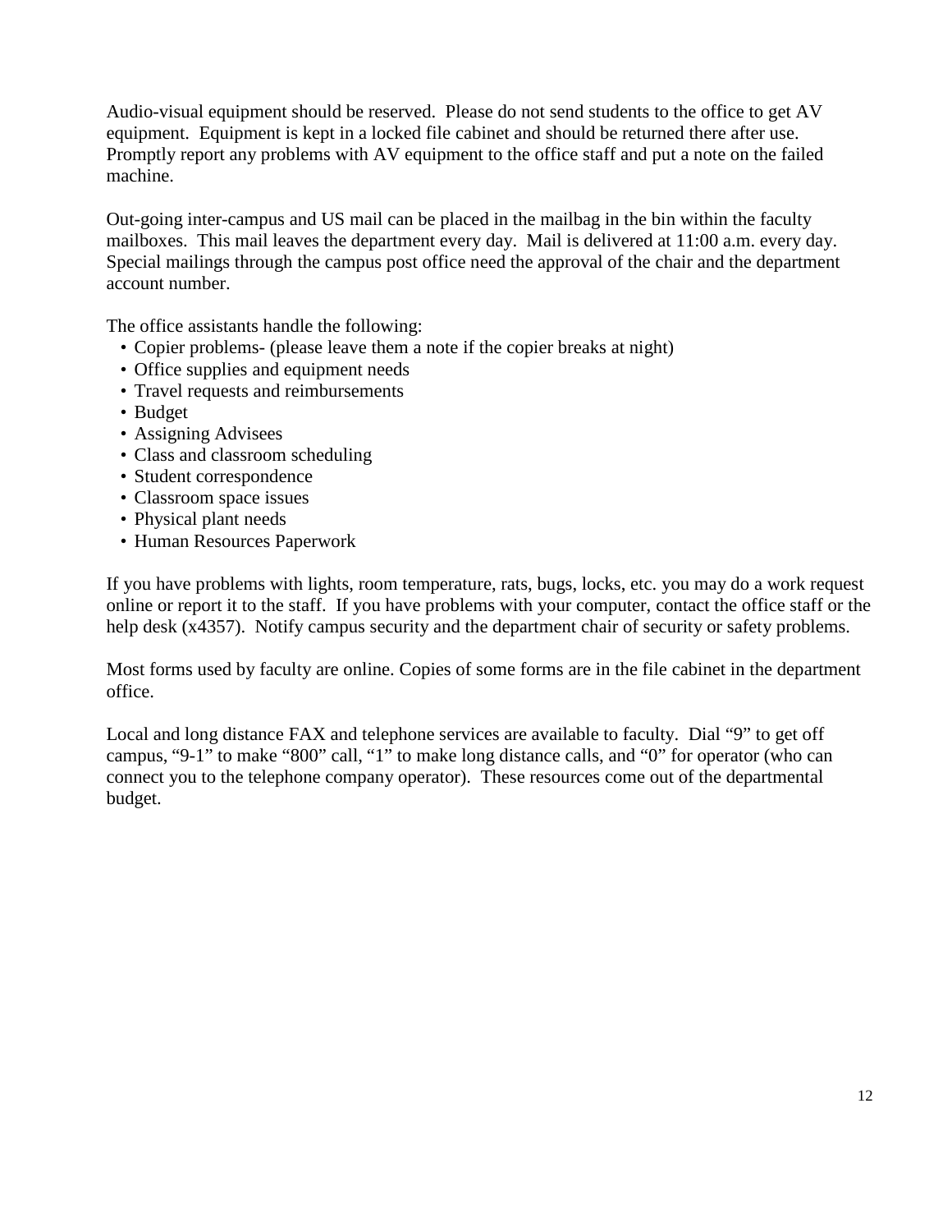Audio-visual equipment should be reserved. Please do not send students to the office to get AV equipment. Equipment is kept in a locked file cabinet and should be returned there after use. Promptly report any problems with AV equipment to the office staff and put a note on the failed machine.

Out-going inter-campus and US mail can be placed in the mailbag in the bin within the faculty mailboxes. This mail leaves the department every day. Mail is delivered at 11:00 a.m. every day. Special mailings through the campus post office need the approval of the chair and the department account number.

The office assistants handle the following:

- Copier problems- (please leave them a note if the copier breaks at night)
- Office supplies and equipment needs
- Travel requests and reimbursements
- Budget
- Assigning Advisees
- Class and classroom scheduling
- Student correspondence
- Classroom space issues
- Physical plant needs
- Human Resources Paperwork

If you have problems with lights, room temperature, rats, bugs, locks, etc. you may do a work request online or report it to the staff. If you have problems with your computer, contact the office staff or the help desk (x4357). Notify campus security and the department chair of security or safety problems.

Most forms used by faculty are online. Copies of some forms are in the file cabinet in the department office.

Local and long distance FAX and telephone services are available to faculty. Dial "9" to get off campus, "9-1" to make "800" call, "1" to make long distance calls, and "0" for operator (who can connect you to the telephone company operator). These resources come out of the departmental budget.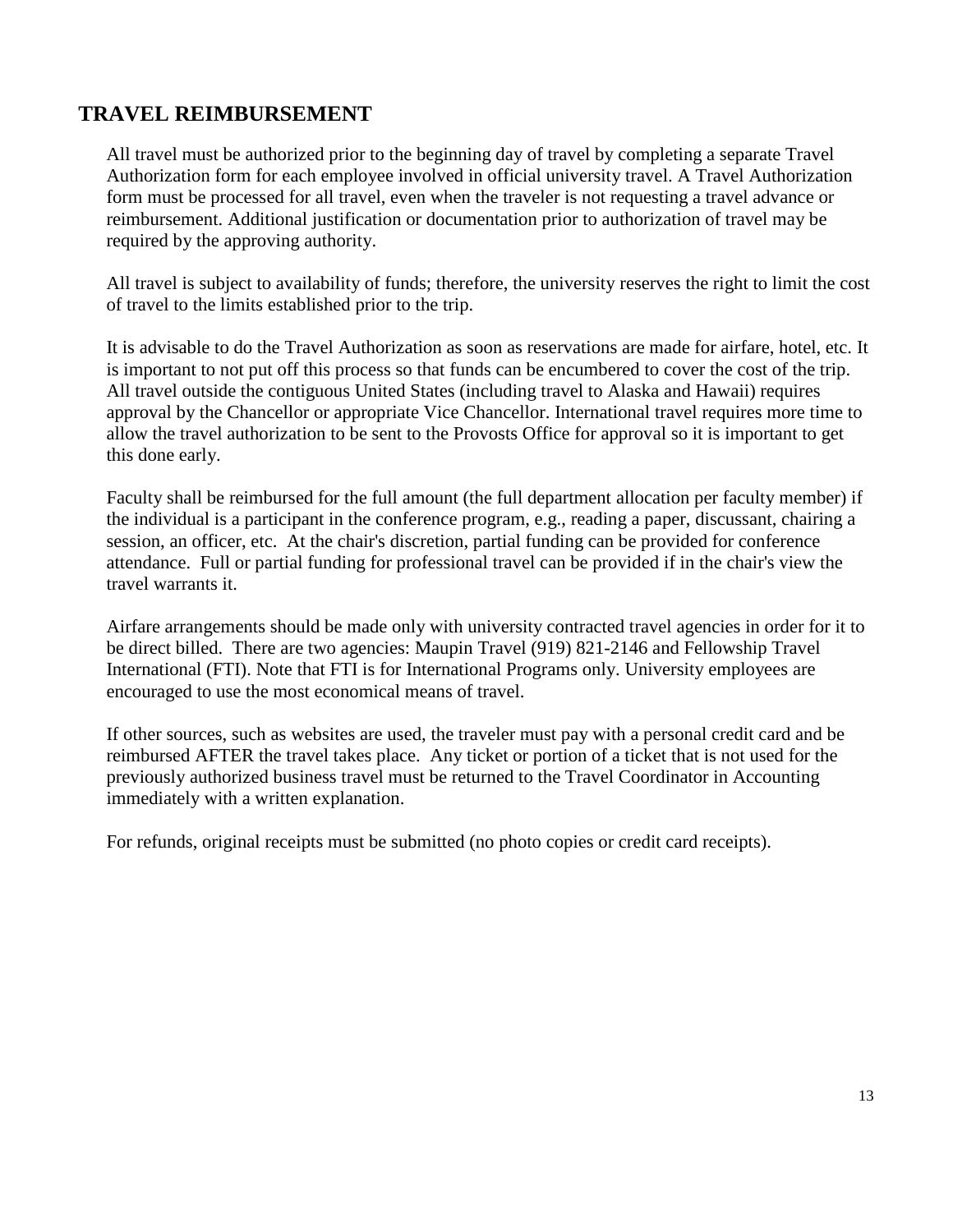## TRAVEL REIMBURSEMENT

All travel must be authorized prior to the beginning day of travel by completing a separate Travel Authorization form for each employee involved in official university travel. A Travel Authorization form must be processed for all travel, even when the traveler is not requesting a travel advance or reimbursement. Additional justification or documentation prior to authorization of travel may be required by the approving authority.

All travel is subject to availability of funds; therefore, the university reserves the right to limit the cost of travel to the limits established prior to the trip.

It is advisable to do the Travel Authorization as soon as reservations are made for airfare, hotel, etc. It is important to not put off this process so that funds can be encumbered to cover the cost of the trip. All travel outside the contiguous United States (including travel to Alaska and Hawaii) requires approval by the Chancellor or appropriate Vice Chancellor. International travel requires more time to allow the travel authorization to be sent to the Provosts Office for approval so it is important to get this done early.

Faculty shall be reimbursed for the full amount (the full department allocation per faculty member) if the individual is a participant in the conference program, e.g., reading a paper, discussant, chairing a session, an officer, etc. At the chair's discretion, partial funding can be provided for conference attendance. Full or partial funding for professional travel can be provided if in the chair's view the travel warrants it.

Airfare arrangements should be made only with university contracted travel agencies in order for it to be direct billed. There are two agencies: Maupin Travel (919) 821-2146 and Fellowship Travel International (FTI). Note that FTI is for International Programs only. University employees are encouraged to use the most economical means of travel.

If other sources, such as websites are used, the traveler must pay with a personal credit card and be reimbursed AFTER the travel takes place. Any ticket or portion of a ticket that is not used for the previously authorized business travel must be returned to the Travel Coordinator in Accounting immediately with a written explanation.

For refunds, original receipts must be submitted (no photo copies or credit card receipts).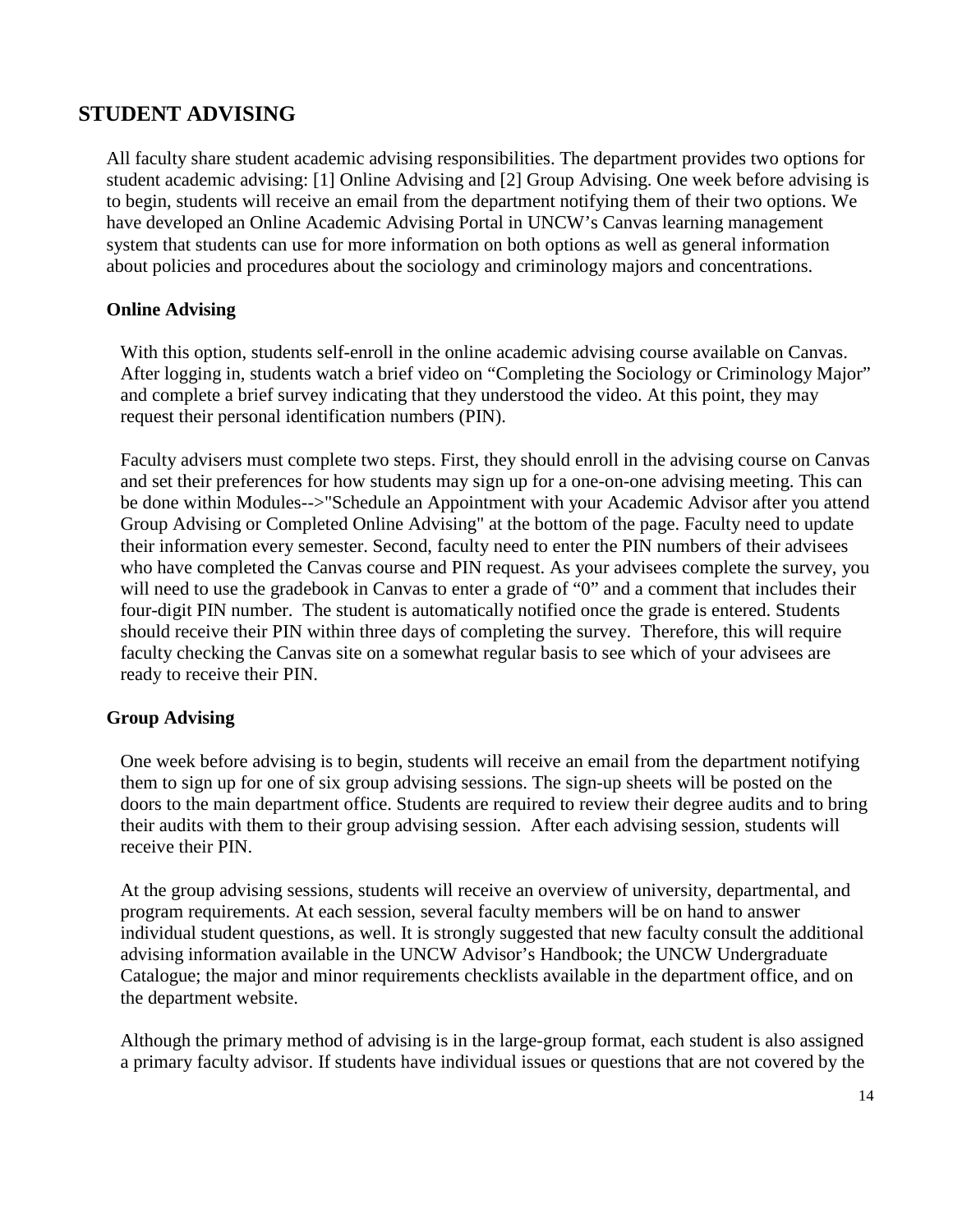## STUDENT ADVISING

All faculty share student academic advising responsibilities. The department provides two options for student academic advising: [1] Online Advising and [2] Group Advising. One week before advising is to begin, students will receive an email from the department notifying them of their two options. We have developed an Online Academic Advising Portal in UNCW's Canvas learning management system that students can use for more information on both options as well as general information about policies and procedures about the sociology and criminology majors and concentrations.

### Online Advising

With this option, students self-enroll in the online academic advising course available on Canvas. After logging in, students watch a brief video on "Completing the Sociology or Criminology Major" and complete a brief survey indicating that they understood the video. At this point, they may request their personal identification numbers (PIN).

Faculty advisers must complete two steps. First, they should enroll in the advising course on Canvas and set their preferences for how students may sign up for a one-on-one advising meeting. This can be done within Modules-->"Schedule an Appointment with your Academic Advisor after you attend Group Advising or Completed Online Advising" at the bottom of the page. Faculty need to update their information every semester. Second, faculty need to enter the PIN numbers of their advisees who have completed the Canvas course and PIN request. As your advisees complete the survey, you will need to use the gradebook in Canvas to enter a grade of "0" and a comment that includes their four-digit PIN number. The student is automatically notified once the grade is entered. Students should receive their PIN within three days of completing the survey. Therefore, this will require faculty checking the Canvas site on a somewhat regular basis to see which of your advisees are ready to receive their PIN.

### Group Advising

One week before advising is to begin, students will receive an email from the department notifying them to sign up for one of six group advising sessions. The sign-up sheets will be posted on the doors to the main department office. Students are required to review their degree audits and to bring their audits with them to their group advising session. After each advising session, students will receive their PIN.

At the group advising sessions, students will receive an overview of university, departmental, and program requirements. At each session, several faculty members will be on hand to answer individual student questions, as well. It is strongly suggested that new faculty consult the additional advising information available in the UNCW Advisor's Handbook; the UNCW Undergraduate Catalogue; the major and minor requirements checklists available in the department office, and on the department website.

Although the primary method of advising is in the large-group format, each student is also assigned a primary faculty advisor. If students have individual issues or questions that are not covered by the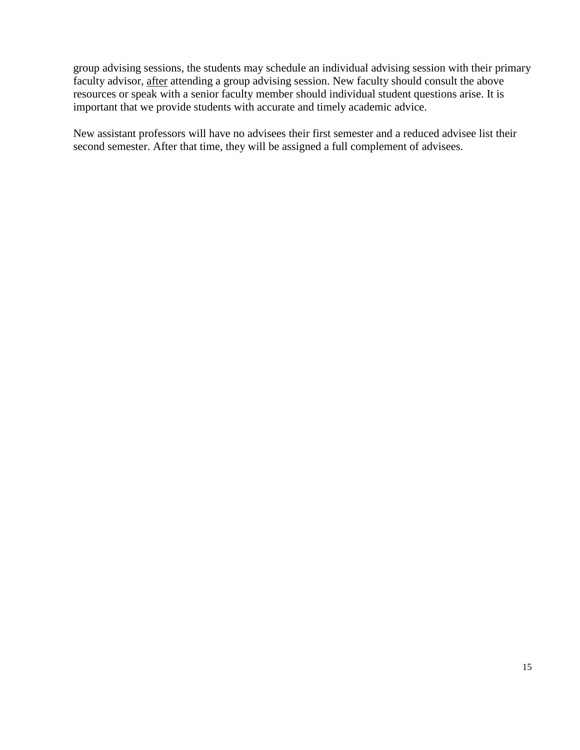group advising sessions, the students may schedule an individual advising session with their primary faculty advisor, <u>after</u> attending a group advising session. New faculty should consult the above resources or speak with a senior faculty member should individual student questions arise. It is important that we provide students with accurate and timely academic advice.

New assistant professors will have no advisees their first semester and a reduced advisee list their second semester. After that time, they will be assigned a full complement of advisees.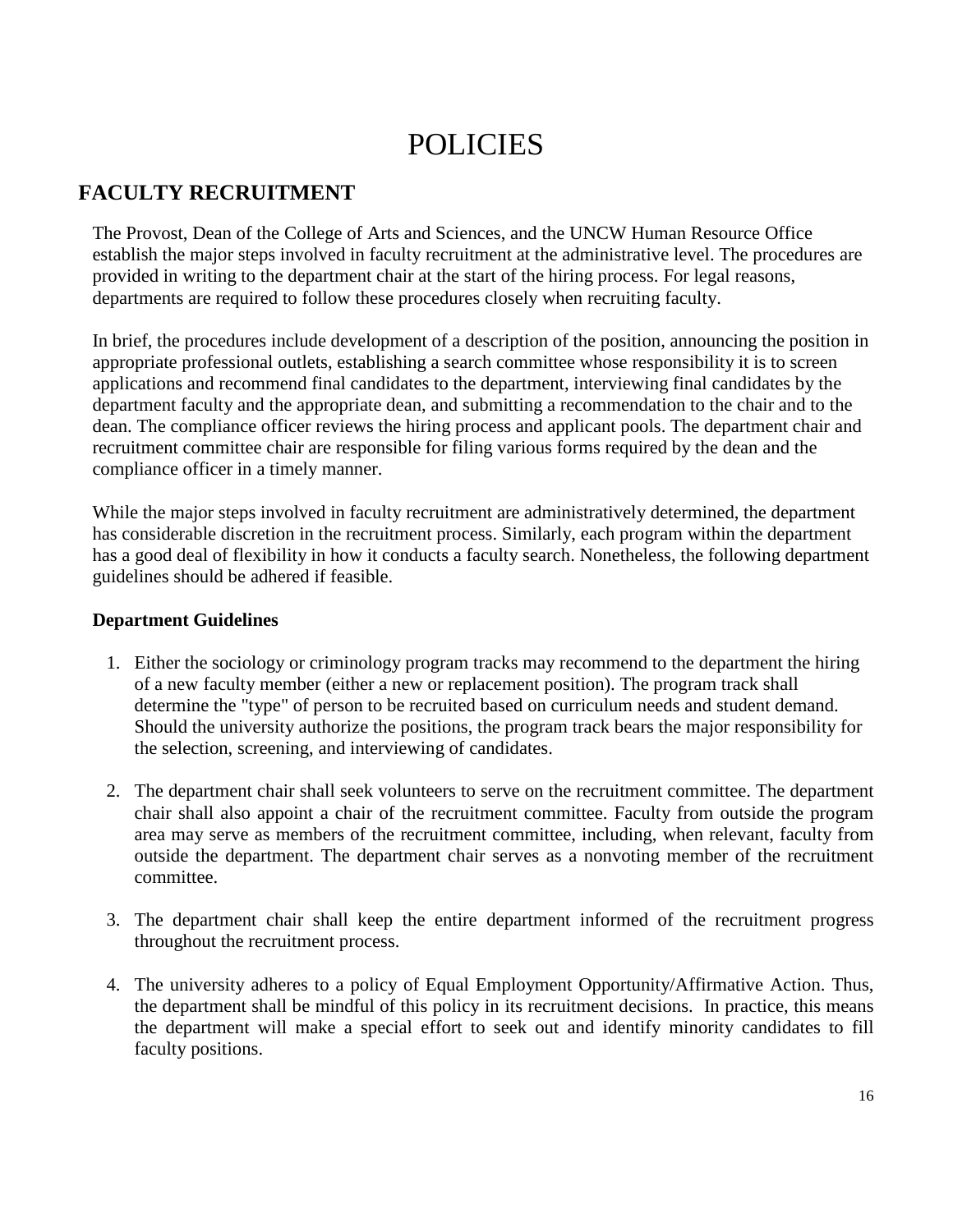# POLICIES

## FACULTY RECRUITMENT

The Provost, Dean of the College of Arts and Sciences, and the UNCW Human Resource Office establish the major steps involved in faculty recruitment at the administrative level. The procedures are provided in writing to the department chair at the start of the hiring process. For legal reasons, departments are required to follow these procedures closely when recruiting faculty.

In brief, the procedures include development of a description of the position, announcing the position in appropriate professional outlets, establishing a search committee whose responsibility it is to screen applications and recommend final candidates to the department, interviewing final candidates by the department faculty and the appropriate dean, and submitting a recommendation to the chair and to the dean. The compliance officer reviews the hiring process and applicant pools. The department chair and recruitment committee chair are responsible for filing various forms required by the dean and the compliance officer in a timely manner.

While the major steps involved in faculty recruitment are administratively determined, the department has considerable discretion in the recruitment process. Similarly, each program within the department has a good deal of flexibility in how it conducts a faculty search. Nonetheless, the following department guidelines should be adhered if feasible.

### Department Guidelines

1. Either the sociology or criminology program tracks may recommend to the department the hiring of a new faculty member (either a new or replacement position). The program track shall determine the "type" of person to be recruited based on curriculum needs and student demand. Should the university authorize the positions, the program track bears the major responsibility for the selection, screening, and interviewing of candidates.

2. The department chair shall seek volunteers to serve on the recruitment committee. The department chair shall also appoint a chair of the recruitment committee. Faculty from outside the program area may serve as members of the recruitment committee, including, when relevant, faculty from outside the department. The department chair serves as a nonvoting member of the recruitment committee.

3. The department chair shall keep the entire department informed of the recruitment progress throughout the recruitment process.

4. The university adheres to a policy of Equal Employment Opportunity/Affirmative Action. Thus, the department shall be mindful of this policy in its recruitment decisions. In practice, this means the department will make a special effort to seek out and identify minority candidates to fill faculty positions.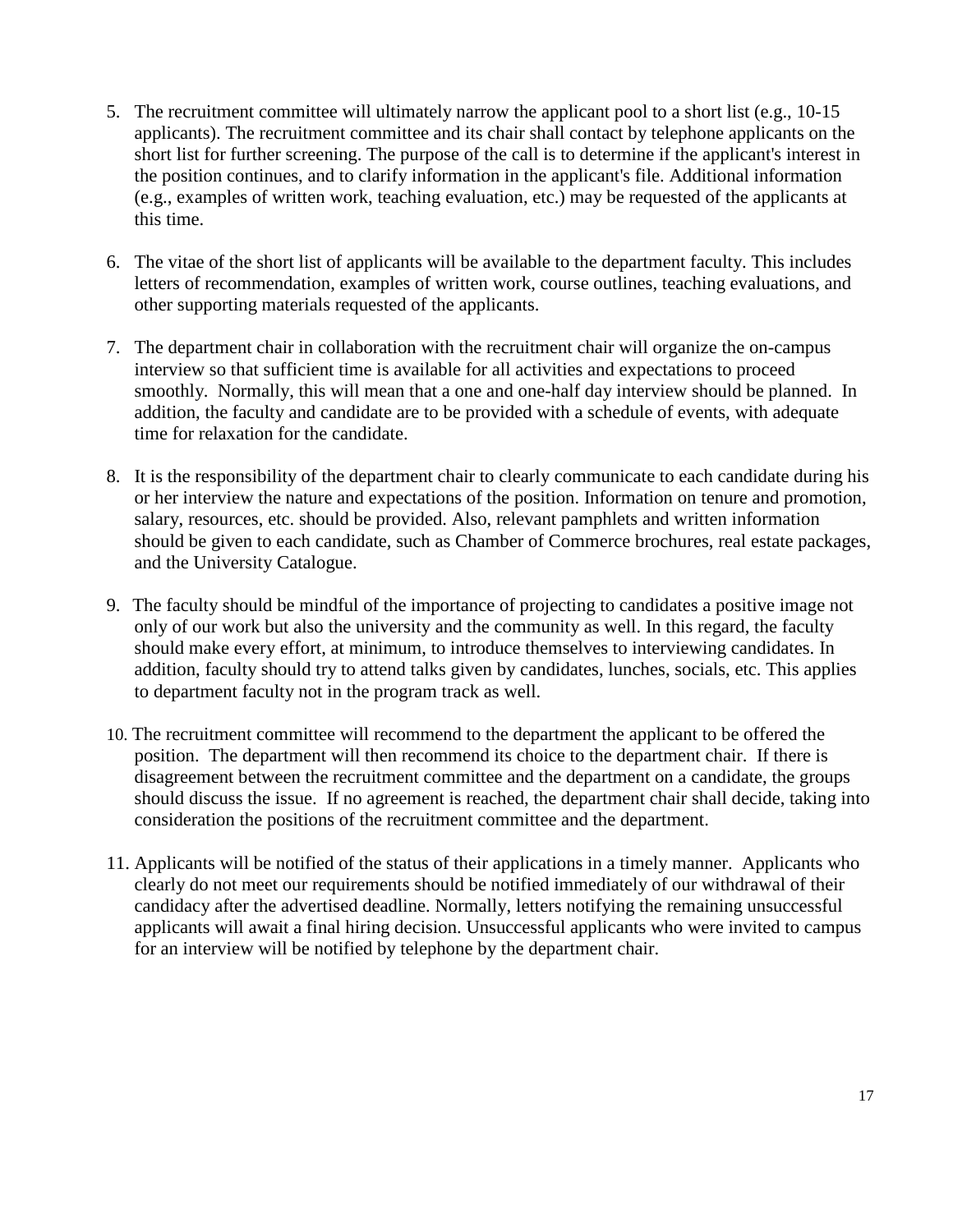5. The recruitment committee will ultimately narrow the applicant pool to a short list (e.g., 10-15 applicants). The recruitment committee and its chair shall contact by telephone applicants on the short list for further screening. The purpose of the call is to determine if the applicant's interest in the position continues, and to clarify information in the applicant's file. Additional information (e.g., examples of written work, teaching evaluation, etc.) may be requested of the applicants at this time.

6. The vitae of the short list of applicants will be available to the department faculty. This includes letters of recommendation, examples of written work, course outlines, teaching evaluations, and other supporting materials requested of the applicants.

7. The department chair in collaboration with the recruitment chair will organize the on-campus interview so that sufficient time is available for all activities and expectations to proceed smoothly. Normally, this will mean that a one and one-half day interview should be planned. In addition, the faculty and candidate are to be provided with a schedule of events, with adequate time for relaxation for the candidate.

8. It is the responsibility of the department chair to clearly communicate to each candidate during his or her interview the nature and expectations of the position. Information on tenure and promotion, salary, resources, etc. should be provided. Also, relevant pamphlets and written information should be given to each candidate, such as Chamber of Commerce brochures, real estate packages, and the University Catalogue.

9. The faculty should be mindful of the importance of projecting to candidates a positive image not only of our work but also the university and the community as well. In this regard, the faculty should make every effort, at minimum, to introduce themselves to interviewing candidates. In addition, faculty should try to attend talks given by candidates, lunches, socials, etc. This applies to department faculty not in the program track as well.

10. The recruitment committee will recommend to the department the applicant to be offered the position. The department will then recommend its choice to the department chair. If there is disagreement between the recruitment committee and the department on a candidate, the groups should discuss the issue. If no agreement is reached, the department chair shall decide, taking into consideration the positions of the recruitment committee and the department.

11. Applicants will be notified of the status of their applications in a timely manner. Applicants who clearly do not meet our requirements should be notified immediately of our withdrawal of their candidacy after the advertised deadline. Normally, letters notifying the remaining unsuccessful applicants will await a final hiring decision. Unsuccessful applicants who were invited to campus for an interview will be notified by telephone by the department chair.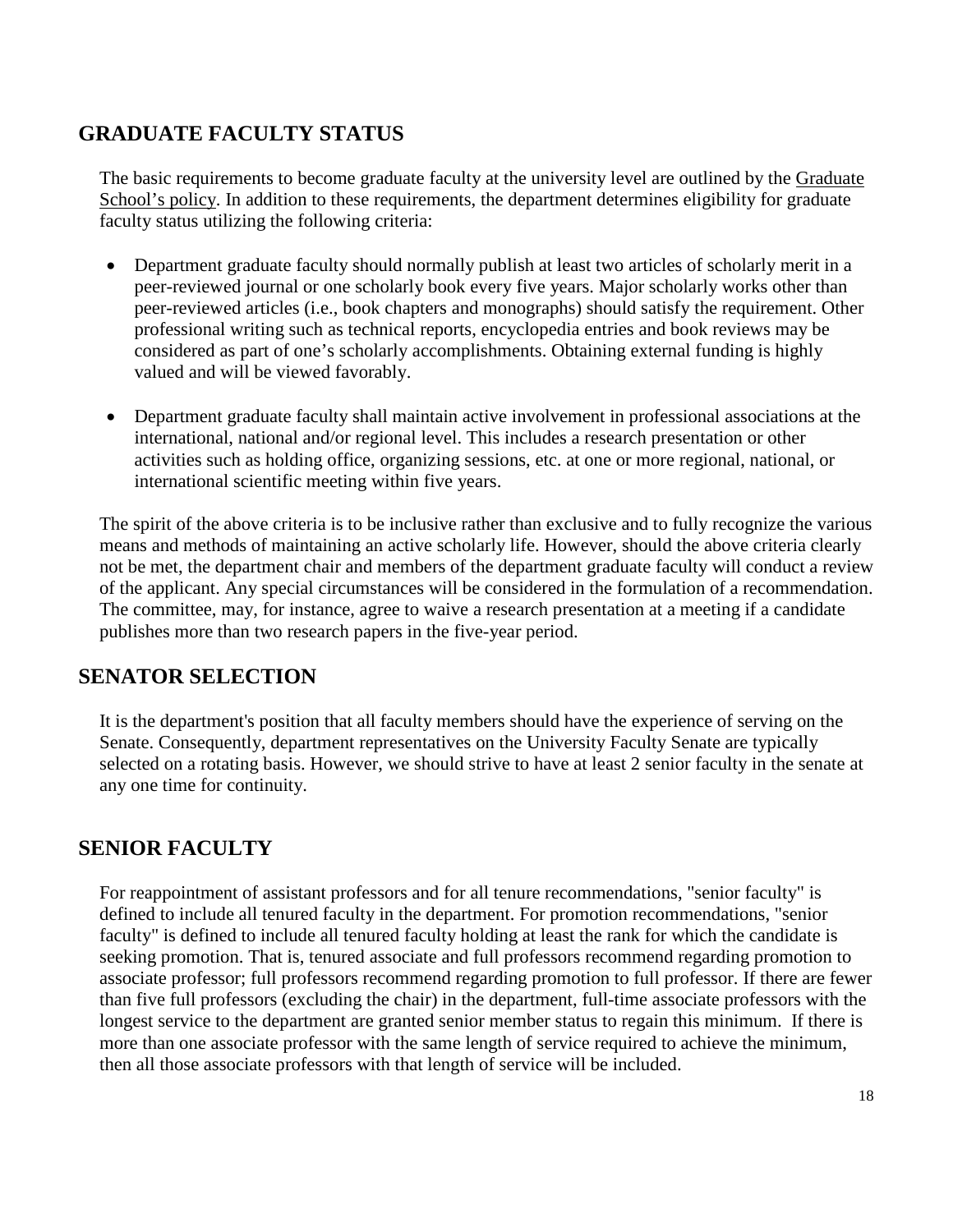## GRADUATE FACULTY STATUS

The basic requirements to become graduate faculty at the university level are outlined by the Graduate School's policy. In addition to these requirements, the department determines eligibility for graduate faculty status utilizing the following criteria:

- Department graduate faculty should normally publish at least two articles of scholarly merit in a peer-reviewed journal or one scholarly book every five years. Major scholarly works other than peer-reviewed articles (i.e., book chapters and monographs) should satisfy the requirement. Other professional writing such as technical reports, encyclopedia entries and book reviews may be considered as part of one's scholarly accomplishments. Obtaining external funding is highly valued and will be viewed favorably.

- Department graduate faculty shall maintain active involvement in professional associations at the international, national and/or regional level. This includes a research presentation or other activities such as holding office, organizing sessions, etc. at one or more regional, national, or international scientific meeting within five years.

The spirit of the above criteria is to be inclusive rather than exclusive and to fully recognize the various means and methods of maintaining an active scholarly life. However, should the above criteria clearly not be met, the department chair and members of the department graduate faculty will conduct a review of the applicant. Any special circumstances will be considered in the formulation of a recommendation. The committee, may, for instance, agree to waive a research presentation at a meeting if a candidate publishes more than two research papers in the five-year period.

## SENATOR SELECTION

It is the department's position that all faculty members should have the experience of serving on the Senate. Consequently, department representatives on the University Faculty Senate are typically selected on a rotating basis. However, we should strive to have at least 2 senior faculty in the senate at any one time for continuity.

## SENIOR FACULTY

For reappointment of assistant professors and for all tenure recommendations, "senior faculty" is defined to include all tenured faculty in the department. For promotion recommendations, "senior faculty" is defined to include all tenured faculty holding at least the rank for which the candidate is seeking promotion. That is, tenured associate and full professors recommend regarding promotion to associate professor; full professors recommend regarding promotion to full professor. If there are fewer than five full professors (excluding the chair) in the department, full-time associate professors with the longest service to the department are granted senior member status to regain this minimum. If there is more than one associate professor with the same length of service required to achieve the minimum, then all those associate professors with that length of service will be included.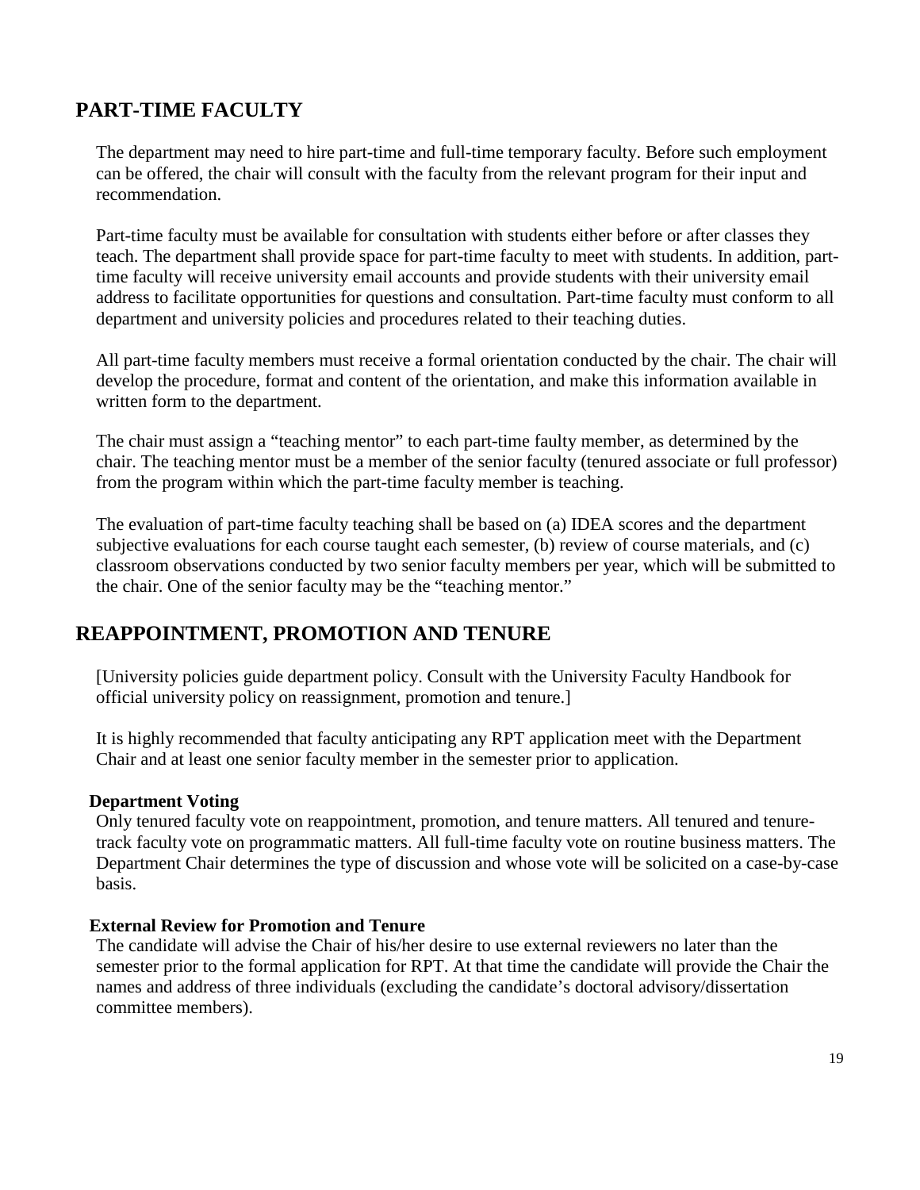## PART-TIME FACULTY

The department may need to hire part-time and full-time temporary faculty. Before such employment can be offered, the chair will consult with the faculty from the relevant program for their input and recommendation.

Part-time faculty must be available for consultation with students either before or after classes they teach. The department shall provide space for part-time faculty to meet with students. In addition, part-time faculty will receive university email accounts and provide students with their university email address to facilitate opportunities for questions and consultation. Part-time faculty must conform to all department and university policies and procedures related to their teaching duties.

All part-time faculty members must receive a formal orientation conducted by the chair. The chair will develop the procedure, format and content of the orientation, and make this information available in written form to the department.

The chair must assign a "teaching mentor" to each part-time faulty member, as determined by the chair. The teaching mentor must be a member of the senior faculty (tenured associate or full professor) from the program within which the part-time faculty member is teaching.

The evaluation of part-time faculty teaching shall be based on (a) IDEA scores and the department subjective evaluations for each course taught each semester, (b) review of course materials, and (c) classroom observations conducted by two senior faculty members per year, which will be submitted to the chair. One of the senior faculty may be the "teaching mentor."

## REAPPOINTMENT, PROMOTION AND TENURE

[University policies guide department policy. Consult with the University Faculty Handbook for official university policy on reassignment, promotion and tenure.]

It is highly recommended that faculty anticipating any RPT application meet with the Department Chair and at least one senior faculty member in the semester prior to application.

### Department Voting

Only tenured faculty vote on reappointment, promotion, and tenure matters. All tenured and tenure-track faculty vote on programmatic matters. All full-time faculty vote on routine business matters. The Department Chair determines the type of discussion and whose vote will be solicited on a case-by-case basis.

### External Review for Promotion and Tenure

The candidate will advise the Chair of his/her desire to use external reviewers no later than the semester prior to the formal application for RPT. At that time the candidate will provide the Chair the names and address of three individuals (excluding the candidate's doctoral advisory/dissertation committee members).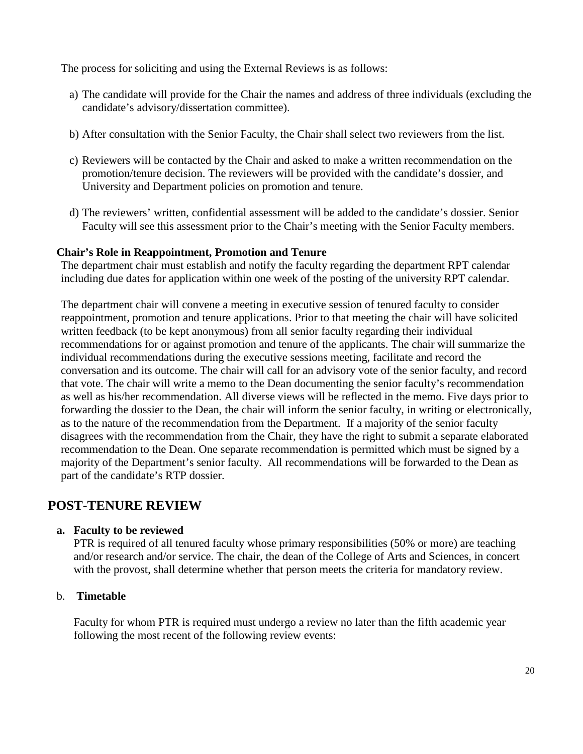The process for soliciting and using the External Reviews is as follows:

a) The candidate will provide for the Chair the names and address of three individuals (excluding the candidate's advisory/dissertation committee).

b) After consultation with the Senior Faculty, the Chair shall select two reviewers from the list.

c) Reviewers will be contacted by the Chair and asked to make a written recommendation on the promotion/tenure decision. The reviewers will be provided with the candidate's dossier, and University and Department policies on promotion and tenure.

d) The reviewers' written, confidential assessment will be added to the candidate's dossier. Senior Faculty will see this assessment prior to the Chair's meeting with the Senior Faculty members.

**Chair's Role in Reappointment, Promotion and Tenure**

The department chair must establish and notify the faculty regarding the department RPT calendar including due dates for application within one week of the posting of the university RPT calendar.

The department chair will convene a meeting in executive session of tenured faculty to consider reappointment, promotion and tenure applications. Prior to that meeting the chair will have solicited written feedback (to be kept anonymous) from all senior faculty regarding their individual recommendations for or against promotion and tenure of the applicants. The chair will summarize the individual recommendations during the executive sessions meeting, facilitate and record the conversation and its outcome. The chair will call for an advisory vote of the senior faculty, and record that vote. The chair will write a memo to the Dean documenting the senior faculty's recommendation as well as his/her recommendation. All diverse views will be reflected in the memo. Five days prior to forwarding the dossier to the Dean, the chair will inform the senior faculty, in writing or electronically, as to the nature of the recommendation from the Department. If a majority of the senior faculty disagrees with the recommendation from the Chair, they have the right to submit a separate elaborated recommendation to the Dean. One separate recommendation is permitted which must be signed by a majority of the Department's senior faculty. All recommendations will be forwarded to the Dean as part of the candidate's RTP dossier.

## POST-TENURE REVIEW

**a. Faculty to be reviewed**

PTR is required of all tenured faculty whose primary responsibilities (50% or more) are teaching and/or research and/or service. The chair, the dean of the College of Arts and Sciences, in concert with the provost, shall determine whether that person meets the criteria for mandatory review.

b. **Timetable**

Faculty for whom PTR is required must undergo a review no later than the fifth academic year following the most recent of the following review events: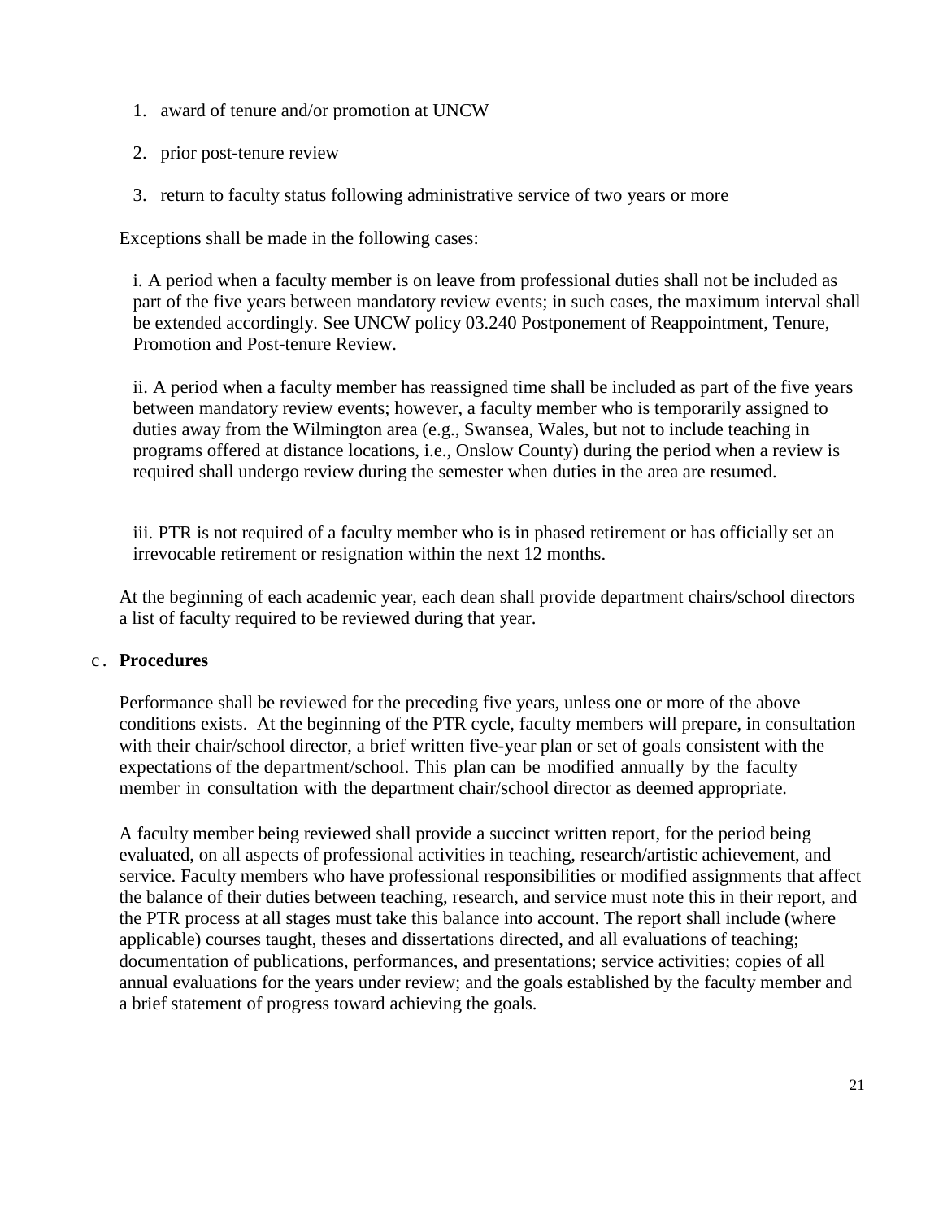1. award of tenure and/or promotion at UNCW
2. prior post-tenure review
3. return to faculty status following administrative service of two years or more

Exceptions shall be made in the following cases:

i. A period when a faculty member is on leave from professional duties shall not be included as part of the five years between mandatory review events; in such cases, the maximum interval shall be extended accordingly. See UNCW policy 03.240 Postponement of Reappointment, Tenure, Promotion and Post-tenure Review.

ii. A period when a faculty member has reassigned time shall be included as part of the five years between mandatory review events; however, a faculty member who is temporarily assigned to duties away from the Wilmington area (e.g., Swansea, Wales, but not to include teaching in programs offered at distance locations, i.e., Onslow County) during the period when a review is required shall undergo review during the semester when duties in the area are resumed.

iii. PTR is not required of a faculty member who is in phased retirement or has officially set an irrevocable retirement or resignation within the next 12 months.

At the beginning of each academic year, each dean shall provide department chairs/school directors a list of faculty required to be reviewed during that year.

c. **Procedures**

Performance shall be reviewed for the preceding five years, unless one or more of the above conditions exists. At the beginning of the PTR cycle, faculty members will prepare, in consultation with their chair/school director, a brief written five-year plan or set of goals consistent with the expectations of the department/school. This plan can be modified annually by the faculty member in consultation with the department chair/school director as deemed appropriate.

A faculty member being reviewed shall provide a succinct written report, for the period being evaluated, on all aspects of professional activities in teaching, research/artistic achievement, and service. Faculty members who have professional responsibilities or modified assignments that affect the balance of their duties between teaching, research, and service must note this in their report, and the PTR process at all stages must take this balance into account. The report shall include (where applicable) courses taught, theses and dissertations directed, and all evaluations of teaching; documentation of publications, performances, and presentations; service activities; copies of all annual evaluations for the years under review; and the goals established by the faculty member and a brief statement of progress toward achieving the goals.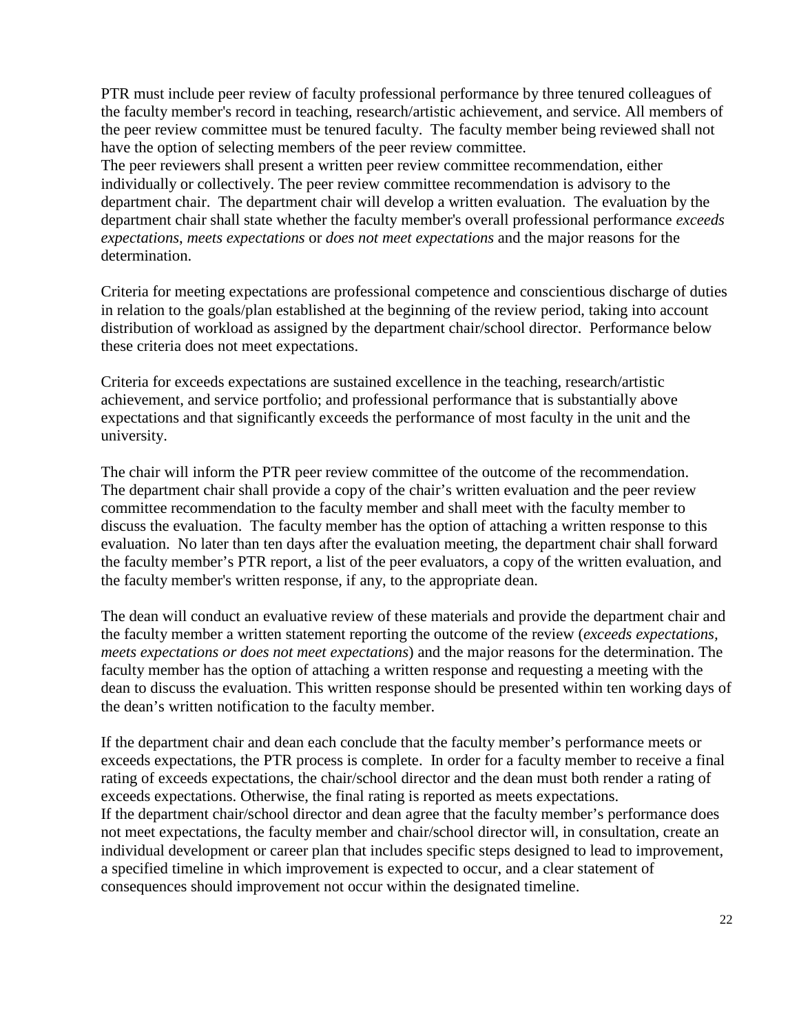PTR must include peer review of faculty professional performance by three tenured colleagues of the faculty member's record in teaching, research/artistic achievement, and service. All members of the peer review committee must be tenured faculty. The faculty member being reviewed shall not have the option of selecting members of the peer review committee.

The peer reviewers shall present a written peer review committee recommendation, either individually or collectively. The peer review committee recommendation is advisory to the department chair. The department chair will develop a written evaluation. The evaluation by the department chair shall state whether the faculty member's overall professional performance *exceeds expectations*, *meets expectations* or *does not meet expectations* and the major reasons for the determination.

Criteria for meeting expectations are professional competence and conscientious discharge of duties in relation to the goals/plan established at the beginning of the review period, taking into account distribution of workload as assigned by the department chair/school director. Performance below these criteria does not meet expectations.

Criteria for exceeds expectations are sustained excellence in the teaching, research/artistic achievement, and service portfolio; and professional performance that is substantially above expectations and that significantly exceeds the performance of most faculty in the unit and the university.

The chair will inform the PTR peer review committee of the outcome of the recommendation. The department chair shall provide a copy of the chair's written evaluation and the peer review committee recommendation to the faculty member and shall meet with the faculty member to discuss the evaluation. The faculty member has the option of attaching a written response to this evaluation. No later than ten days after the evaluation meeting, the department chair shall forward the faculty member's PTR report, a list of the peer evaluators, a copy of the written evaluation, and the faculty member's written response, if any, to the appropriate dean.

The dean will conduct an evaluative review of these materials and provide the department chair and the faculty member a written statement reporting the outcome of the review (*exceeds expectations, meets expectations or does not meet expectations*) and the major reasons for the determination. The faculty member has the option of attaching a written response and requesting a meeting with the dean to discuss the evaluation. This written response should be presented within ten working days of the dean's written notification to the faculty member.

If the department chair and dean each conclude that the faculty member's performance meets or exceeds expectations, the PTR process is complete. In order for a faculty member to receive a final rating of exceeds expectations, the chair/school director and the dean must both render a rating of exceeds expectations. Otherwise, the final rating is reported as meets expectations.

If the department chair/school director and dean agree that the faculty member's performance does not meet expectations, the faculty member and chair/school director will, in consultation, create an individual development or career plan that includes specific steps designed to lead to improvement, a specified timeline in which improvement is expected to occur, and a clear statement of consequences should improvement not occur within the designated timeline.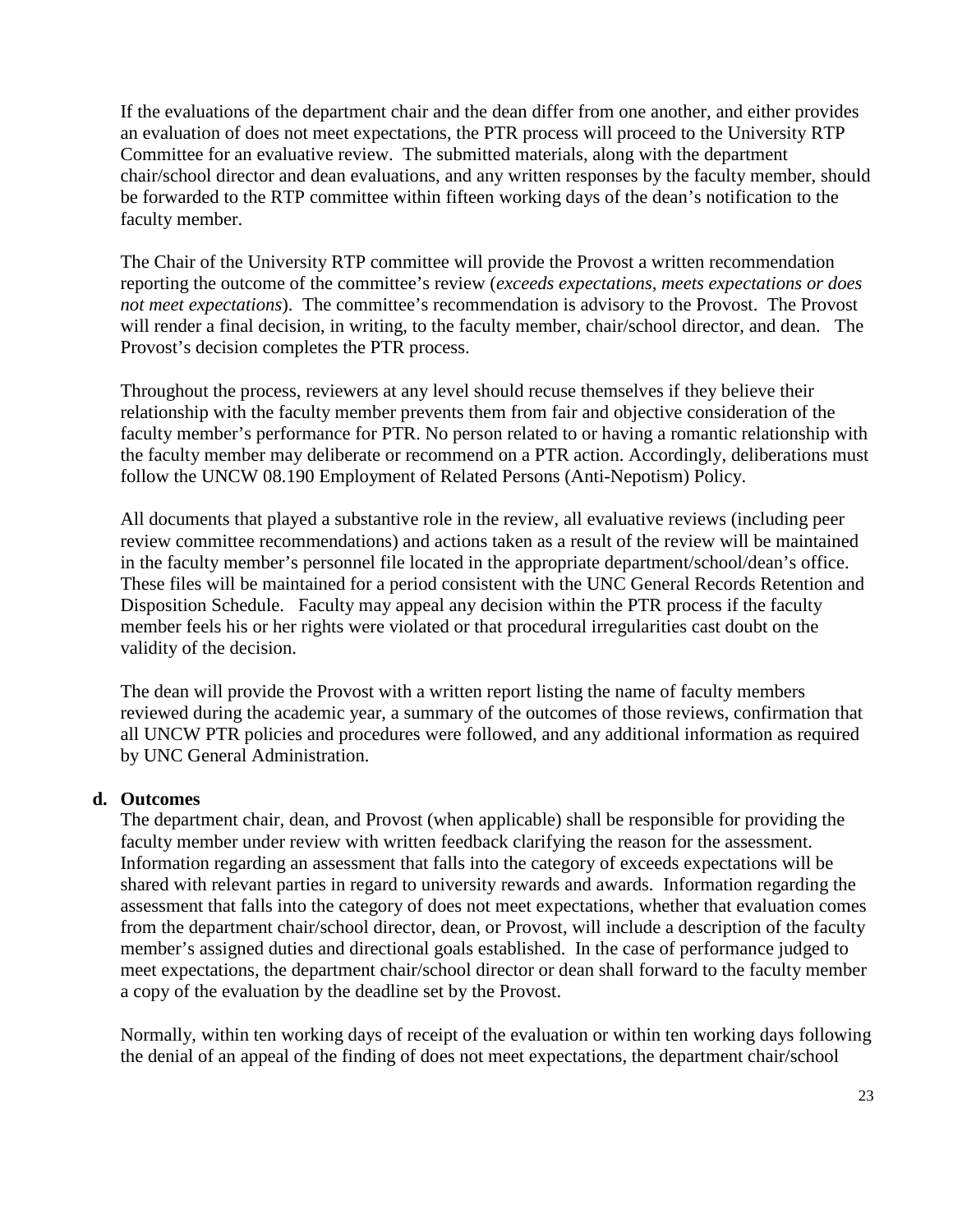If the evaluations of the department chair and the dean differ from one another, and either provides an evaluation of does not meet expectations, the PTR process will proceed to the University RTP Committee for an evaluative review. The submitted materials, along with the department chair/school director and dean evaluations, and any written responses by the faculty member, should be forwarded to the RTP committee within fifteen working days of the dean's notification to the faculty member.

The Chair of the University RTP committee will provide the Provost a written recommendation reporting the outcome of the committee's review (*exceeds expectations*, *meets expectations or does not meet expectations*). The committee's recommendation is advisory to the Provost. The Provost will render a final decision, in writing, to the faculty member, chair/school director, and dean. The Provost's decision completes the PTR process.

Throughout the process, reviewers at any level should recuse themselves if they believe their relationship with the faculty member prevents them from fair and objective consideration of the faculty member's performance for PTR. No person related to or having a romantic relationship with the faculty member may deliberate or recommend on a PTR action. Accordingly, deliberations must follow the UNCW 08.190 Employment of Related Persons (Anti-Nepotism) Policy.

All documents that played a substantive role in the review, all evaluative reviews (including peer review committee recommendations) and actions taken as a result of the review will be maintained in the faculty member's personnel file located in the appropriate department/school/dean's office. These files will be maintained for a period consistent with the UNC General Records Retention and Disposition Schedule. Faculty may appeal any decision within the PTR process if the faculty member feels his or her rights were violated or that procedural irregularities cast doubt on the validity of the decision.

The dean will provide the Provost with a written report listing the name of faculty members reviewed during the academic year, a summary of the outcomes of those reviews, confirmation that all UNCW PTR policies and procedures were followed, and any additional information as required by UNC General Administration.

**d. Outcomes**

The department chair, dean, and Provost (when applicable) shall be responsible for providing the faculty member under review with written feedback clarifying the reason for the assessment. Information regarding an assessment that falls into the category of exceeds expectations will be shared with relevant parties in regard to university rewards and awards. Information regarding the assessment that falls into the category of does not meet expectations, whether that evaluation comes from the department chair/school director, dean, or Provost, will include a description of the faculty member's assigned duties and directional goals established. In the case of performance judged to meet expectations, the department chair/school director or dean shall forward to the faculty member a copy of the evaluation by the deadline set by the Provost.

Normally, within ten working days of receipt of the evaluation or within ten working days following the denial of an appeal of the finding of does not meet expectations, the department chair/school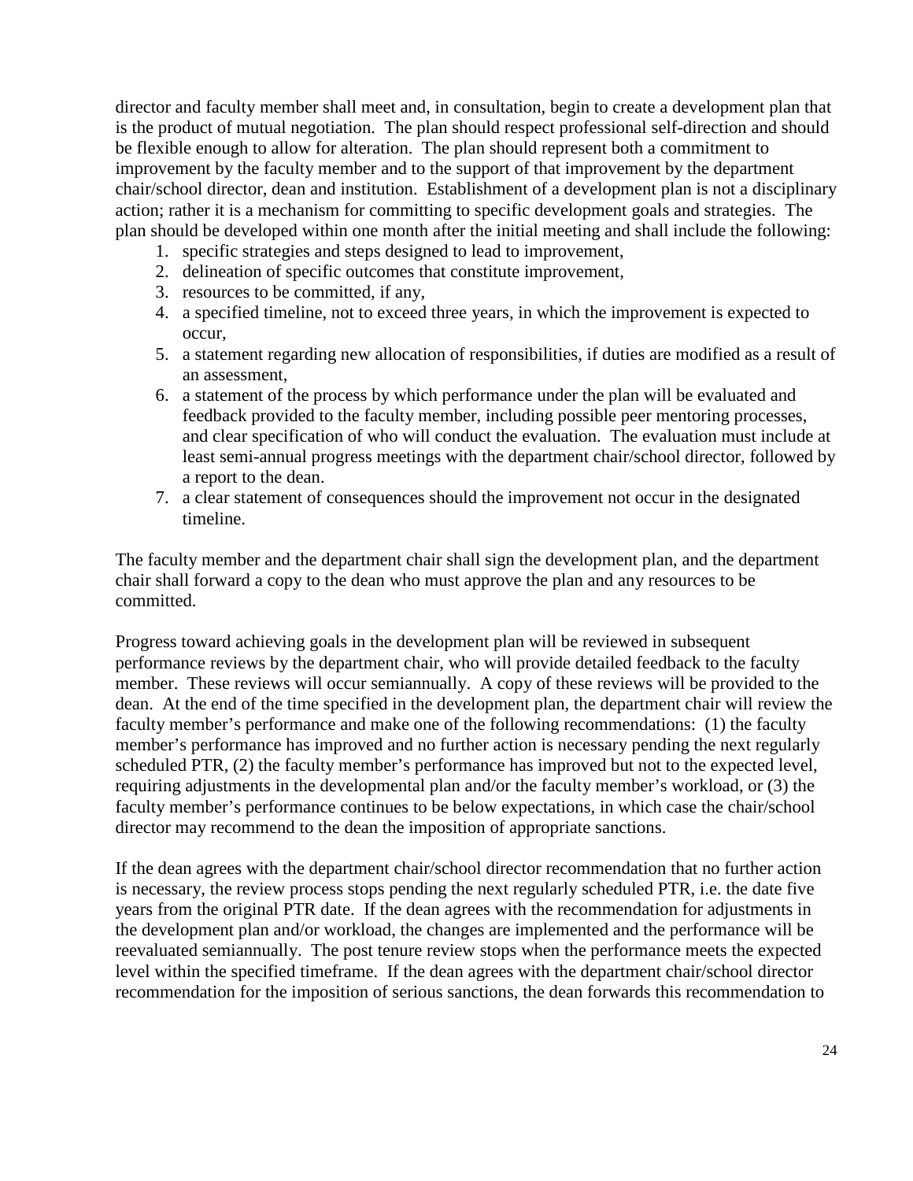director and faculty member shall meet and, in consultation, begin to create a development plan that is the product of mutual negotiation. The plan should respect professional self-direction and should be flexible enough to allow for alteration. The plan should represent both a commitment to improvement by the faculty member and to the support of that improvement by the department chair/school director, dean and institution. Establishment of a development plan is not a disciplinary action; rather it is a mechanism for committing to specific development goals and strategies. The plan should be developed within one month after the initial meeting and shall include the following:

1. specific strategies and steps designed to lead to improvement,
2. delineation of specific outcomes that constitute improvement,
3. resources to be committed, if any,
4. a specified timeline, not to exceed three years, in which the improvement is expected to occur,
5. a statement regarding new allocation of responsibilities, if duties are modified as a result of an assessment,
6. a statement of the process by which performance under the plan will be evaluated and feedback provided to the faculty member, including possible peer mentoring processes, and clear specification of who will conduct the evaluation. The evaluation must include at least semi-annual progress meetings with the department chair/school director, followed by a report to the dean.
7. a clear statement of consequences should the improvement not occur in the designated timeline.

The faculty member and the department chair shall sign the development plan, and the department chair shall forward a copy to the dean who must approve the plan and any resources to be committed.

Progress toward achieving goals in the development plan will be reviewed in subsequent performance reviews by the department chair, who will provide detailed feedback to the faculty member. These reviews will occur semiannually. A copy of these reviews will be provided to the dean. At the end of the time specified in the development plan, the department chair will review the faculty member's performance and make one of the following recommendations: (1) the faculty member's performance has improved and no further action is necessary pending the next regularly scheduled PTR, (2) the faculty member's performance has improved but not to the expected level, requiring adjustments in the developmental plan and/or the faculty member's workload, or (3) the faculty member's performance continues to be below expectations, in which case the chair/school director may recommend to the dean the imposition of appropriate sanctions.

If the dean agrees with the department chair/school director recommendation that no further action is necessary, the review process stops pending the next regularly scheduled PTR, i.e. the date five years from the original PTR date. If the dean agrees with the recommendation for adjustments in the development plan and/or workload, the changes are implemented and the performance will be reevaluated semiannually. The post tenure review stops when the performance meets the expected level within the specified timeframe. If the dean agrees with the department chair/school director recommendation for the imposition of serious sanctions, the dean forwards this recommendation to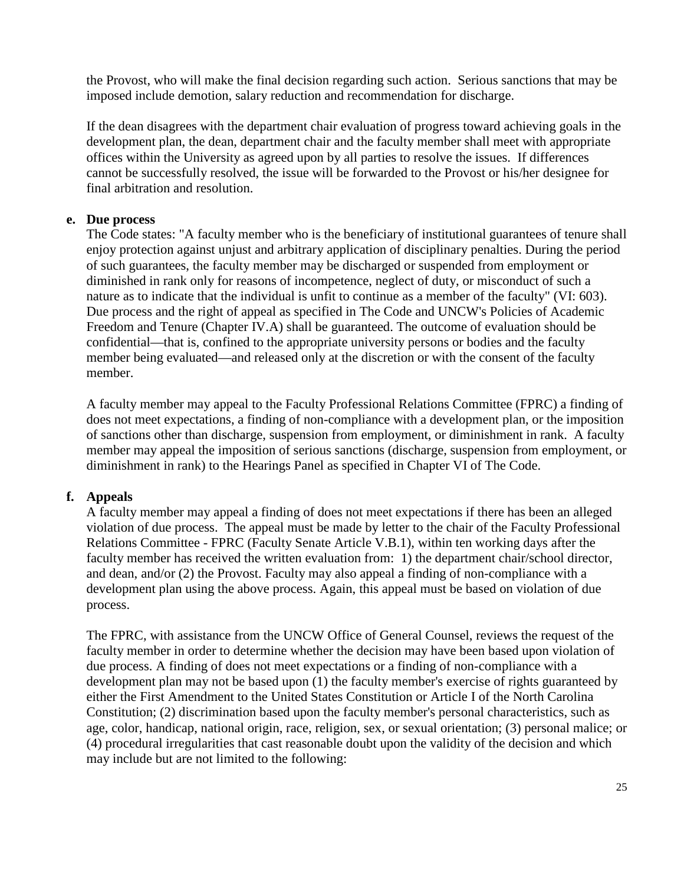the Provost, who will make the final decision regarding such action. Serious sanctions that may be imposed include demotion, salary reduction and recommendation for discharge.

If the dean disagrees with the department chair evaluation of progress toward achieving goals in the development plan, the dean, department chair and the faculty member shall meet with appropriate offices within the University as agreed upon by all parties to resolve the issues. If differences cannot be successfully resolved, the issue will be forwarded to the Provost or his/her designee for final arbitration and resolution.

**e. Due process**

The Code states: "A faculty member who is the beneficiary of institutional guarantees of tenure shall enjoy protection against unjust and arbitrary application of disciplinary penalties. During the period of such guarantees, the faculty member may be discharged or suspended from employment or diminished in rank only for reasons of incompetence, neglect of duty, or misconduct of such a nature as to indicate that the individual is unfit to continue as a member of the faculty" (VI: 603). Due process and the right of appeal as specified in The Code and UNCW's Policies of Academic Freedom and Tenure (Chapter IV.A) shall be guaranteed. The outcome of evaluation should be confidential—that is, confined to the appropriate university persons or bodies and the faculty member being evaluated—and released only at the discretion or with the consent of the faculty member.

A faculty member may appeal to the Faculty Professional Relations Committee (FPRC) a finding of does not meet expectations, a finding of non-compliance with a development plan, or the imposition of sanctions other than discharge, suspension from employment, or diminishment in rank. A faculty member may appeal the imposition of serious sanctions (discharge, suspension from employment, or diminishment in rank) to the Hearings Panel as specified in Chapter VI of The Code.

**f. Appeals**

A faculty member may appeal a finding of does not meet expectations if there has been an alleged violation of due process. The appeal must be made by letter to the chair of the Faculty Professional Relations Committee - FPRC (Faculty Senate Article V.B.1), within ten working days after the faculty member has received the written evaluation from: 1) the department chair/school director, and dean, and/or (2) the Provost. Faculty may also appeal a finding of non-compliance with a development plan using the above process. Again, this appeal must be based on violation of due process.

The FPRC, with assistance from the UNCW Office of General Counsel, reviews the request of the faculty member in order to determine whether the decision may have been based upon violation of due process. A finding of does not meet expectations or a finding of non-compliance with a development plan may not be based upon (1) the faculty member's exercise of rights guaranteed by either the First Amendment to the United States Constitution or Article I of the North Carolina Constitution; (2) discrimination based upon the faculty member's personal characteristics, such as age, color, handicap, national origin, race, religion, sex, or sexual orientation; (3) personal malice; or (4) procedural irregularities that cast reasonable doubt upon the validity of the decision and which may include but are not limited to the following: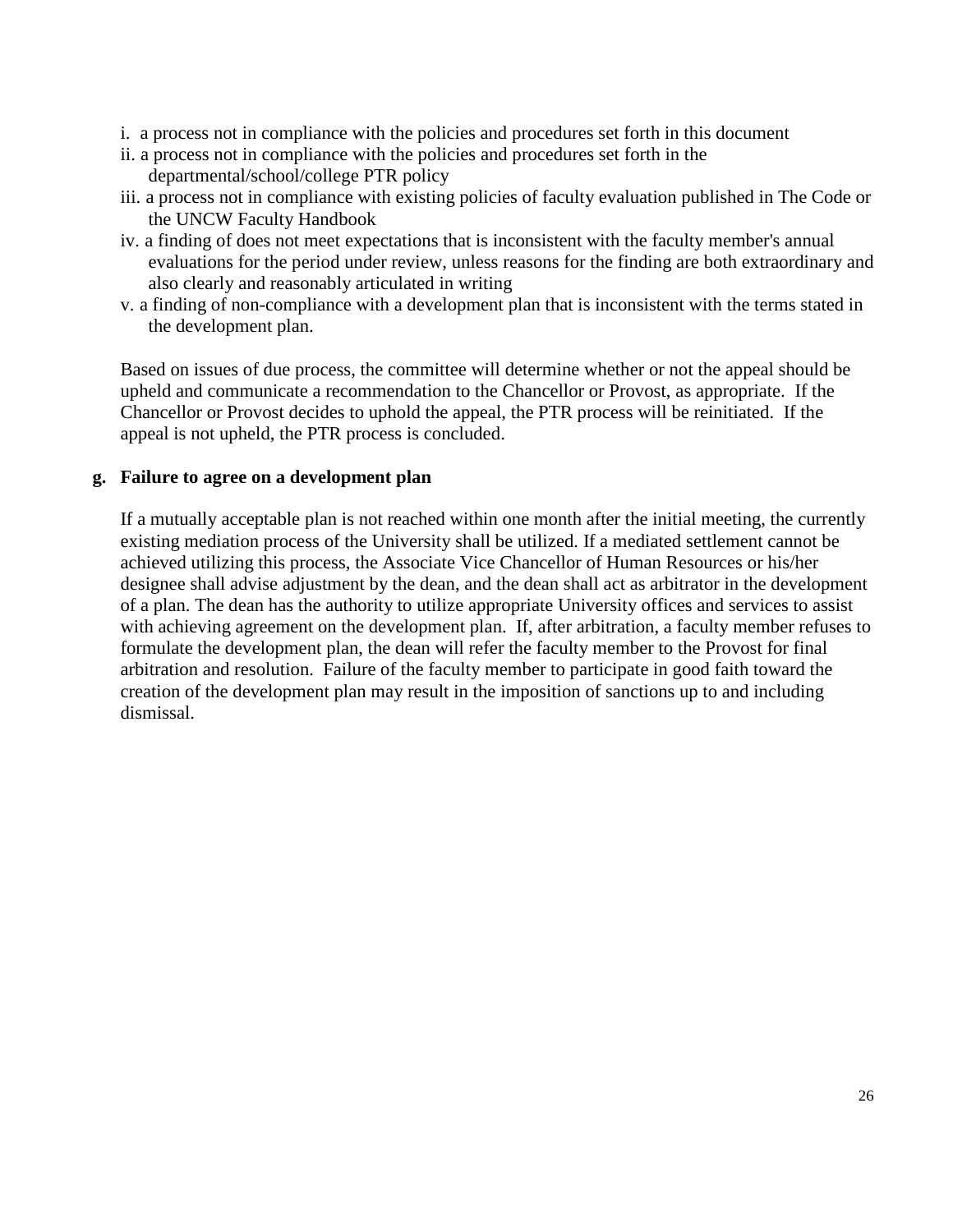i. a process not in compliance with the policies and procedures set forth in this document

ii. a process not in compliance with the policies and procedures set forth in the departmental/school/college PTR policy

iii. a process not in compliance with existing policies of faculty evaluation published in The Code or the UNCW Faculty Handbook

iv. a finding of does not meet expectations that is inconsistent with the faculty member's annual evaluations for the period under review, unless reasons for the finding are both extraordinary and also clearly and reasonably articulated in writing

v. a finding of non-compliance with a development plan that is inconsistent with the terms stated in the development plan.

Based on issues of due process, the committee will determine whether or not the appeal should be upheld and communicate a recommendation to the Chancellor or Provost, as appropriate. If the Chancellor or Provost decides to uphold the appeal, the PTR process will be reinitiated. If the appeal is not upheld, the PTR process is concluded.

**g. Failure to agree on a development plan**

If a mutually acceptable plan is not reached within one month after the initial meeting, the currently existing mediation process of the University shall be utilized. If a mediated settlement cannot be achieved utilizing this process, the Associate Vice Chancellor of Human Resources or his/her designee shall advise adjustment by the dean, and the dean shall act as arbitrator in the development of a plan. The dean has the authority to utilize appropriate University offices and services to assist with achieving agreement on the development plan. If, after arbitration, a faculty member refuses to formulate the development plan, the dean will refer the faculty member to the Provost for final arbitration and resolution. Failure of the faculty member to participate in good faith toward the creation of the development plan may result in the imposition of sanctions up to and including dismissal.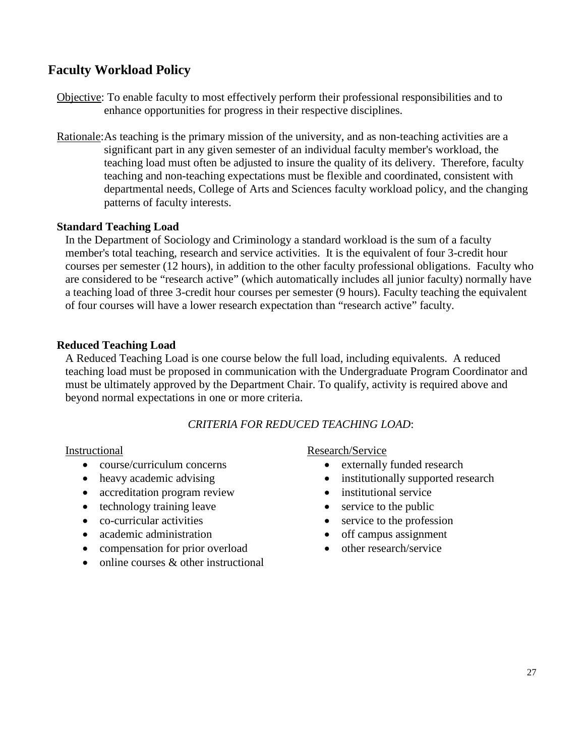## Faculty Workload Policy

Objective: To enable faculty to most effectively perform their professional responsibilities and to enhance opportunities for progress in their respective disciplines.

Rationale: As teaching is the primary mission of the university, and as non-teaching activities are a significant part in any given semester of an individual faculty member's workload, the teaching load must often be adjusted to insure the quality of its delivery. Therefore, faculty teaching and non-teaching expectations must be flexible and coordinated, consistent with departmental needs, College of Arts and Sciences faculty workload policy, and the changing patterns of faculty interests.

### Standard Teaching Load

In the Department of Sociology and Criminology a standard workload is the sum of a faculty member's total teaching, research and service activities. It is the equivalent of four 3-credit hour courses per semester (12 hours), in addition to the other faculty professional obligations. Faculty who are considered to be "research active" (which automatically includes all junior faculty) normally have a teaching load of three 3-credit hour courses per semester (9 hours). Faculty teaching the equivalent of four courses will have a lower research expectation than "research active" faculty.

### Reduced Teaching Load

A Reduced Teaching Load is one course below the full load, including equivalents. A reduced teaching load must be proposed in communication with the Undergraduate Program Coordinator and must be ultimately approved by the Department Chair. To qualify, activity is required above and beyond normal expectations in one or more criteria.

*CRITERIA FOR REDUCED TEACHING LOAD*:

Instructional

- course/curriculum concerns
- heavy academic advising
- accreditation program review
- technology training leave
- co-curricular activities
- academic administration
- compensation for prior overload
- online courses & other instructional

Research/Service

- externally funded research
- institutionally supported research
- institutional service
- service to the public
- service to the profession
- off campus assignment
- other research/service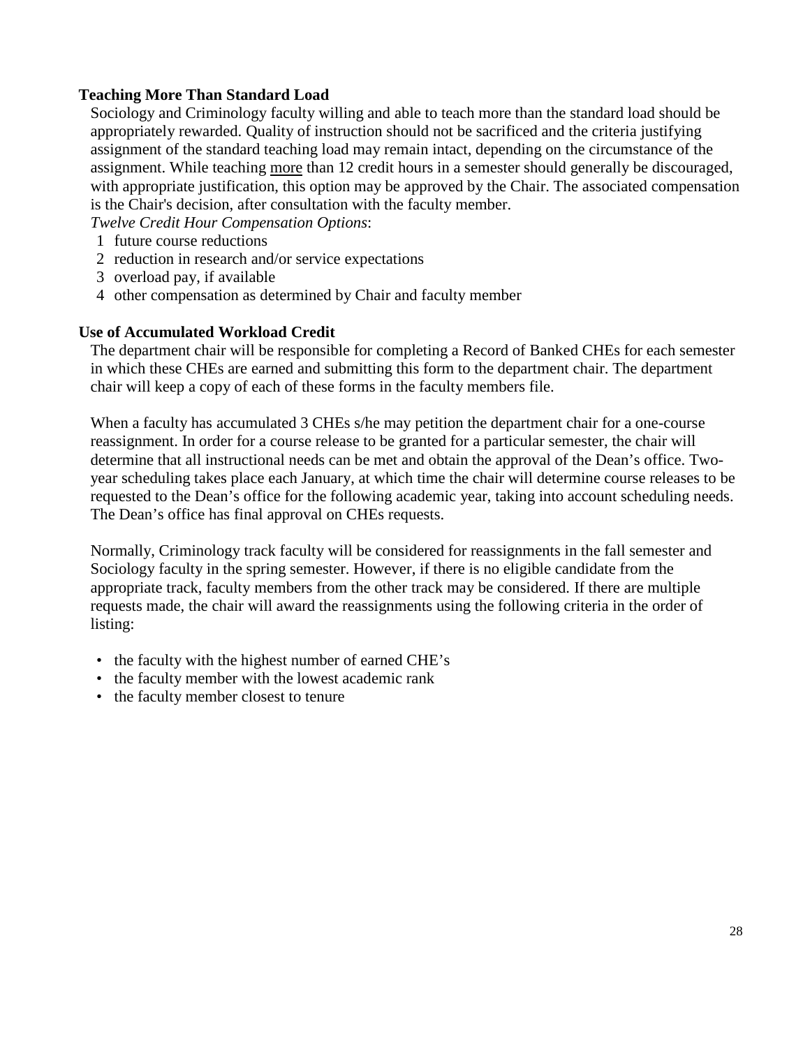### Teaching More Than Standard Load

Sociology and Criminology faculty willing and able to teach more than the standard load should be appropriately rewarded. Quality of instruction should not be sacrificed and the criteria justifying assignment of the standard teaching load may remain intact, depending on the circumstance of the assignment. While teaching <u>more</u> than 12 credit hours in a semester should generally be discouraged, with appropriate justification, this option may be approved by the Chair. The associated compensation is the Chair's decision, after consultation with the faculty member.

*Twelve Credit Hour Compensation Options*:

1. future course reductions
2. reduction in research and/or service expectations
3. overload pay, if available
4. other compensation as determined by Chair and faculty member

### Use of Accumulated Workload Credit

The department chair will be responsible for completing a Record of Banked CHEs for each semester in which these CHEs are earned and submitting this form to the department chair. The department chair will keep a copy of each of these forms in the faculty members file.

When a faculty has accumulated 3 CHEs s/he may petition the department chair for a one-course reassignment. In order for a course release to be granted for a particular semester, the chair will determine that all instructional needs can be met and obtain the approval of the Dean's office. Two-year scheduling takes place each January, at which time the chair will determine course releases to be requested to the Dean's office for the following academic year, taking into account scheduling needs. The Dean's office has final approval on CHEs requests.

Normally, Criminology track faculty will be considered for reassignments in the fall semester and Sociology faculty in the spring semester. However, if there is no eligible candidate from the appropriate track, faculty members from the other track may be considered. If there are multiple requests made, the chair will award the reassignments using the following criteria in the order of listing:

- the faculty with the highest number of earned CHE's
- the faculty member with the lowest academic rank
- the faculty member closest to tenure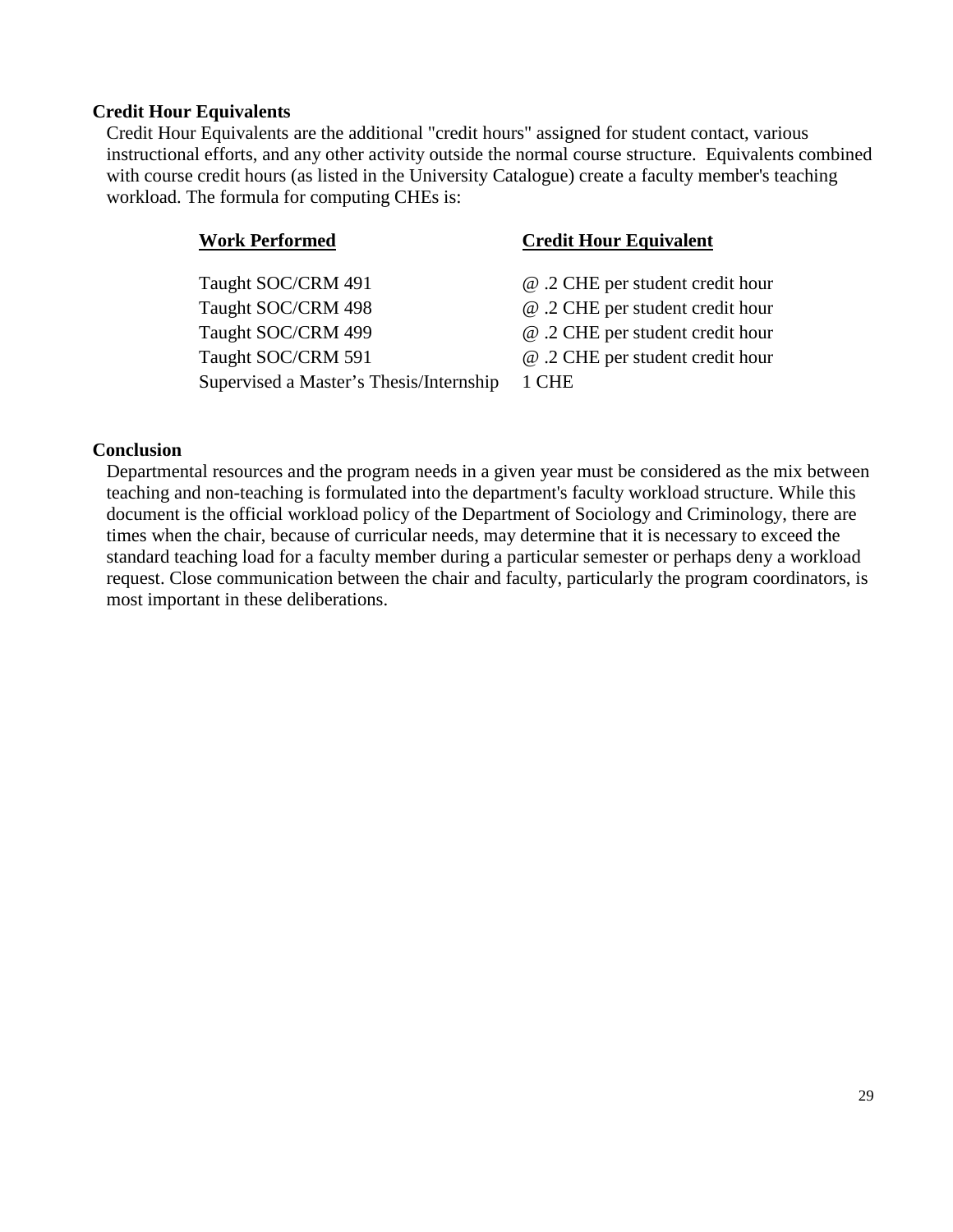### Credit Hour Equivalents

Credit Hour Equivalents are the additional "credit hours" assigned for student contact, various instructional efforts, and any other activity outside the normal course structure. Equivalents combined with course credit hours (as listed in the University Catalogue) create a faculty member's teaching workload. The formula for computing CHEs is:

| Work Performed | Credit Hour Equivalent |
|---|---|
| Taught SOC/CRM 491 | @ .2 CHE per student credit hour |
| Taught SOC/CRM 498 | @ .2 CHE per student credit hour |
| Taught SOC/CRM 499 | @ .2 CHE per student credit hour |
| Taught SOC/CRM 591 | @ .2 CHE per student credit hour |
| Supervised a Master's Thesis/Internship | 1 CHE |

### Conclusion

Departmental resources and the program needs in a given year must be considered as the mix between teaching and non-teaching is formulated into the department's faculty workload structure. While this document is the official workload policy of the Department of Sociology and Criminology, there are times when the chair, because of curricular needs, may determine that it is necessary to exceed the standard teaching load for a faculty member during a particular semester or perhaps deny a workload request. Close communication between the chair and faculty, particularly the program coordinators, is most important in these deliberations.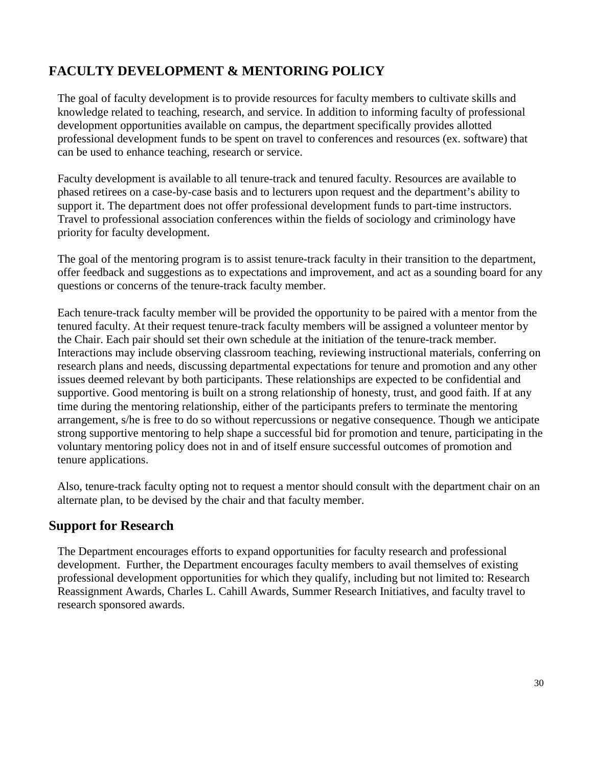## FACULTY DEVELOPMENT & MENTORING POLICY

The goal of faculty development is to provide resources for faculty members to cultivate skills and knowledge related to teaching, research, and service. In addition to informing faculty of professional development opportunities available on campus, the department specifically provides allotted professional development funds to be spent on travel to conferences and resources (ex. software) that can be used to enhance teaching, research or service.

Faculty development is available to all tenure-track and tenured faculty. Resources are available to phased retirees on a case-by-case basis and to lecturers upon request and the department's ability to support it. The department does not offer professional development funds to part-time instructors. Travel to professional association conferences within the fields of sociology and criminology have priority for faculty development.

The goal of the mentoring program is to assist tenure-track faculty in their transition to the department, offer feedback and suggestions as to expectations and improvement, and act as a sounding board for any questions or concerns of the tenure-track faculty member.

Each tenure-track faculty member will be provided the opportunity to be paired with a mentor from the tenured faculty. At their request tenure-track faculty members will be assigned a volunteer mentor by the Chair. Each pair should set their own schedule at the initiation of the tenure-track member. Interactions may include observing classroom teaching, reviewing instructional materials, conferring on research plans and needs, discussing departmental expectations for tenure and promotion and any other issues deemed relevant by both participants. These relationships are expected to be confidential and supportive. Good mentoring is built on a strong relationship of honesty, trust, and good faith. If at any time during the mentoring relationship, either of the participants prefers to terminate the mentoring arrangement, s/he is free to do so without repercussions or negative consequence. Though we anticipate strong supportive mentoring to help shape a successful bid for promotion and tenure, participating in the voluntary mentoring policy does not in and of itself ensure successful outcomes of promotion and tenure applications.

Also, tenure-track faculty opting not to request a mentor should consult with the department chair on an alternate plan, to be devised by the chair and that faculty member.

### Support for Research

The Department encourages efforts to expand opportunities for faculty research and professional development. Further, the Department encourages faculty members to avail themselves of existing professional development opportunities for which they qualify, including but not limited to: Research Reassignment Awards, Charles L. Cahill Awards, Summer Research Initiatives, and faculty travel to research sponsored awards.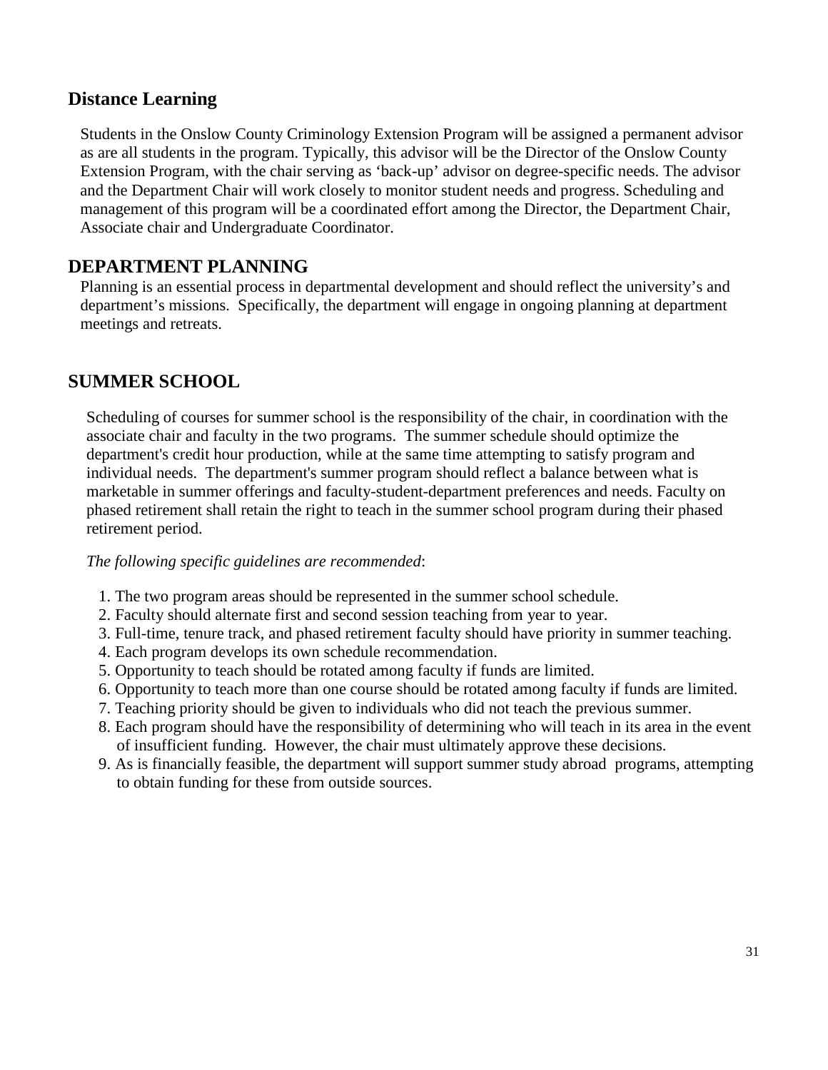## Distance Learning

Students in the Onslow County Criminology Extension Program will be assigned a permanent advisor as are all students in the program. Typically, this advisor will be the Director of the Onslow County Extension Program, with the chair serving as 'back-up' advisor on degree-specific needs. The advisor and the Department Chair will work closely to monitor student needs and progress. Scheduling and management of this program will be a coordinated effort among the Director, the Department Chair, Associate chair and Undergraduate Coordinator.

## DEPARTMENT PLANNING

Planning is an essential process in departmental development and should reflect the university's and department's missions. Specifically, the department will engage in ongoing planning at department meetings and retreats.

## SUMMER SCHOOL

Scheduling of courses for summer school is the responsibility of the chair, in coordination with the associate chair and faculty in the two programs. The summer schedule should optimize the department's credit hour production, while at the same time attempting to satisfy program and individual needs. The department's summer program should reflect a balance between what is marketable in summer offerings and faculty-student-department preferences and needs. Faculty on phased retirement shall retain the right to teach in the summer school program during their phased retirement period.

*The following specific guidelines are recommended*:

1. The two program areas should be represented in the summer school schedule.
2. Faculty should alternate first and second session teaching from year to year.
3. Full-time, tenure track, and phased retirement faculty should have priority in summer teaching.
4. Each program develops its own schedule recommendation.
5. Opportunity to teach should be rotated among faculty if funds are limited.
6. Opportunity to teach more than one course should be rotated among faculty if funds are limited.
7. Teaching priority should be given to individuals who did not teach the previous summer.
8. Each program should have the responsibility of determining who will teach in its area in the event of insufficient funding. However, the chair must ultimately approve these decisions.
9. As is financially feasible, the department will support summer study abroad programs, attempting to obtain funding for these from outside sources.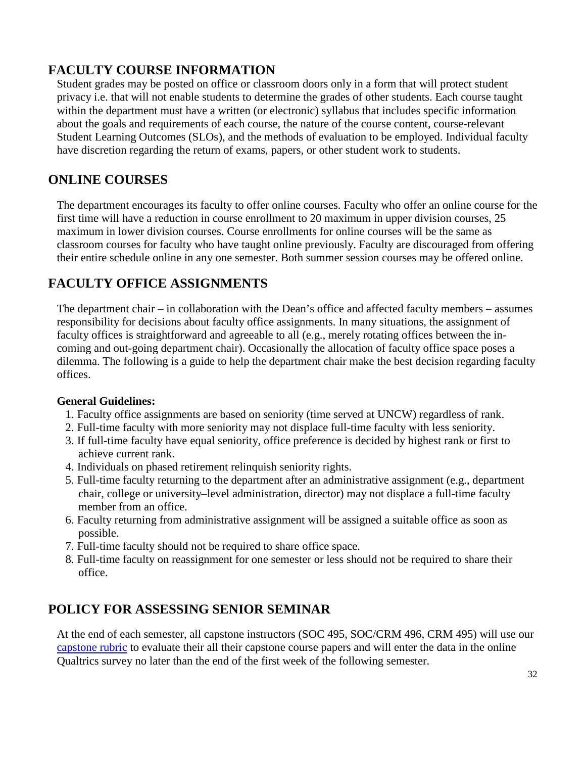## FACULTY COURSE INFORMATION

Student grades may be posted on office or classroom doors only in a form that will protect student privacy i.e. that will not enable students to determine the grades of other students. Each course taught within the department must have a written (or electronic) syllabus that includes specific information about the goals and requirements of each course, the nature of the course content, course-relevant Student Learning Outcomes (SLOs), and the methods of evaluation to be employed. Individual faculty have discretion regarding the return of exams, papers, or other student work to students.

## ONLINE COURSES

The department encourages its faculty to offer online courses. Faculty who offer an online course for the first time will have a reduction in course enrollment to 20 maximum in upper division courses, 25 maximum in lower division courses. Course enrollments for online courses will be the same as classroom courses for faculty who have taught online previously. Faculty are discouraged from offering their entire schedule online in any one semester. Both summer session courses may be offered online.

## FACULTY OFFICE ASSIGNMENTS

The department chair – in collaboration with the Dean's office and affected faculty members – assumes responsibility for decisions about faculty office assignments. In many situations, the assignment of faculty offices is straightforward and agreeable to all (e.g., merely rotating offices between the in-coming and out-going department chair). Occasionally the allocation of faculty office space poses a dilemma. The following is a guide to help the department chair make the best decision regarding faculty offices.

**General Guidelines:**

1. Faculty office assignments are based on seniority (time served at UNCW) regardless of rank.
2. Full-time faculty with more seniority may not displace full-time faculty with less seniority.
3. If full-time faculty have equal seniority, office preference is decided by highest rank or first to achieve current rank.
4. Individuals on phased retirement relinquish seniority rights.
5. Full-time faculty returning to the department after an administrative assignment (e.g., department chair, college or university–level administration, director) may not displace a full-time faculty member from an office.
6. Faculty returning from administrative assignment will be assigned a suitable office as soon as possible.
7. Full-time faculty should not be required to share office space.
8. Full-time faculty on reassignment for one semester or less should not be required to share their office.

## POLICY FOR ASSESSING SENIOR SEMINAR

At the end of each semester, all capstone instructors (SOC 495, SOC/CRM 496, CRM 495) will use our capstone rubric to evaluate their all their capstone course papers and will enter the data in the online Qualtrics survey no later than the end of the first week of the following semester.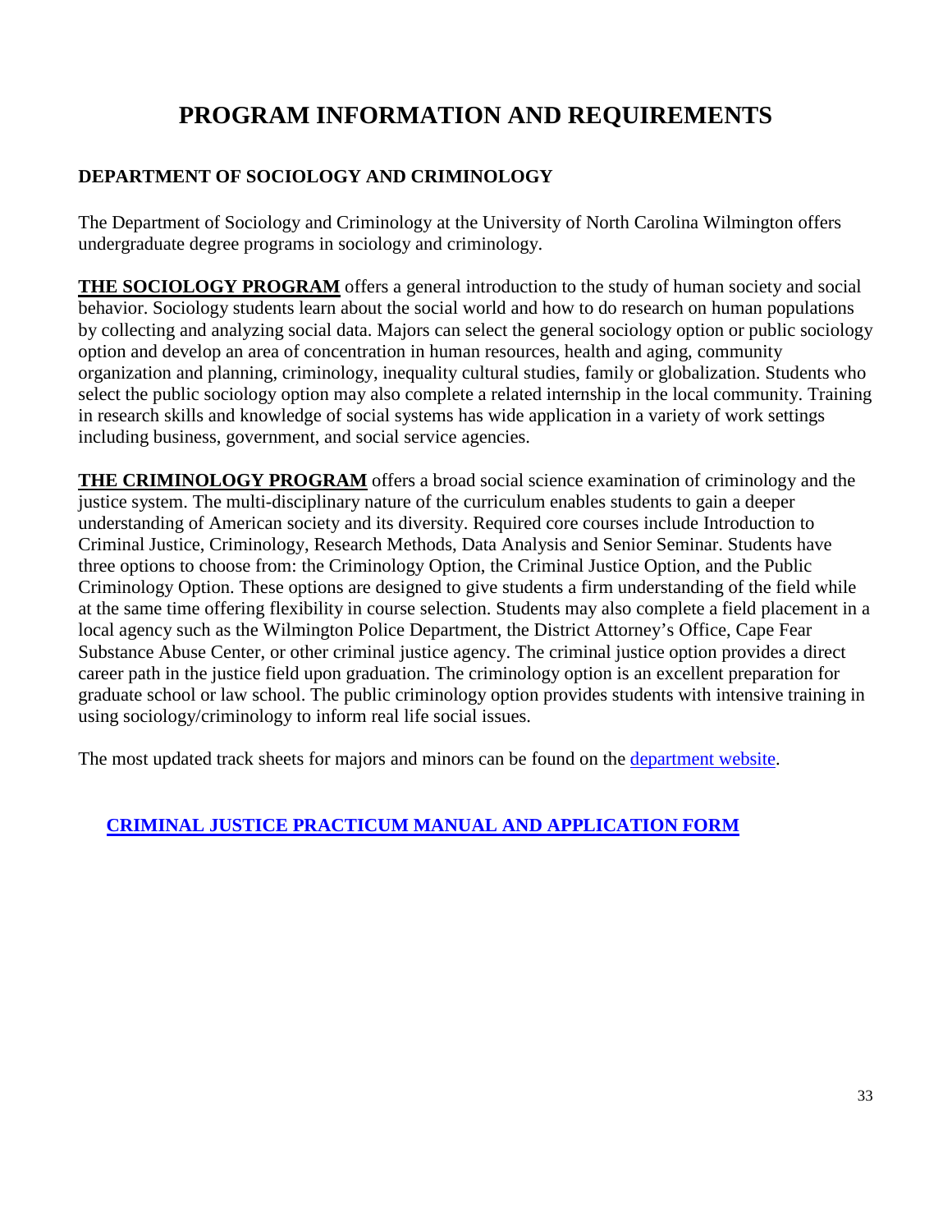# PROGRAM INFORMATION AND REQUIREMENTS

## DEPARTMENT OF SOCIOLOGY AND CRIMINOLOGY

The Department of Sociology and Criminology at the University of North Carolina Wilmington offers undergraduate degree programs in sociology and criminology.

**THE SOCIOLOGY PROGRAM** offers a general introduction to the study of human society and social behavior. Sociology students learn about the social world and how to do research on human populations by collecting and analyzing social data. Majors can select the general sociology option or public sociology option and develop an area of concentration in human resources, health and aging, community organization and planning, criminology, inequality cultural studies, family or globalization. Students who select the public sociology option may also complete a related internship in the local community. Training in research skills and knowledge of social systems has wide application in a variety of work settings including business, government, and social service agencies.

**THE CRIMINOLOGY PROGRAM** offers a broad social science examination of criminology and the justice system. The multi-disciplinary nature of the curriculum enables students to gain a deeper understanding of American society and its diversity. Required core courses include Introduction to Criminal Justice, Criminology, Research Methods, Data Analysis and Senior Seminar. Students have three options to choose from: the Criminology Option, the Criminal Justice Option, and the Public Criminology Option. These options are designed to give students a firm understanding of the field while at the same time offering flexibility in course selection. Students may also complete a field placement in a local agency such as the Wilmington Police Department, the District Attorney's Office, Cape Fear Substance Abuse Center, or other criminal justice agency. The criminal justice option provides a direct career path in the justice field upon graduation. The criminology option is an excellent preparation for graduate school or law school. The public criminology option provides students with intensive training in using sociology/criminology to inform real life social issues.

The most updated track sheets for majors and minors can be found on the department website.

**CRIMINAL JUSTICE PRACTICUM MANUAL AND APPLICATION FORM**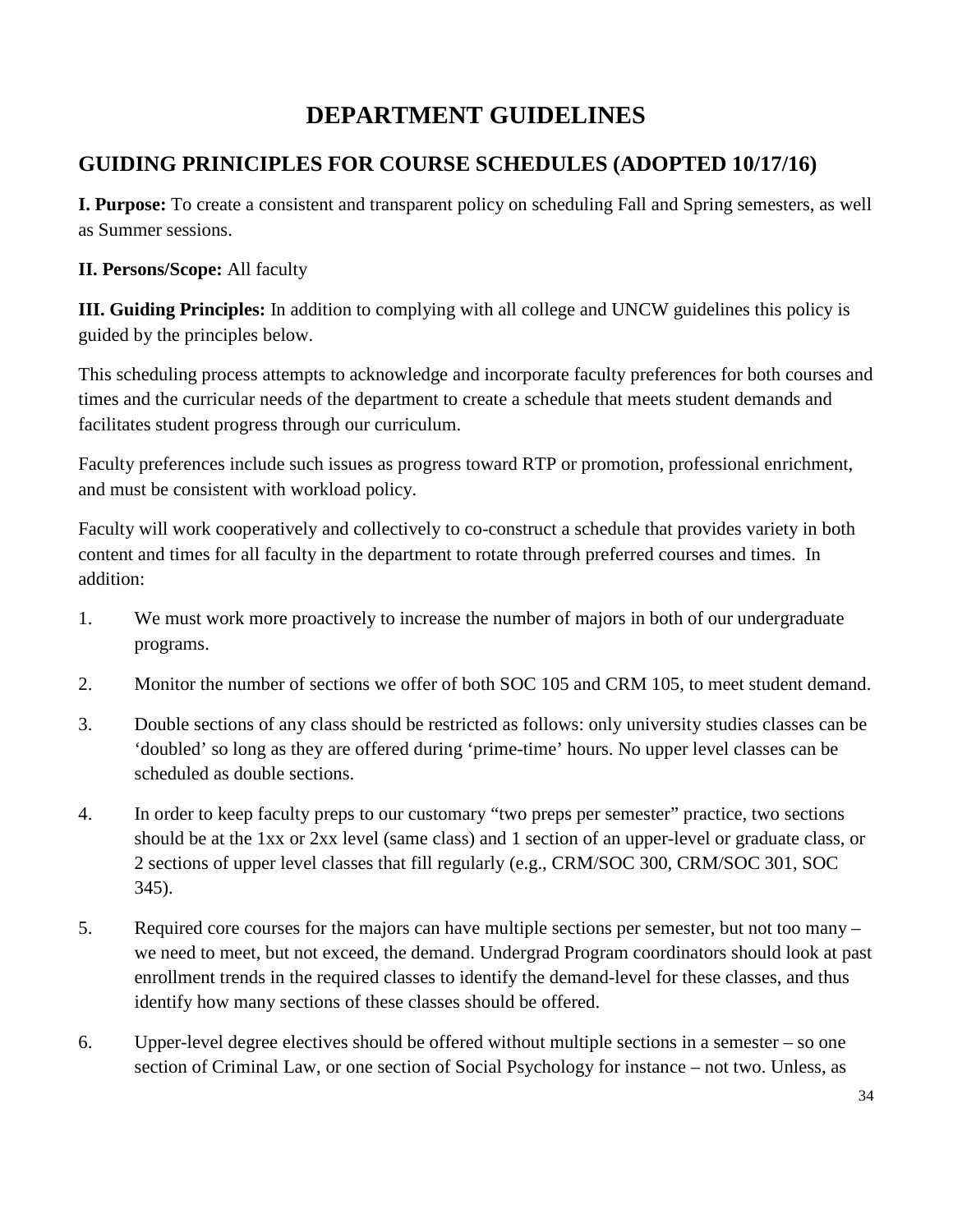# DEPARTMENT GUIDELINES

## GUIDING PRINICIPLES FOR COURSE SCHEDULES (ADOPTED 10/17/16)

**I. Purpose:** To create a consistent and transparent policy on scheduling Fall and Spring semesters, as well as Summer sessions.

**II. Persons/Scope:** All faculty

**III. Guiding Principles:** In addition to complying with all college and UNCW guidelines this policy is guided by the principles below.

This scheduling process attempts to acknowledge and incorporate faculty preferences for both courses and times and the curricular needs of the department to create a schedule that meets student demands and facilitates student progress through our curriculum.

Faculty preferences include such issues as progress toward RTP or promotion, professional enrichment, and must be consistent with workload policy.

Faculty will work cooperatively and collectively to co-construct a schedule that provides variety in both content and times for all faculty in the department to rotate through preferred courses and times. In addition:

1. We must work more proactively to increase the number of majors in both of our undergraduate programs.
2. Monitor the number of sections we offer of both SOC 105 and CRM 105, to meet student demand.
3. Double sections of any class should be restricted as follows: only university studies classes can be 'doubled' so long as they are offered during 'prime-time' hours. No upper level classes can be scheduled as double sections.
4. In order to keep faculty preps to our customary "two preps per semester" practice, two sections should be at the 1xx or 2xx level (same class) and 1 section of an upper-level or graduate class, or 2 sections of upper level classes that fill regularly (e.g., CRM/SOC 300, CRM/SOC 301, SOC 345).
5. Required core courses for the majors can have multiple sections per semester, but not too many – we need to meet, but not exceed, the demand. Undergrad Program coordinators should look at past enrollment trends in the required classes to identify the demand-level for these classes, and thus identify how many sections of these classes should be offered.
6. Upper-level degree electives should be offered without multiple sections in a semester – so one section of Criminal Law, or one section of Social Psychology for instance – not two. Unless, as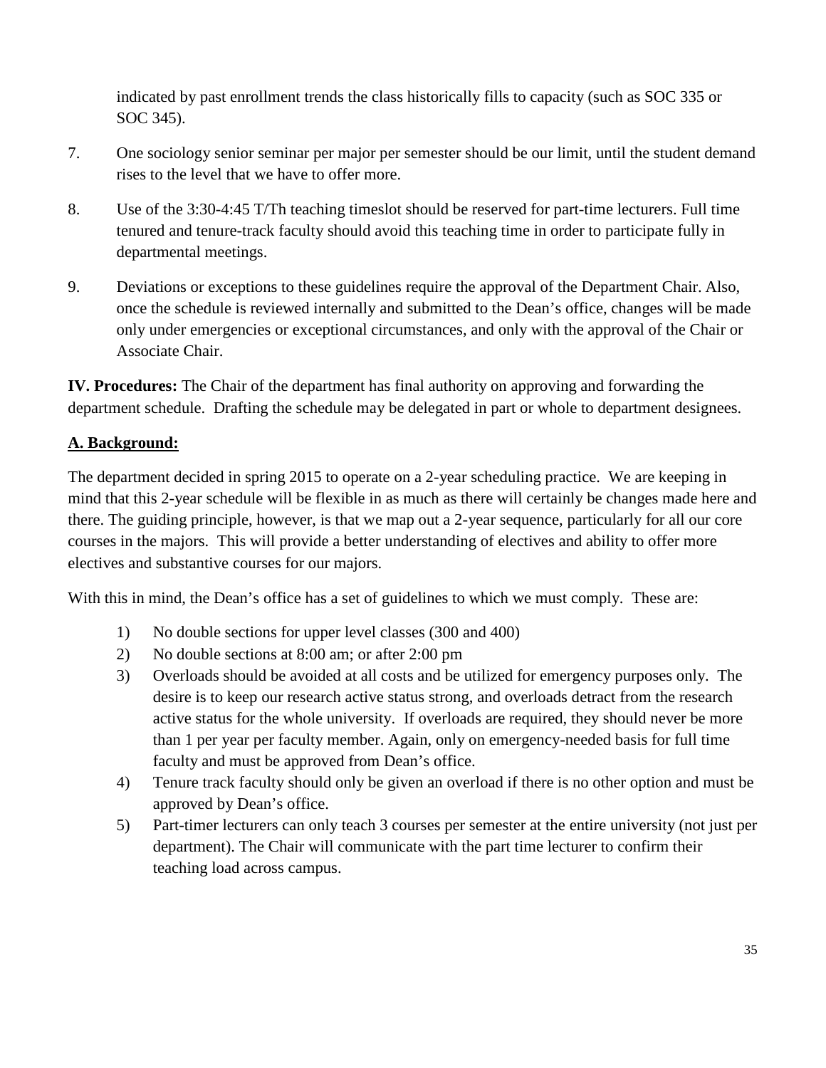indicated by past enrollment trends the class historically fills to capacity (such as SOC 335 or SOC 345).

7. One sociology senior seminar per major per semester should be our limit, until the student demand rises to the level that we have to offer more.

8. Use of the 3:30-4:45 T/Th teaching timeslot should be reserved for part-time lecturers. Full time tenured and tenure-track faculty should avoid this teaching time in order to participate fully in departmental meetings.

9. Deviations or exceptions to these guidelines require the approval of the Department Chair. Also, once the schedule is reviewed internally and submitted to the Dean's office, changes will be made only under emergencies or exceptional circumstances, and only with the approval of the Chair or Associate Chair.

**IV. Procedures:** The Chair of the department has final authority on approving and forwarding the department schedule. Drafting the schedule may be delegated in part or whole to department designees.

**A. Background:**

The department decided in spring 2015 to operate on a 2-year scheduling practice. We are keeping in mind that this 2-year schedule will be flexible in as much as there will certainly be changes made here and there. The guiding principle, however, is that we map out a 2-year sequence, particularly for all our core courses in the majors. This will provide a better understanding of electives and ability to offer more electives and substantive courses for our majors.

With this in mind, the Dean's office has a set of guidelines to which we must comply. These are:

1) No double sections for upper level classes (300 and 400)
2) No double sections at 8:00 am; or after 2:00 pm
3) Overloads should be avoided at all costs and be utilized for emergency purposes only. The desire is to keep our research active status strong, and overloads detract from the research active status for the whole university. If overloads are required, they should never be more than 1 per year per faculty member. Again, only on emergency-needed basis for full time faculty and must be approved from Dean's office.
4) Tenure track faculty should only be given an overload if there is no other option and must be approved by Dean's office.
5) Part-timer lecturers can only teach 3 courses per semester at the entire university (not just per department). The Chair will communicate with the part time lecturer to confirm their teaching load across campus.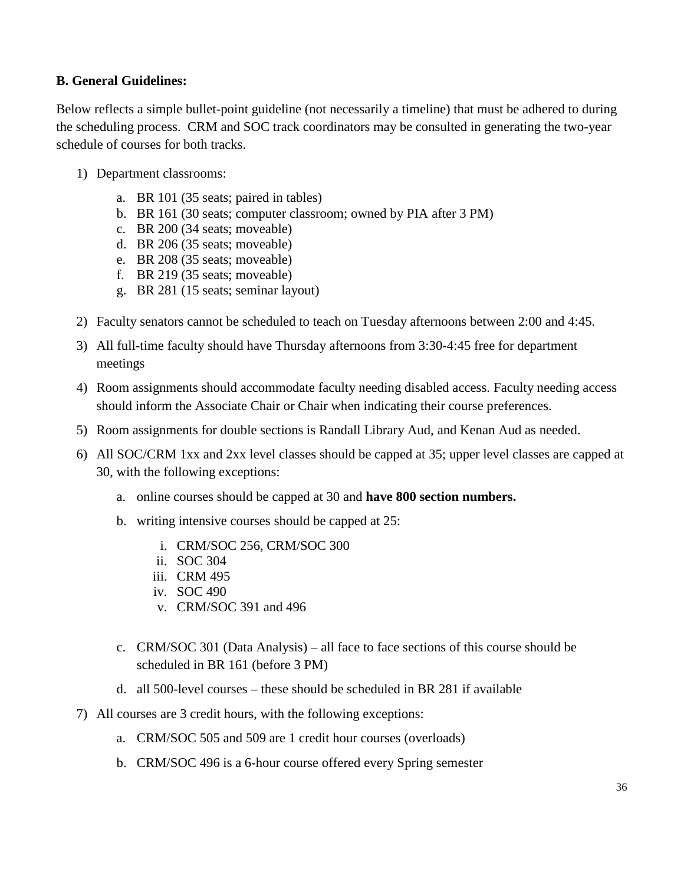**B. General Guidelines:**

Below reflects a simple bullet-point guideline (not necessarily a timeline) that must be adhered to during the scheduling process. CRM and SOC track coordinators may be consulted in generating the two-year schedule of courses for both tracks.

1) Department classrooms:
   a. BR 101 (35 seats; paired in tables)
   b. BR 161 (30 seats; computer classroom; owned by PIA after 3 PM)
   c. BR 200 (34 seats; moveable)
   d. BR 206 (35 seats; moveable)
   e. BR 208 (35 seats; moveable)
   f. BR 219 (35 seats; moveable)
   g. BR 281 (15 seats; seminar layout)
2) Faculty senators cannot be scheduled to teach on Tuesday afternoons between 2:00 and 4:45.
3) All full-time faculty should have Thursday afternoons from 3:30-4:45 free for department meetings
4) Room assignments should accommodate faculty needing disabled access. Faculty needing access should inform the Associate Chair or Chair when indicating their course preferences.
5) Room assignments for double sections is Randall Library Aud, and Kenan Aud as needed.
6) All SOC/CRM 1xx and 2xx level classes should be capped at 35; upper level classes are capped at 30, with the following exceptions:
   a. online courses should be capped at 30 and **have 800 section numbers.**
   b. writing intensive courses should be capped at 25:
      i. CRM/SOC 256, CRM/SOC 300
      ii. SOC 304
      iii. CRM 495
      iv. SOC 490
      v. CRM/SOC 391 and 496
   c. CRM/SOC 301 (Data Analysis) – all face to face sections of this course should be scheduled in BR 161 (before 3 PM)
   d. all 500-level courses – these should be scheduled in BR 281 if available
7) All courses are 3 credit hours, with the following exceptions:
   a. CRM/SOC 505 and 509 are 1 credit hour courses (overloads)
   b. CRM/SOC 496 is a 6-hour course offered every Spring semester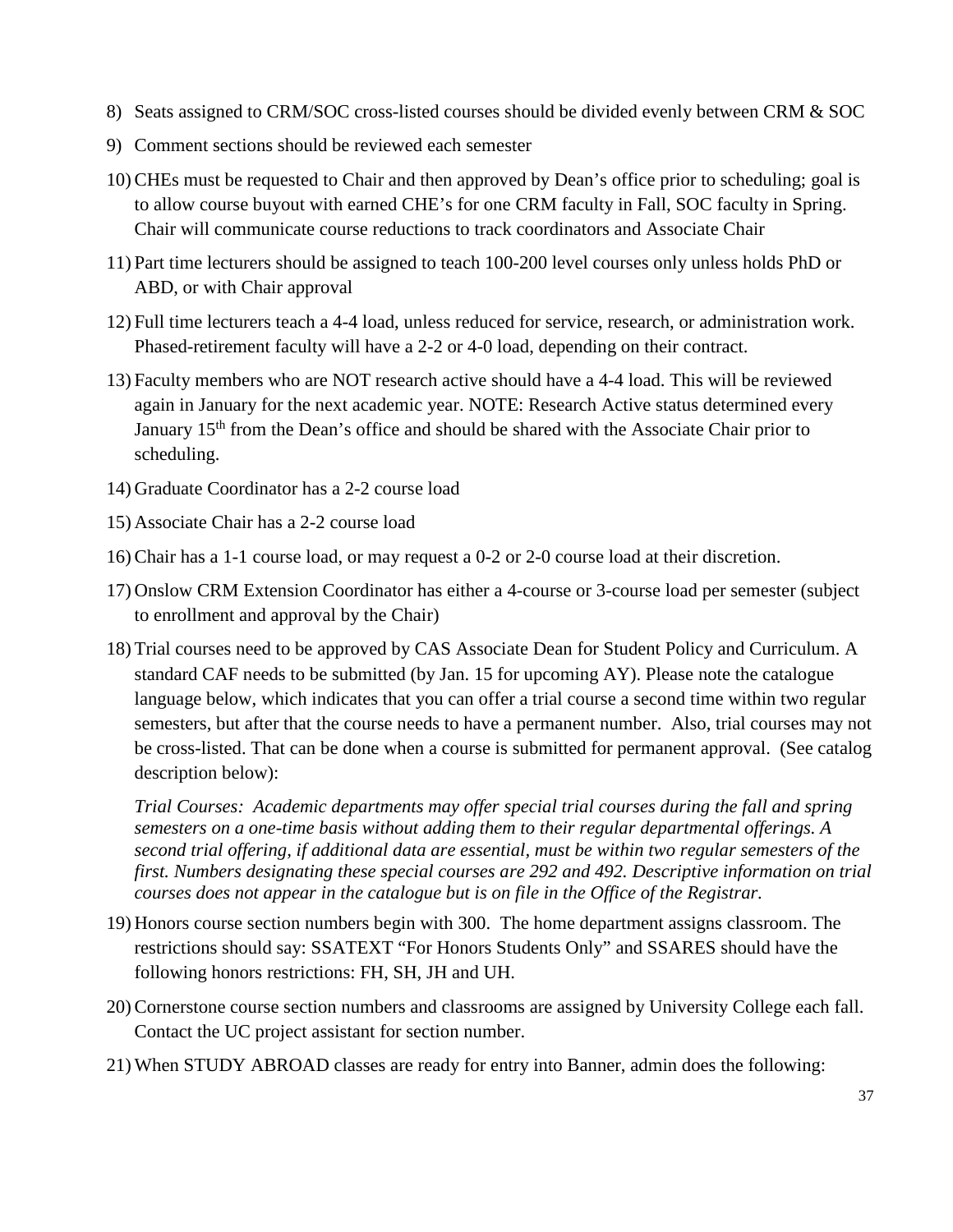8) Seats assigned to CRM/SOC cross-listed courses should be divided evenly between CRM & SOC

9) Comment sections should be reviewed each semester

10) CHEs must be requested to Chair and then approved by Dean's office prior to scheduling; goal is to allow course buyout with earned CHE's for one CRM faculty in Fall, SOC faculty in Spring. Chair will communicate course reductions to track coordinators and Associate Chair

11) Part time lecturers should be assigned to teach 100-200 level courses only unless holds PhD or ABD, or with Chair approval

12) Full time lecturers teach a 4-4 load, unless reduced for service, research, or administration work. Phased-retirement faculty will have a 2-2 or 4-0 load, depending on their contract.

13) Faculty members who are NOT research active should have a 4-4 load. This will be reviewed again in January for the next academic year. NOTE: Research Active status determined every January 15th from the Dean's office and should be shared with the Associate Chair prior to scheduling.

14) Graduate Coordinator has a 2-2 course load

15) Associate Chair has a 2-2 course load

16) Chair has a 1-1 course load, or may request a 0-2 or 2-0 course load at their discretion.

17) Onslow CRM Extension Coordinator has either a 4-course or 3-course load per semester (subject to enrollment and approval by the Chair)

18) Trial courses need to be approved by CAS Associate Dean for Student Policy and Curriculum. A standard CAF needs to be submitted (by Jan. 15 for upcoming AY). Please note the catalogue language below, which indicates that you can offer a trial course a second time within two regular semesters, but after that the course needs to have a permanent number. Also, trial courses may not be cross-listed. That can be done when a course is submitted for permanent approval. (See catalog description below):

    *Trial Courses: Academic departments may offer special trial courses during the fall and spring semesters on a one-time basis without adding them to their regular departmental offerings. A second trial offering, if additional data are essential, must be within two regular semesters of the first. Numbers designating these special courses are 292 and 492. Descriptive information on trial courses does not appear in the catalogue but is on file in the Office of the Registrar.*

19) Honors course section numbers begin with 300. The home department assigns classroom. The restrictions should say: SSATEXT "For Honors Students Only" and SSARES should have the following honors restrictions: FH, SH, JH and UH.

20) Cornerstone course section numbers and classrooms are assigned by University College each fall. Contact the UC project assistant for section number.

21) When STUDY ABROAD classes are ready for entry into Banner, admin does the following: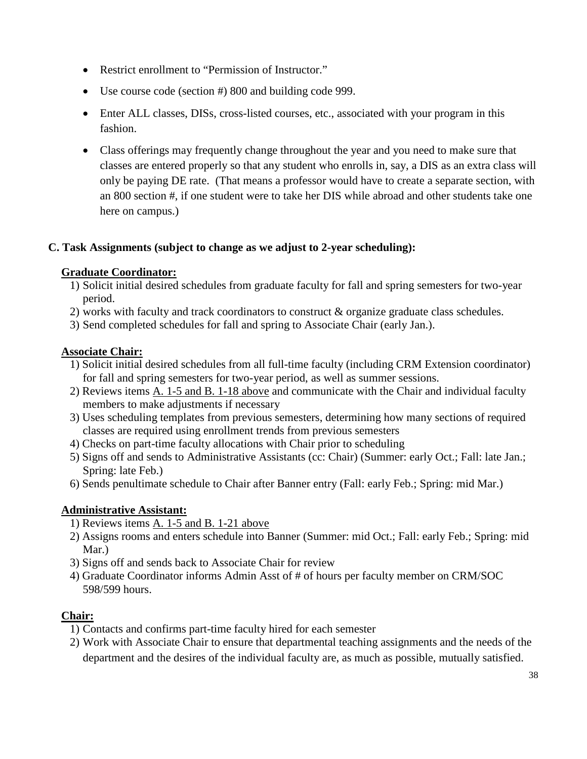- Restrict enrollment to "Permission of Instructor."
- Use course code (section #) 800 and building code 999.
- Enter ALL classes, DISs, cross-listed courses, etc., associated with your program in this fashion.
- Class offerings may frequently change throughout the year and you need to make sure that classes are entered properly so that any student who enrolls in, say, a DIS as an extra class will only be paying DE rate. (That means a professor would have to create a separate section, with an 800 section #, if one student were to take her DIS while abroad and other students take one here on campus.)

### C. Task Assignments (subject to change as we adjust to 2-year scheduling):

**Graduate Coordinator:**

1) Solicit initial desired schedules from graduate faculty for fall and spring semesters for two-year period.
2) works with faculty and track coordinators to construct & organize graduate class schedules.
3) Send completed schedules for fall and spring to Associate Chair (early Jan.).

**Associate Chair:**

1) Solicit initial desired schedules from all full-time faculty (including CRM Extension coordinator) for fall and spring semesters for two-year period, as well as summer sessions.
2) Reviews items A. 1-5 and B. 1-18 above and communicate with the Chair and individual faculty members to make adjustments if necessary
3) Uses scheduling templates from previous semesters, determining how many sections of required classes are required using enrollment trends from previous semesters
4) Checks on part-time faculty allocations with Chair prior to scheduling
5) Signs off and sends to Administrative Assistants (cc: Chair) (Summer: early Oct.; Fall: late Jan.; Spring: late Feb.)
6) Sends penultimate schedule to Chair after Banner entry (Fall: early Feb.; Spring: mid Mar.)

**Administrative Assistant:**

1) Reviews items A. 1-5 and B. 1-21 above
2) Assigns rooms and enters schedule into Banner (Summer: mid Oct.; Fall: early Feb.; Spring: mid Mar.)
3) Signs off and sends back to Associate Chair for review
4) Graduate Coordinator informs Admin Asst of # of hours per faculty member on CRM/SOC 598/599 hours.

**Chair:**

1) Contacts and confirms part-time faculty hired for each semester
2) Work with Associate Chair to ensure that departmental teaching assignments and the needs of the department and the desires of the individual faculty are, as much as possible, mutually satisfied.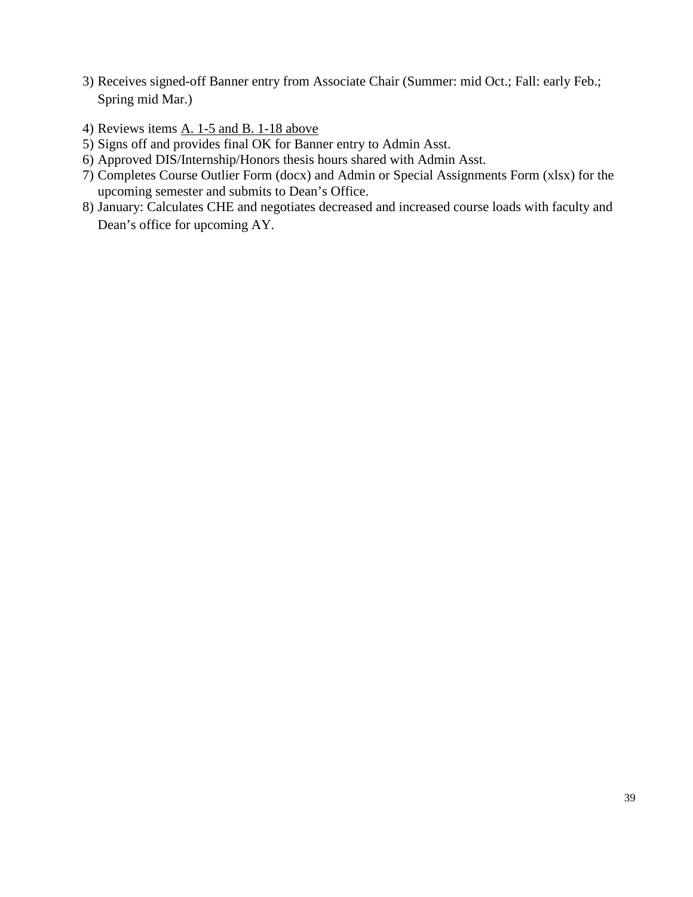3) Receives signed-off Banner entry from Associate Chair (Summer: mid Oct.; Fall: early Feb.; Spring mid Mar.)
4) Reviews items <u>A. 1-5 and B. 1-18 above</u>
5) Signs off and provides final OK for Banner entry to Admin Asst.
6) Approved DIS/Internship/Honors thesis hours shared with Admin Asst.
7) Completes Course Outlier Form (docx) and Admin or Special Assignments Form (xlsx) for the upcoming semester and submits to Dean's Office.
8) January: Calculates CHE and negotiates decreased and increased course loads with faculty and Dean's office for upcoming AY.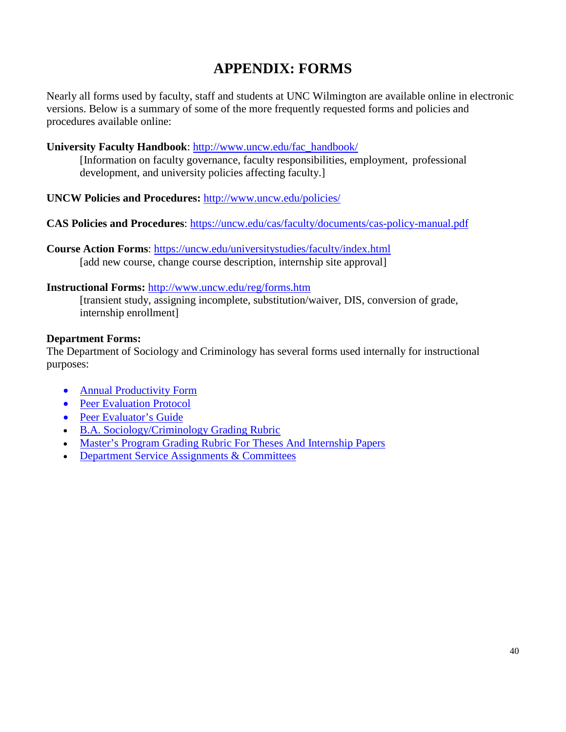# APPENDIX: FORMS

Nearly all forms used by faculty, staff and students at UNC Wilmington are available online in electronic versions. Below is a summary of some of the more frequently requested forms and policies and procedures available online:

**University Faculty Handbook**: [http://www.uncw.edu/fac_handbook/](http://www.uncw.edu/fac_handbook/)

[Information on faculty governance, faculty responsibilities, employment, professional development, and university policies affecting faculty.]

**UNCW Policies and Procedures:** [http://www.uncw.edu/policies/](http://www.uncw.edu/policies/)

**CAS Policies and Procedures**: [https://uncw.edu/cas/faculty/documents/cas-policy-manual.pdf](https://uncw.edu/cas/faculty/documents/cas-policy-manual.pdf)

**Course Action Forms**: [https://uncw.edu/universitystudies/faculty/index.html](https://uncw.edu/universitystudies/faculty/index.html)

[add new course, change course description, internship site approval]

**Instructional Forms:** [http://www.uncw.edu/reg/forms.htm](http://www.uncw.edu/reg/forms.htm)

[transient study, assigning incomplete, substitution/waiver, DIS, conversion of grade, internship enrollment]

**Department Forms:**

The Department of Sociology and Criminology has several forms used internally for instructional purposes:

- Annual Productivity Form
- Peer Evaluation Protocol
- Peer Evaluator's Guide
- B.A. Sociology/Criminology Grading Rubric
- Master's Program Grading Rubric For Theses And Internship Papers
- Department Service Assignments & Committees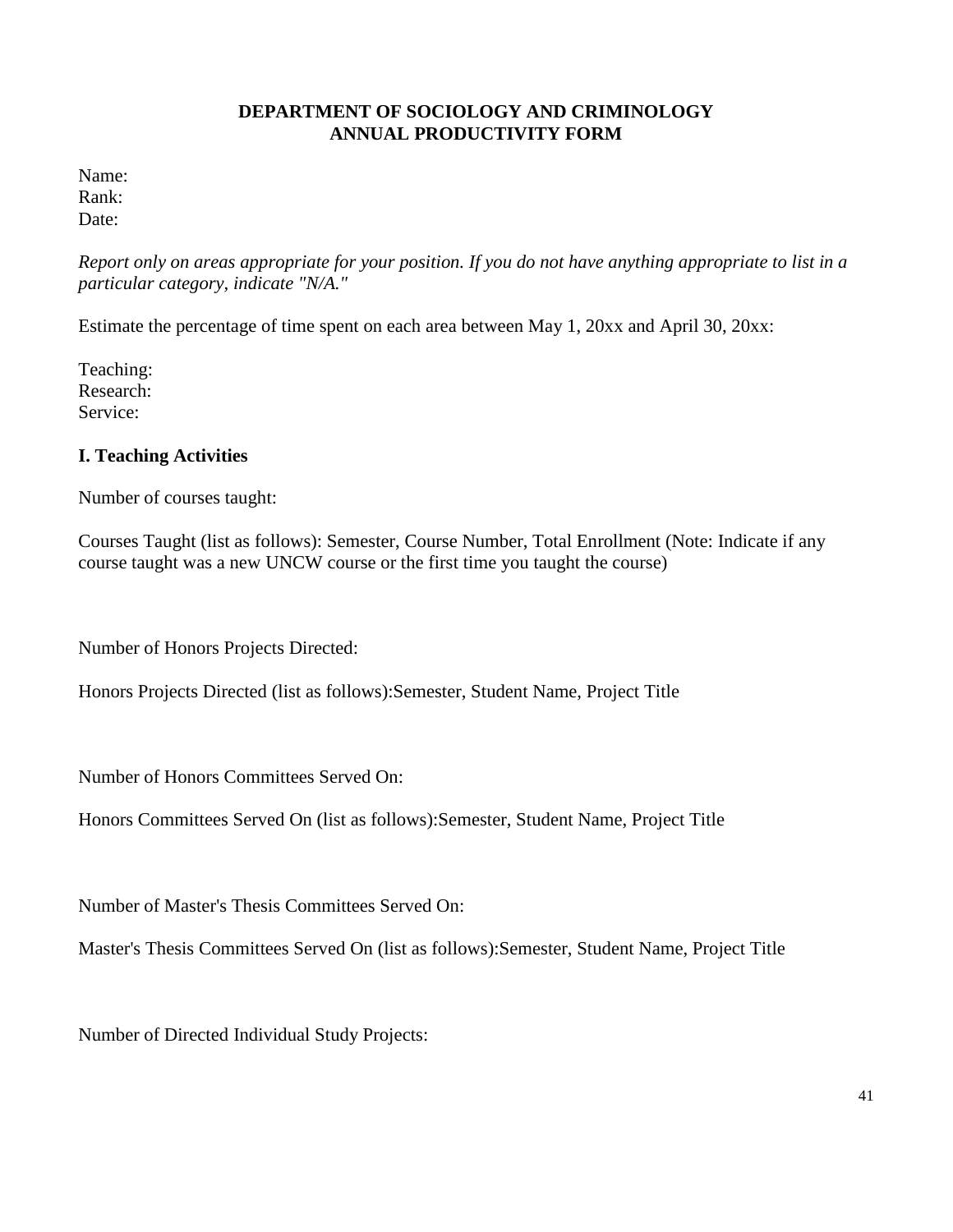**DEPARTMENT OF SOCIOLOGY AND CRIMINOLOGY**
**ANNUAL PRODUCTIVITY FORM**

Name:
Rank:
Date:

*Report only on areas appropriate for your position. If you do not have anything appropriate to list in a particular category, indicate "N/A."*

Estimate the percentage of time spent on each area between May 1, 20xx and April 30, 20xx:

Teaching:
Research:
Service:

**I. Teaching Activities**

Number of courses taught:

Courses Taught (list as follows): Semester, Course Number, Total Enrollment (Note: Indicate if any course taught was a new UNCW course or the first time you taught the course)

Number of Honors Projects Directed:

Honors Projects Directed (list as follows):Semester, Student Name, Project Title

Number of Honors Committees Served On:

Honors Committees Served On (list as follows):Semester, Student Name, Project Title

Number of Master's Thesis Committees Served On:

Master's Thesis Committees Served On (list as follows):Semester, Student Name, Project Title

Number of Directed Individual Study Projects: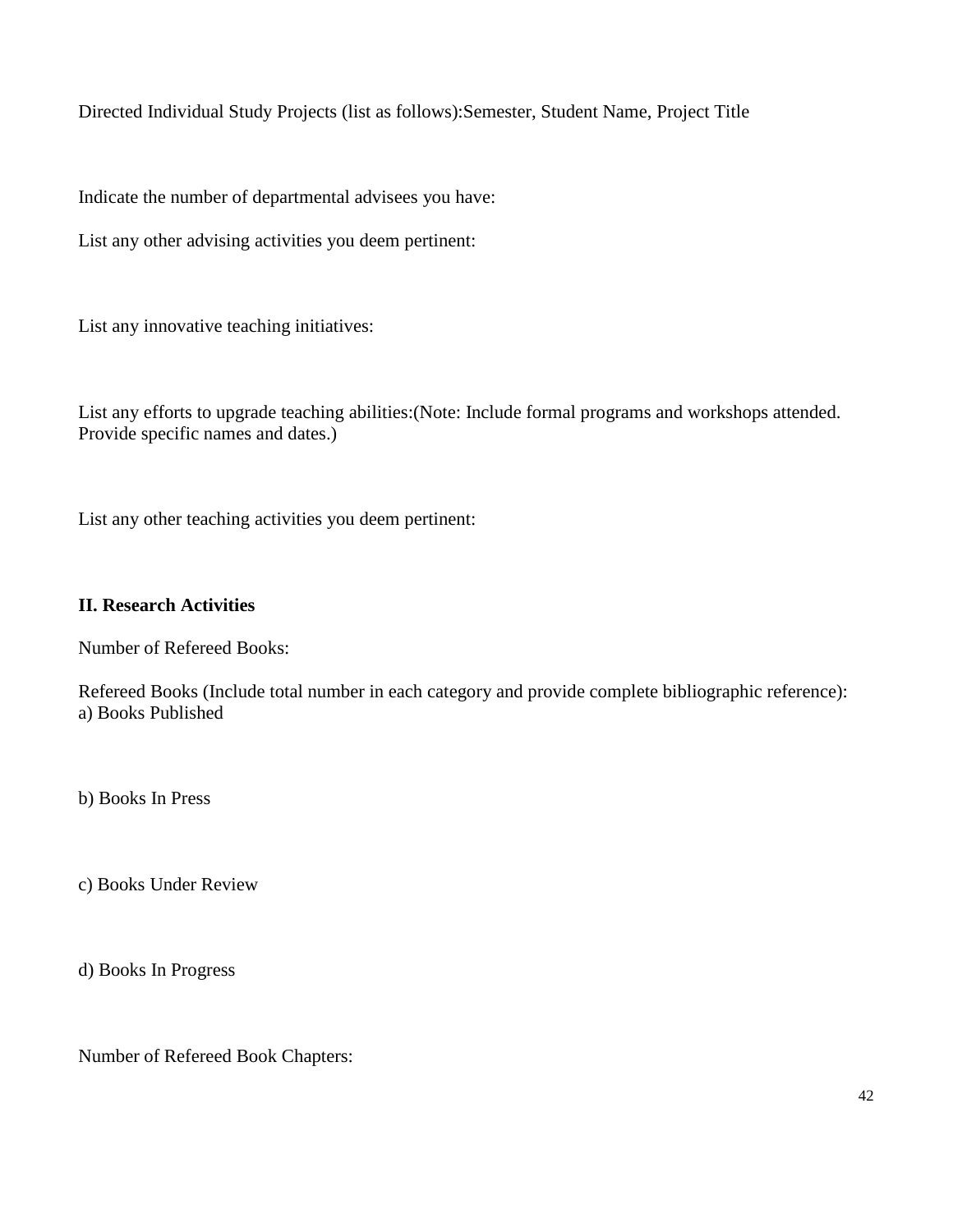Directed Individual Study Projects (list as follows):Semester, Student Name, Project Title

Indicate the number of departmental advisees you have:

List any other advising activities you deem pertinent:

List any innovative teaching initiatives:

List any efforts to upgrade teaching abilities:(Note: Include formal programs and workshops attended. Provide specific names and dates.)

List any other teaching activities you deem pertinent:

**II. Research Activities**

Number of Refereed Books:

Refereed Books (Include total number in each category and provide complete bibliographic reference):
a) Books Published

b) Books In Press

c) Books Under Review

d) Books In Progress

Number of Refereed Book Chapters: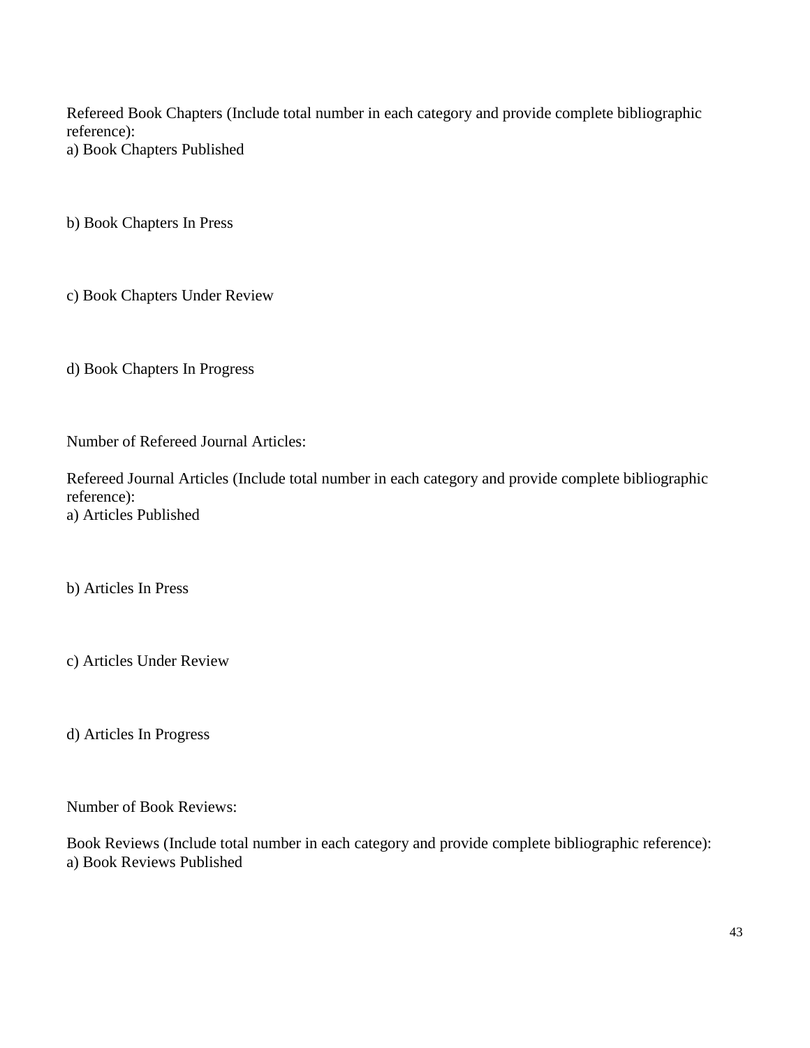Refereed Book Chapters (Include total number in each category and provide complete bibliographic reference):

a) Book Chapters Published

b) Book Chapters In Press

c) Book Chapters Under Review

d) Book Chapters In Progress

Number of Refereed Journal Articles:

Refereed Journal Articles (Include total number in each category and provide complete bibliographic reference):

a) Articles Published

b) Articles In Press

c) Articles Under Review

d) Articles In Progress

Number of Book Reviews:

Book Reviews (Include total number in each category and provide complete bibliographic reference):

a) Book Reviews Published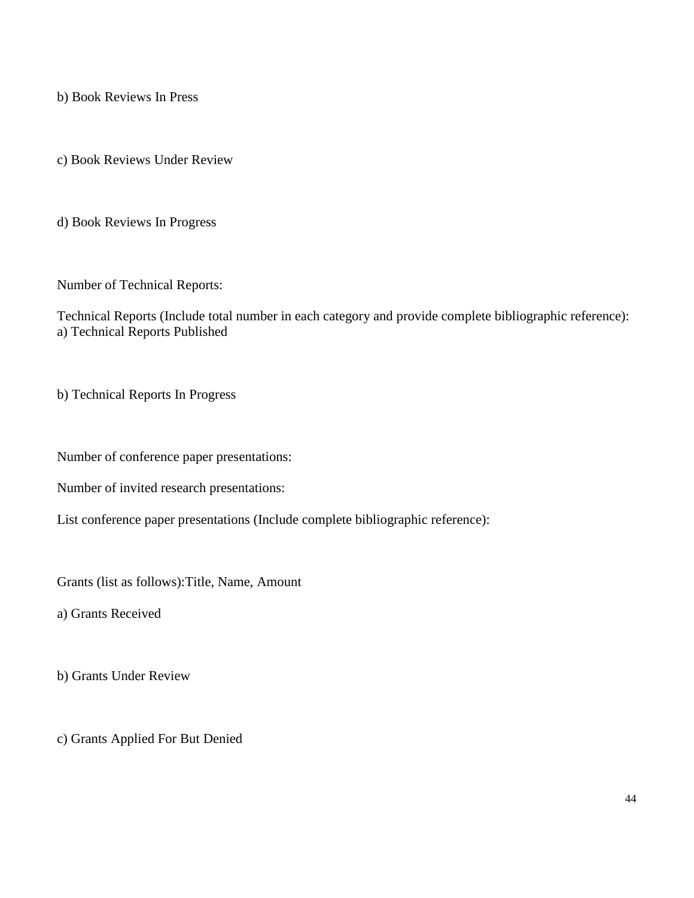b) Book Reviews In Press

c) Book Reviews Under Review

d) Book Reviews In Progress

Number of Technical Reports:

Technical Reports (Include total number in each category and provide complete bibliographic reference):
a) Technical Reports Published

b) Technical Reports In Progress

Number of conference paper presentations:

Number of invited research presentations:

List conference paper presentations (Include complete bibliographic reference):

Grants (list as follows):Title, Name, Amount

a) Grants Received

b) Grants Under Review

c) Grants Applied For But Denied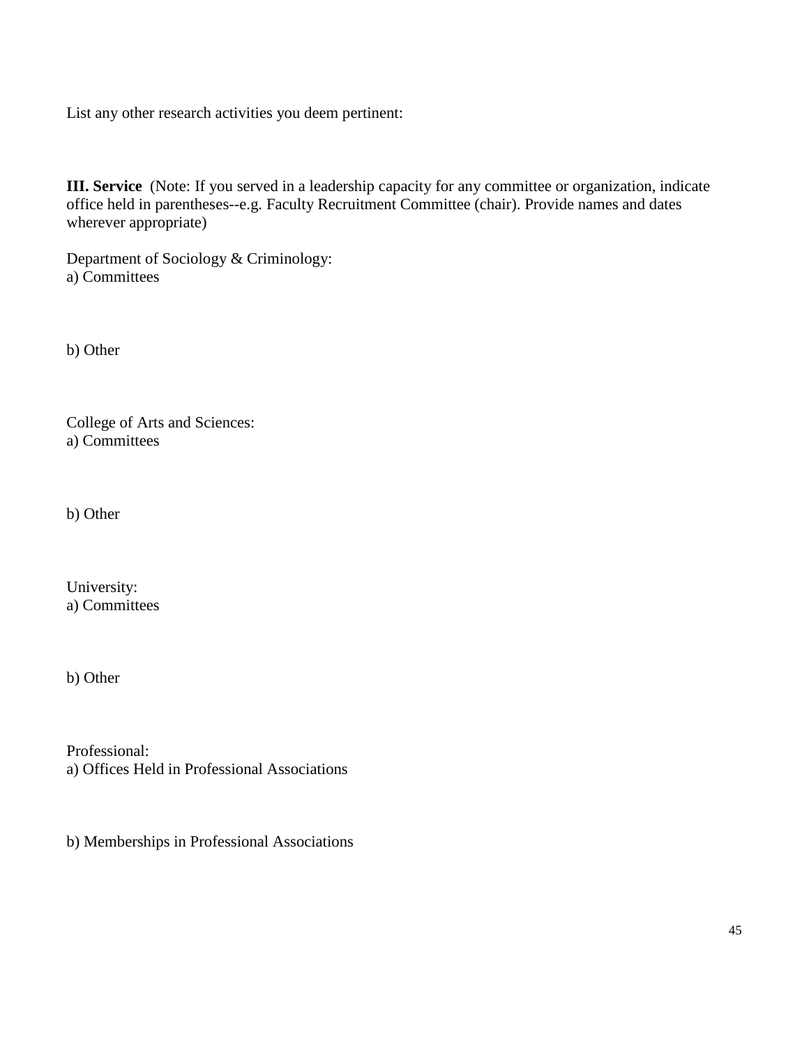List any other research activities you deem pertinent:

**III. Service** (Note: If you served in a leadership capacity for any committee or organization, indicate office held in parentheses--e.g. Faculty Recruitment Committee (chair). Provide names and dates wherever appropriate)

Department of Sociology & Criminology:
a) Committees

b) Other

College of Arts and Sciences:
a) Committees

b) Other

University:
a) Committees

b) Other

Professional:
a) Offices Held in Professional Associations

b) Memberships in Professional Associations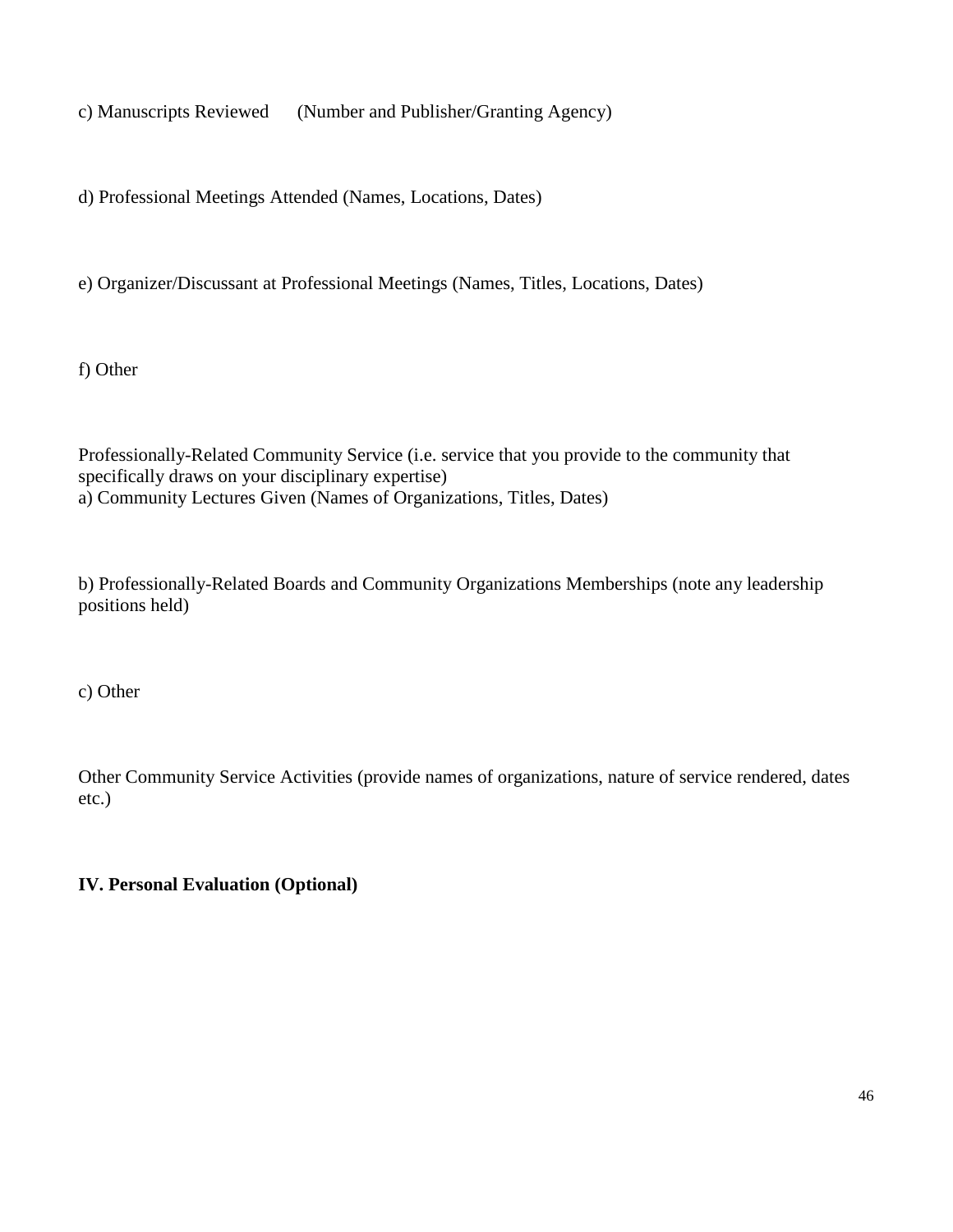c) Manuscripts Reviewed (Number and Publisher/Granting Agency)

d) Professional Meetings Attended (Names, Locations, Dates)

e) Organizer/Discussant at Professional Meetings (Names, Titles, Locations, Dates)

f) Other

Professionally-Related Community Service (i.e. service that you provide to the community that specifically draws on your disciplinary expertise)
a) Community Lectures Given (Names of Organizations, Titles, Dates)

b) Professionally-Related Boards and Community Organizations Memberships (note any leadership positions held)

c) Other

Other Community Service Activities (provide names of organizations, nature of service rendered, dates etc.)

**IV. Personal Evaluation (Optional)**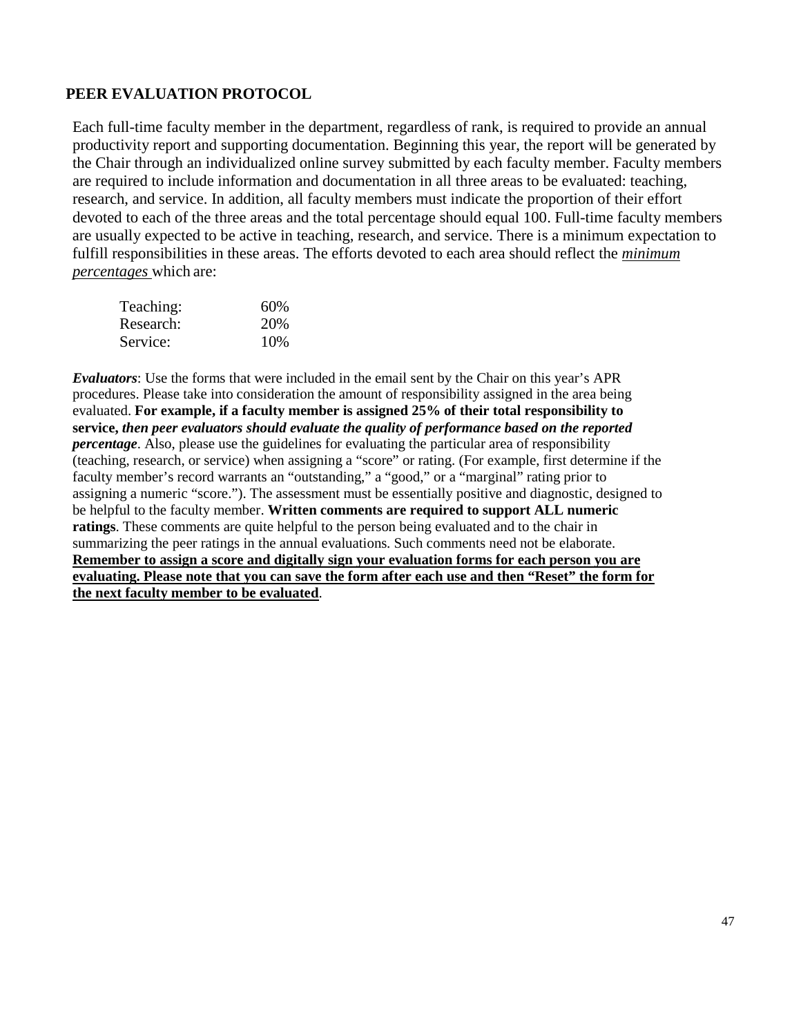## PEER EVALUATION PROTOCOL

Each full-time faculty member in the department, regardless of rank, is required to provide an annual productivity report and supporting documentation. Beginning this year, the report will be generated by the Chair through an individualized online survey submitted by each faculty member. Faculty members are required to include information and documentation in all three areas to be evaluated: teaching, research, and service. In addition, all faculty members must indicate the proportion of their effort devoted to each of the three areas and the total percentage should equal 100. Full-time faculty members are usually expected to be active in teaching, research, and service. There is a minimum expectation to fulfill responsibilities in these areas. The efforts devoted to each area should reflect the <u>*minimum percentages*</u> which are:

| | |
|---|---|
| Teaching: | 60% |
| Research: | 20% |
| Service: | 10% |

***Evaluators***: Use the forms that were included in the email sent by the Chair on this year's APR procedures. Please take into consideration the amount of responsibility assigned in the area being evaluated. **For example, if a faculty member is assigned 25% of their total responsibility to service, *then peer evaluators should evaluate the quality of performance based on the reported percentage***. Also, please use the guidelines for evaluating the particular area of responsibility (teaching, research, or service) when assigning a "score" or rating. (For example, first determine if the faculty member's record warrants an "outstanding," a "good," or a "marginal" rating prior to assigning a numeric "score."). The assessment must be essentially positive and diagnostic, designed to be helpful to the faculty member. **Written comments are required to support ALL numeric ratings**. These comments are quite helpful to the person being evaluated and to the chair in summarizing the peer ratings in the annual evaluations. Such comments need not be elaborate. <u>**Remember to assign a score and digitally sign your evaluation forms for each person you are evaluating. Please note that you can save the form after each use and then "Reset" the form for the next faculty member to be evaluated**</u>.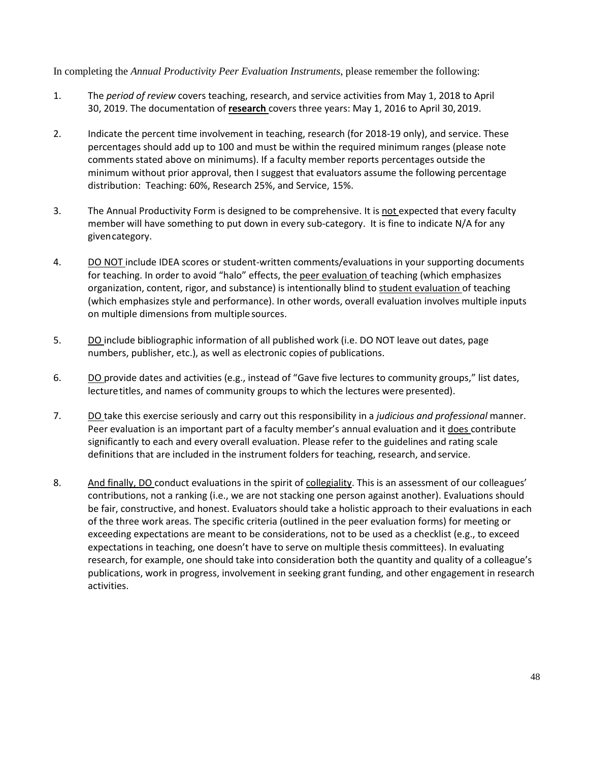In completing the *Annual Productivity Peer Evaluation Instruments*, please remember the following:

1. The *period of review* covers teaching, research, and service activities from May 1, 2018 to April 30, 2019. The documentation of **research** covers three years: May 1, 2016 to April 30, 2019.

2. Indicate the percent time involvement in teaching, research (for 2018-19 only), and service. These percentages should add up to 100 and must be within the required minimum ranges (please note comments stated above on minimums). If a faculty member reports percentages outside the minimum without prior approval, then I suggest that evaluators assume the following percentage distribution: Teaching: 60%, Research 25%, and Service, 15%.

3. The Annual Productivity Form is designed to be comprehensive. It is not expected that every faculty member will have something to put down in every sub-category. It is fine to indicate N/A for any given category.

4. DO NOT include IDEA scores or student-written comments/evaluations in your supporting documents for teaching. In order to avoid "halo" effects, the peer evaluation of teaching (which emphasizes organization, content, rigor, and substance) is intentionally blind to student evaluation of teaching (which emphasizes style and performance). In other words, overall evaluation involves multiple inputs on multiple dimensions from multiple sources.

5. DO include bibliographic information of all published work (i.e. DO NOT leave out dates, page numbers, publisher, etc.), as well as electronic copies of publications.

6. DO provide dates and activities (e.g., instead of "Gave five lectures to community groups," list dates, lecture titles, and names of community groups to which the lectures were presented).

7. DO take this exercise seriously and carry out this responsibility in a *judicious and professional* manner. Peer evaluation is an important part of a faculty member's annual evaluation and it does contribute significantly to each and every overall evaluation. Please refer to the guidelines and rating scale definitions that are included in the instrument folders for teaching, research, and service.

8. And finally, DO conduct evaluations in the spirit of collegiality. This is an assessment of our colleagues' contributions, not a ranking (i.e., we are not stacking one person against another). Evaluations should be fair, constructive, and honest. Evaluators should take a holistic approach to their evaluations in each of the three work areas. The specific criteria (outlined in the peer evaluation forms) for meeting or exceeding expectations are meant to be considerations, not to be used as a checklist (e.g., to exceed expectations in teaching, one doesn't have to serve on multiple thesis committees). In evaluating research, for example, one should take into consideration both the quantity and quality of a colleague's publications, work in progress, involvement in seeking grant funding, and other engagement in research activities.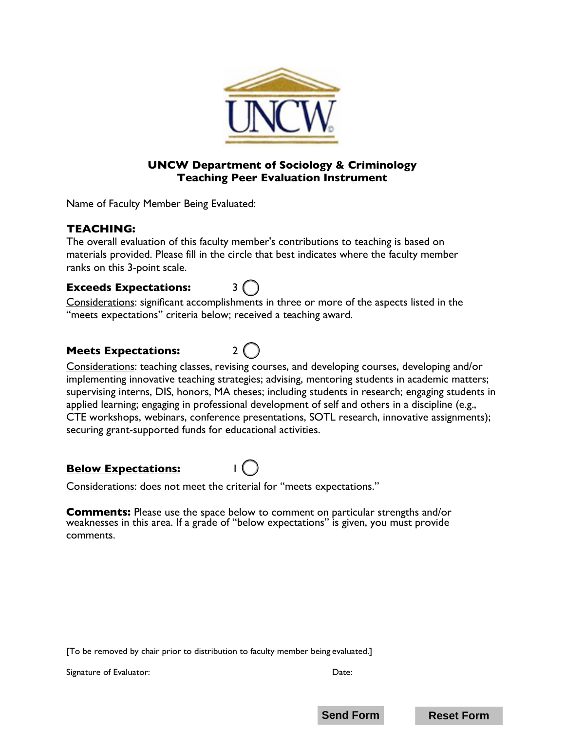**UNCW Department of Sociology & Criminology**
**Teaching Peer Evaluation Instrument**

Name of Faculty Member Being Evaluated:

**TEACHING:**

The overall evaluation of this faculty member's contributions to teaching is based on materials provided. Please fill in the circle that best indicates where the faculty member ranks on this 3-point scale.

**Exceeds Expectations:** 3 ◯

Considerations: significant accomplishments in three or more of the aspects listed in the "meets expectations" criteria below; received a teaching award.

**Meets Expectations:** 2 ◯

Considerations: teaching classes, revising courses, and developing courses, developing and/or implementing innovative teaching strategies; advising, mentoring students in academic matters; supervising interns, DIS, honors, MA theses; including students in research; engaging students in applied learning; engaging in professional development of self and others in a discipline (e.g., CTE workshops, webinars, conference presentations, SOTL research, innovative assignments); securing grant-supported funds for educational activities.

**Below Expectations:** 1 ◯

Considerations: does not meet the criterial for "meets expectations."

**Comments:** Please use the space below to comment on particular strengths and/or weaknesses in this area. If a grade of "below expectations" is given, you must provide comments.

[To be removed by chair prior to distribution to faculty member being evaluated.]

Signature of Evaluator: Date:

Send Form Reset Form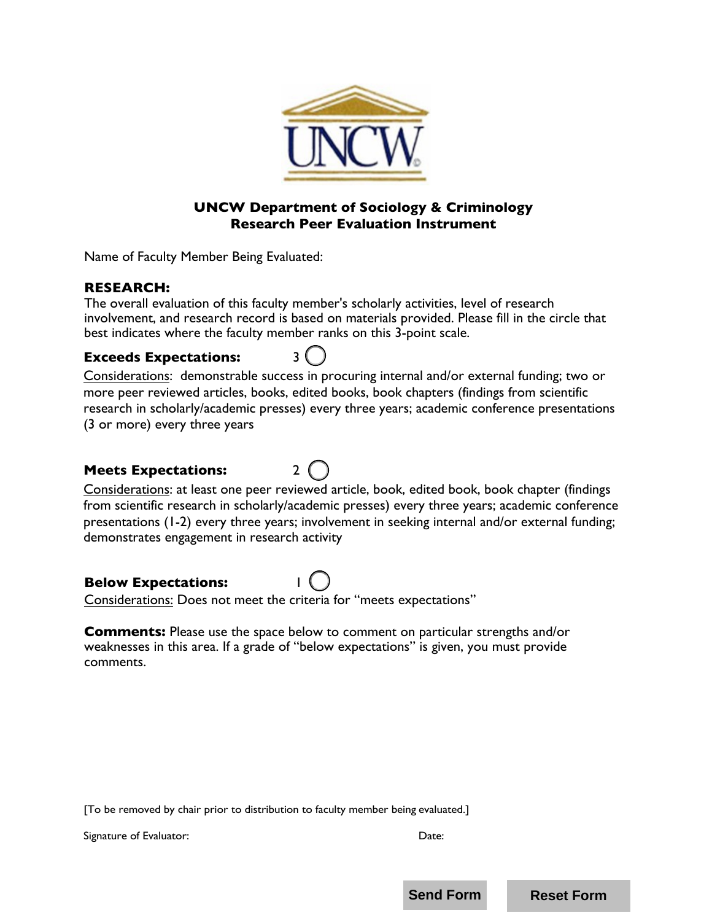**UNCW Department of Sociology & Criminology**
**Research Peer Evaluation Instrument**

Name of Faculty Member Being Evaluated:

**RESEARCH:**
The overall evaluation of this faculty member's scholarly activities, level of research involvement, and research record is based on materials provided. Please fill in the circle that best indicates where the faculty member ranks on this 3-point scale.

**Exceeds Expectations:** 3 ○

Considerations: demonstrable success in procuring internal and/or external funding; two or more peer reviewed articles, books, edited books, book chapters (findings from scientific research in scholarly/academic presses) every three years; academic conference presentations (3 or more) every three years

**Meets Expectations:** 2 ○

Considerations: at least one peer reviewed article, book, edited book, book chapter (findings from scientific research in scholarly/academic presses) every three years; academic conference presentations (1-2) every three years; involvement in seeking internal and/or external funding; demonstrates engagement in research activity

**Below Expectations:** 1 ○

Considerations: Does not meet the criteria for "meets expectations"

**Comments:** Please use the space below to comment on particular strengths and/or weaknesses in this area. If a grade of "below expectations" is given, you must provide comments.

[To be removed by chair prior to distribution to faculty member being evaluated.]

Signature of Evaluator: Date:

Send Form Reset Form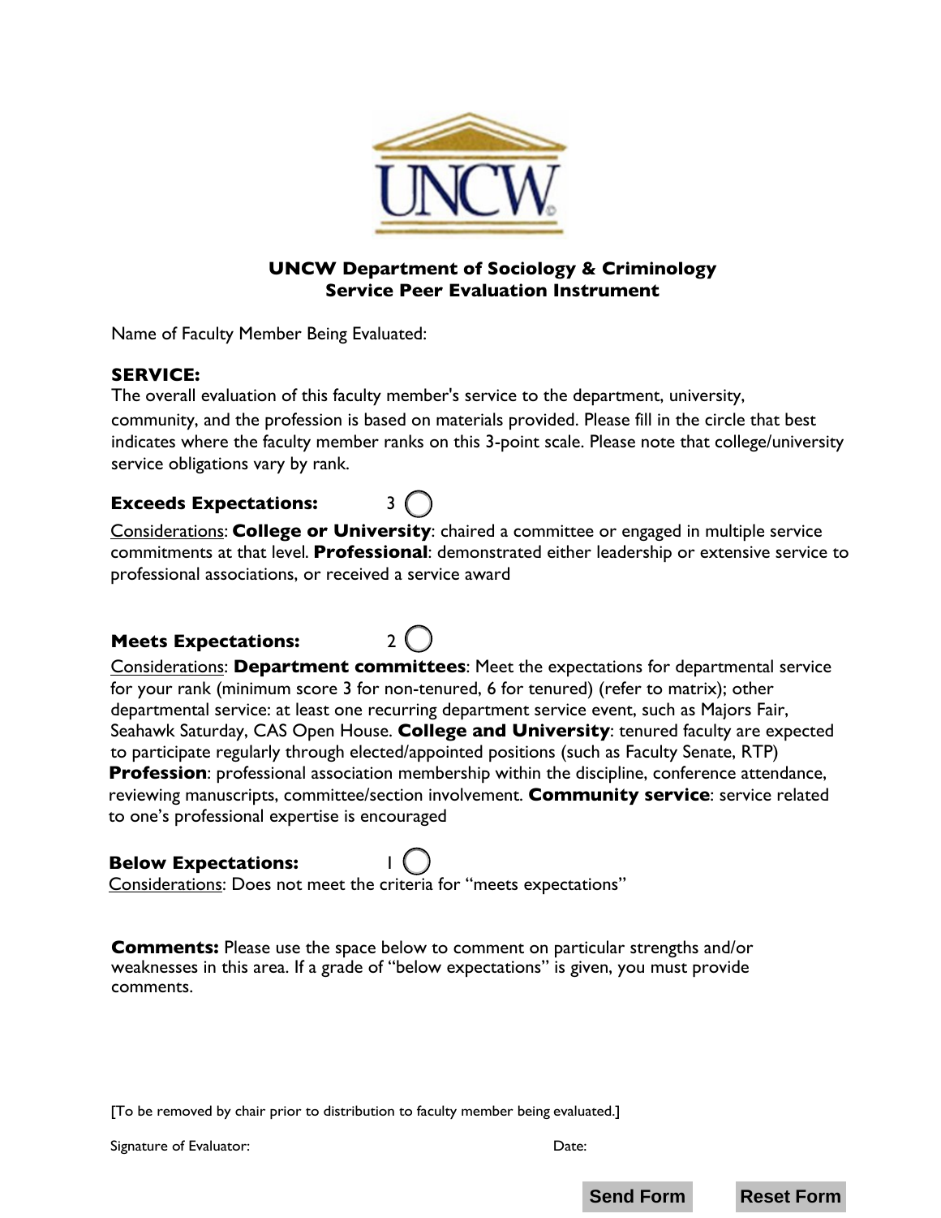**UNCW Department of Sociology & Criminology**
**Service Peer Evaluation Instrument**

Name of Faculty Member Being Evaluated:

**SERVICE:**
The overall evaluation of this faculty member's service to the department, university, community, and the profession is based on materials provided. Please fill in the circle that best indicates where the faculty member ranks on this 3-point scale. Please note that college/university service obligations vary by rank.

**Exceeds Expectations:** 3 ◯

Considerations: **College or University**: chaired a committee or engaged in multiple service commitments at that level. **Professional**: demonstrated either leadership or extensive service to professional associations, or received a service award

**Meets Expectations:** 2 ◯

Considerations: **Department committees**: Meet the expectations for departmental service for your rank (minimum score 3 for non-tenured, 6 for tenured) (refer to matrix); other departmental service: at least one recurring department service event, such as Majors Fair, Seahawk Saturday, CAS Open House. **College and University**: tenured faculty are expected to participate regularly through elected/appointed positions (such as Faculty Senate, RTP) **Profession**: professional association membership within the discipline, conference attendance, reviewing manuscripts, committee/section involvement. **Community service**: service related to one's professional expertise is encouraged

**Below Expectations:** 1 ◯

Considerations: Does not meet the criteria for "meets expectations"

**Comments:** Please use the space below to comment on particular strengths and/or weaknesses in this area. If a grade of "below expectations" is given, you must provide comments.

[To be removed by chair prior to distribution to faculty member being evaluated.]

Signature of Evaluator: Date:

Send Form Reset Form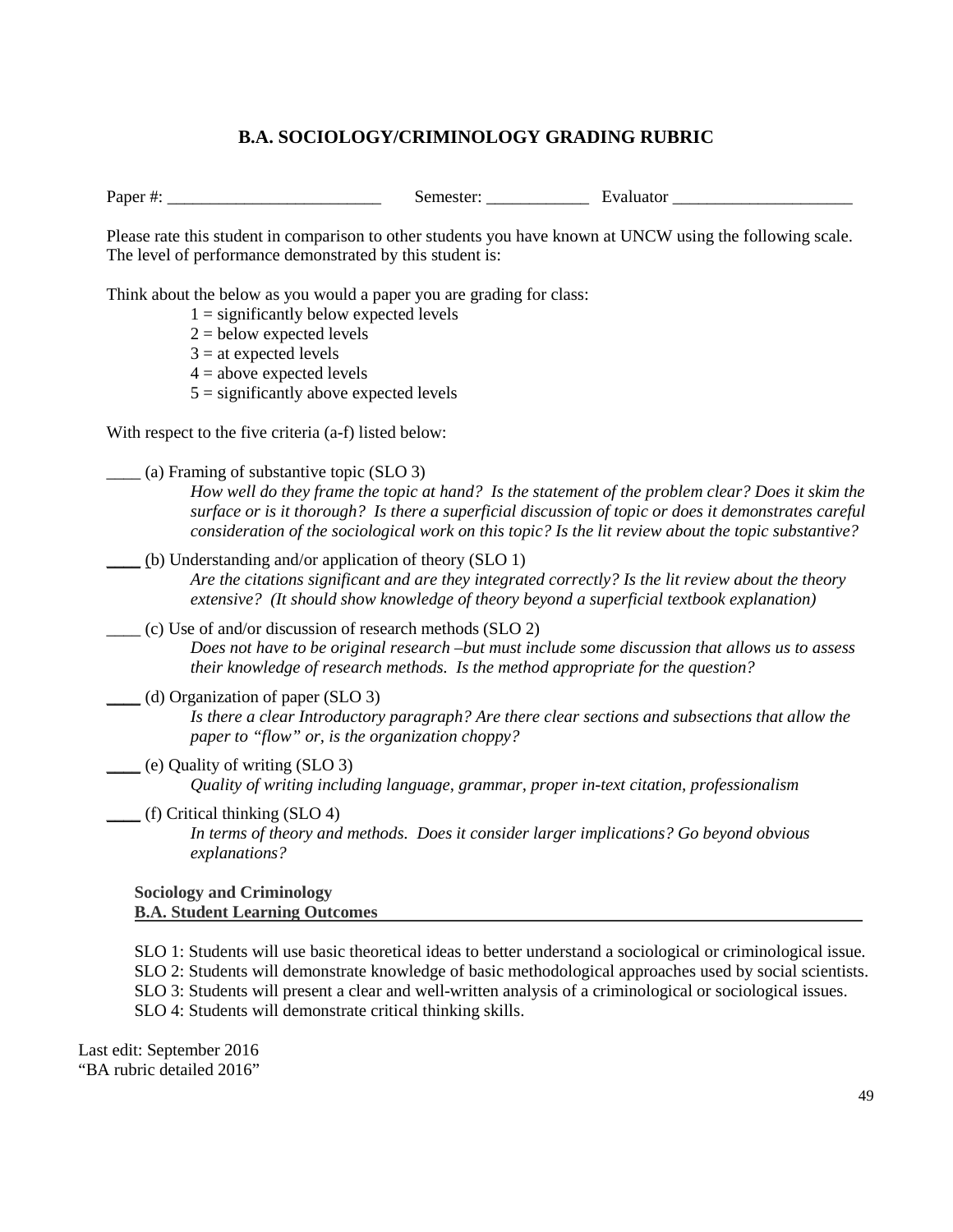# B.A. SOCIOLOGY/CRIMINOLOGY GRADING RUBRIC

Paper #: _________________________ Semester: ____________ Evaluator _____________________

Please rate this student in comparison to other students you have known at UNCW using the following scale. The level of performance demonstrated by this student is:

Think about the below as you would a paper you are grading for class:

1 = significantly below expected levels
2 = below expected levels
3 = at expected levels
4 = above expected levels
5 = significantly above expected levels

With respect to the five criteria (a-f) listed below:

____ (a) Framing of substantive topic (SLO 3)
*How well do they frame the topic at hand? Is the statement of the problem clear? Does it skim the surface or is it thorough? Is there a superficial discussion of topic or does it demonstrates careful consideration of the sociological work on this topic? Is the lit review about the topic substantive?*

____ (b) Understanding and/or application of theory (SLO 1)
*Are the citations significant and are they integrated correctly? Is the lit review about the theory extensive? (It should show knowledge of theory beyond a superficial textbook explanation)*

____ (c) Use of and/or discussion of research methods (SLO 2)
*Does not have to be original research –but must include some discussion that allows us to assess their knowledge of research methods. Is the method appropriate for the question?*

____ (d) Organization of paper (SLO 3)
*Is there a clear Introductory paragraph? Are there clear sections and subsections that allow the paper to "flow" or, is the organization choppy?*

____ (e) Quality of writing (SLO 3)
*Quality of writing including language, grammar, proper in-text citation, professionalism*

____ (f) Critical thinking (SLO 4)
*In terms of theory and methods. Does it consider larger implications? Go beyond obvious explanations?*

**Sociology and Criminology**
**B.A. Student Learning Outcomes**

SLO 1: Students will use basic theoretical ideas to better understand a sociological or criminological issue.
SLO 2: Students will demonstrate knowledge of basic methodological approaches used by social scientists.
SLO 3: Students will present a clear and well-written analysis of a criminological or sociological issues.
SLO 4: Students will demonstrate critical thinking skills.

Last edit: September 2016
"BA rubric detailed 2016"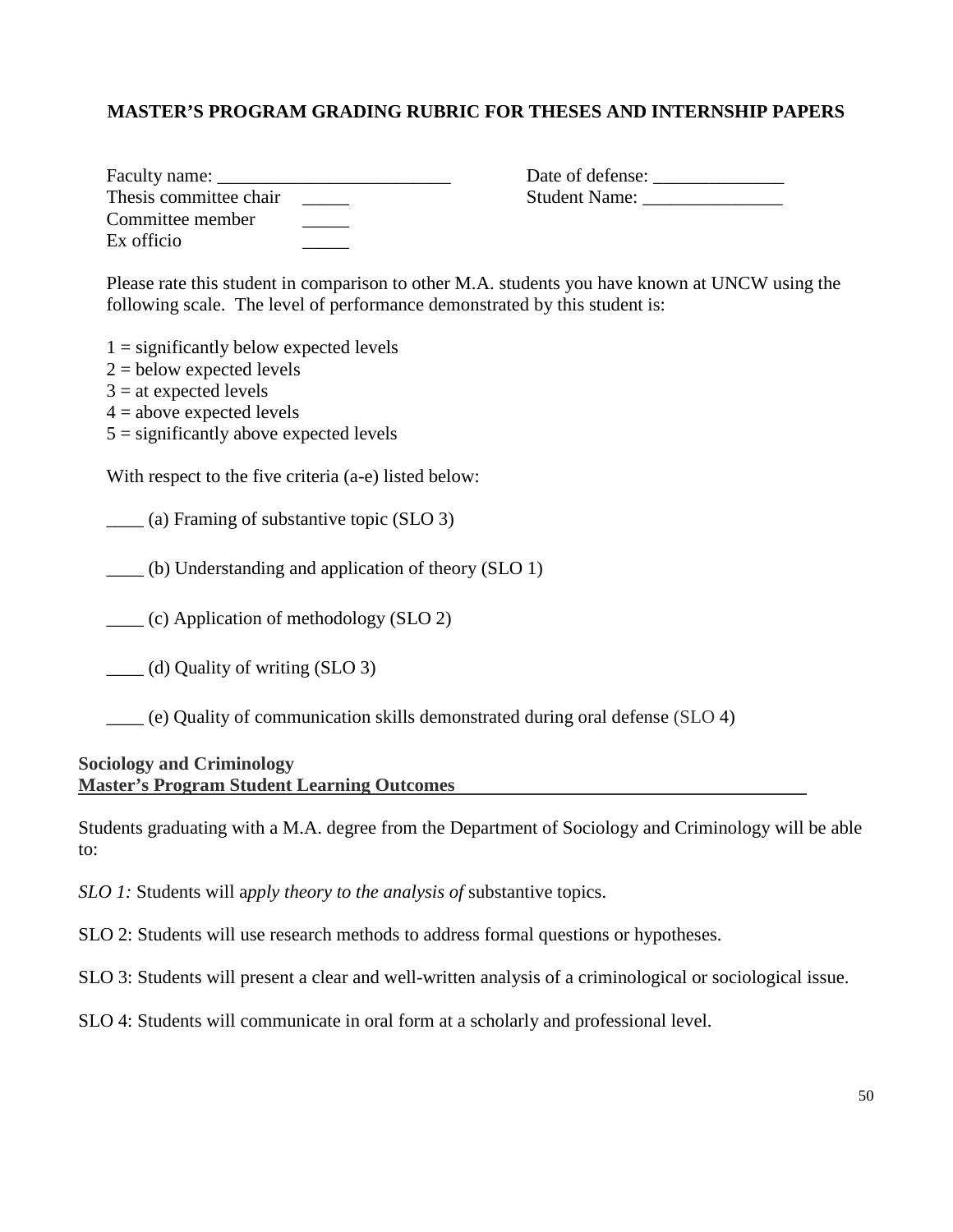## MASTER'S PROGRAM GRADING RUBRIC FOR THESES AND INTERNSHIP PAPERS

Faculty name: _________________________ Date of defense: ______________

Thesis committee chair _____ Student Name: _______________

Committee member _____

Ex officio _____

Please rate this student in comparison to other M.A. students you have known at UNCW using the following scale. The level of performance demonstrated by this student is:

1 = significantly below expected levels
2 = below expected levels
3 = at expected levels
4 = above expected levels
5 = significantly above expected levels

With respect to the five criteria (a-e) listed below:

____ (a) Framing of substantive topic (SLO 3)

____ (b) Understanding and application of theory (SLO 1)

____ (c) Application of methodology (SLO 2)

____ (d) Quality of writing (SLO 3)

____ (e) Quality of communication skills demonstrated during oral defense (SLO 4)

**Sociology and Criminology**
**Master's Program Student Learning Outcomes**

Students graduating with a M.A. degree from the Department of Sociology and Criminology will be able to:

*SLO 1:* Students will a*pply theory to the analysis of* substantive topics.

SLO 2: Students will use research methods to address formal questions or hypotheses.

SLO 3: Students will present a clear and well-written analysis of a criminological or sociological issue.

SLO 4: Students will communicate in oral form at a scholarly and professional level.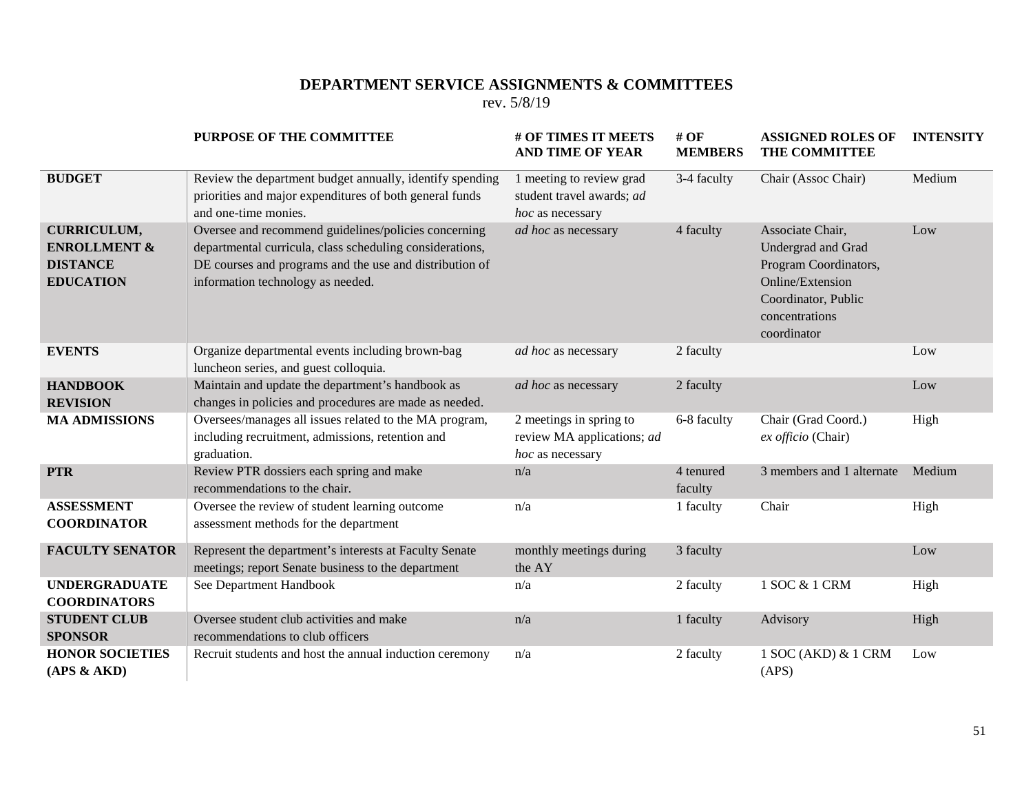**DEPARTMENT SERVICE ASSIGNMENTS & COMMITTEES**

rev. 5/8/19

| | PURPOSE OF THE COMMITTEE | # OF TIMES IT MEETS AND TIME OF YEAR | # OF MEMBERS | ASSIGNED ROLES OF THE COMMITTEE | INTENSITY |
|---|---|---|---|---|---|
| **BUDGET** | Review the department budget annually, identify spending priorities and major expenditures of both general funds and one-time monies. | 1 meeting to review grad student travel awards; *ad hoc* as necessary | 3-4 faculty | Chair (Assoc Chair) | Medium |
| **CURRICULUM, ENROLLMENT & DISTANCE EDUCATION** | Oversee and recommend guidelines/policies concerning departmental curricula, class scheduling considerations, DE courses and programs and the use and distribution of information technology as needed. | *ad hoc* as necessary | 4 faculty | Associate Chair, Undergrad and Grad Program Coordinators, Online/Extension Coordinator, Public concentrations coordinator | Low |
| **EVENTS** | Organize departmental events including brown-bag luncheon series, and guest colloquia. | *ad hoc* as necessary | 2 faculty | | Low |
| **HANDBOOK REVISION** | Maintain and update the department's handbook as changes in policies and procedures are made as needed. | *ad hoc* as necessary | 2 faculty | | Low |
| **MA ADMISSIONS** | Oversees/manages all issues related to the MA program, including recruitment, admissions, retention and graduation. | 2 meetings in spring to review MA applications; *ad hoc* as necessary | 6-8 faculty | Chair (Grad Coord.) *ex officio* (Chair) | High |
| **PTR** | Review PTR dossiers each spring and make recommendations to the chair. | n/a | 4 tenured faculty | 3 members and 1 alternate | Medium |
| **ASSESSMENT COORDINATOR** | Oversee the review of student learning outcome assessment methods for the department | n/a | 1 faculty | Chair | High |
| **FACULTY SENATOR** | Represent the department's interests at Faculty Senate meetings; report Senate business to the department | monthly meetings during the AY | 3 faculty | | Low |
| **UNDERGRADUATE COORDINATORS** | See Department Handbook | n/a | 2 faculty | 1 SOC & 1 CRM | High |
| **STUDENT CLUB SPONSOR** | Oversee student club activities and make recommendations to club officers | n/a | 1 faculty | Advisory | High |
| **HONOR SOCIETIES (APS & AKD)** | Recruit students and host the annual induction ceremony | n/a | 2 faculty | 1 SOC (AKD) & 1 CRM (APS) | Low |